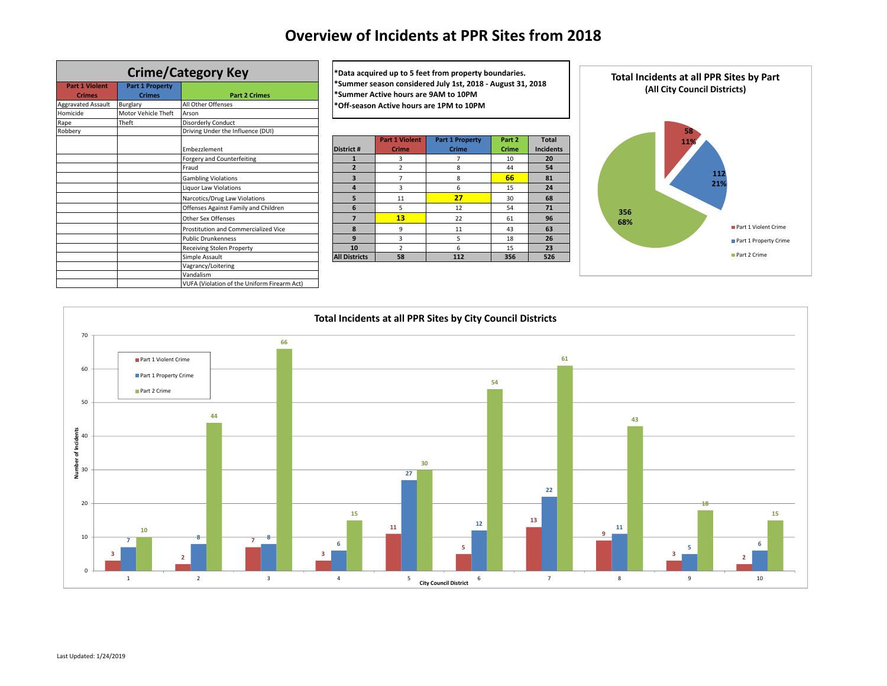# Overview of Incidents at PPR Sites from 2018

| Crime/Category Key | | |
|---|---|---|
| **Part 1 Violent Crimes** | **Part 1 Property Crimes** | **Part 2 Crimes** |
| Aggravated Assault | Burglary | All Other Offenses |
| Homicide | Motor Vehicle Theft | Arson |
| Rape | Theft | Disorderly Conduct |
| Robbery | | Driving Under the Influence (DUI) |
| | | Embezzlement |
| | | Forgery and Counterfeiting |
| | | Fraud |
| | | Gambling Violations |
| | | Liquor Law Violations |
| | | Narcotics/Drug Law Violations |
| | | Offenses Against Family and Children |
| | | Other Sex Offenses |
| | | Prostitution and Commercialized Vice |
| | | Public Drunkenness |
| | | Receiving Stolen Property |
| | | Simple Assault |
| | | Vagrancy/Loitering |
| | | Vandalism |
| | | VUFA (Violation of the Uniform Firearm Act) |

*Data acquired up to 5 feet from property boundaries.
*Summer season considered July 1st, 2018 - August 31, 2018
*Summer Active hours are 9AM to 10PM
*Off-season Active hours are 1PM to 10PM

| District # | Part 1 Violent Crime | Part 1 Property Crime | Part 2 Crime | Total Incidents |
|---|---|---|---|---|
| **1** | 3 | 7 | 10 | **20** |
| **2** | 2 | 8 | 44 | **54** |
| **3** | 7 | 8 | **66** | **81** |
| **4** | 3 | 6 | 15 | **24** |
| **5** | 11 | **27** | 30 | **68** |
| **6** | 5 | 12 | 54 | **71** |
| **7** | **13** | 22 | 61 | **96** |
| **8** | 9 | 11 | 43 | **63** |
| **9** | 3 | 5 | 18 | **26** |
| **10** | 2 | 6 | 15 | **23** |
| **All Districts** | **58** | **112** | **356** | **526** |

**Total Incidents at all PPR Sites by Part**
**(All City Council Districts)**

| Part | Incidents | Percent |
|---|---|---|
| Part 1 Violent Crime | 58 | 11% |
| Part 1 Property Crime | 112 | 21% |
| Part 2 Crime | 356 | 68% |

**Total Incidents at all PPR Sites by City Council Districts**

| City Council District | Part 1 Violent Crime | Part 1 Property Crime | Part 2 Crime |
|---|---|---|---|
| 1 | 3 | 7 | 10 |
| 2 | 2 | 8 | 44 |
| 3 | 7 | 8 | 66 |
| 4 | 3 | 6 | 15 |
| 5 | 11 | 27 | 30 |
| 6 | 5 | 12 | 54 |
| 7 | 13 | 22 | 61 |
| 8 | 9 | 11 | 43 |
| 9 | 3 | 5 | 18 |
| 10 | 2 | 6 | 15 |

Last Updated: 1/24/2019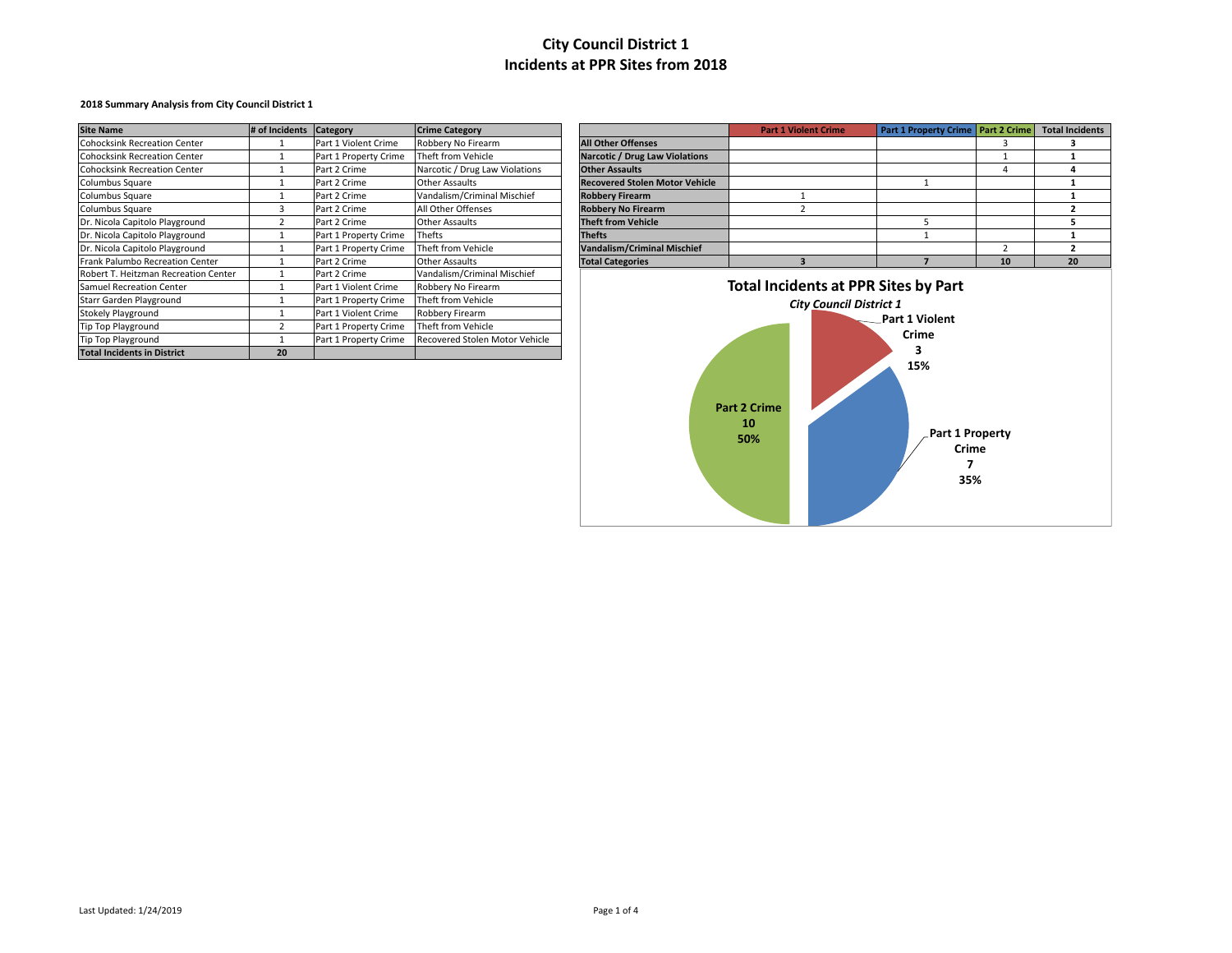# City Council District 1
# Incidents at PPR Sites from 2018

**2018 Summary Analysis from City Council District 1**

| Site Name | # of Incidents | Category | Crime Category |
|---|---|---|---|
| Cohocksink Recreation Center | 1 | Part 1 Violent Crime | Robbery No Firearm |
| Cohocksink Recreation Center | 1 | Part 1 Property Crime | Theft from Vehicle |
| Cohocksink Recreation Center | 1 | Part 2 Crime | Narcotic / Drug Law Violations |
| Columbus Square | 1 | Part 2 Crime | Other Assaults |
| Columbus Square | 1 | Part 2 Crime | Vandalism/Criminal Mischief |
| Columbus Square | 3 | Part 2 Crime | All Other Offenses |
| Dr. Nicola Capitolo Playground | 2 | Part 2 Crime | Other Assaults |
| Dr. Nicola Capitolo Playground | 1 | Part 1 Property Crime | Thefts |
| Dr. Nicola Capitolo Playground | 1 | Part 1 Property Crime | Theft from Vehicle |
| Frank Palumbo Recreation Center | 1 | Part 2 Crime | Other Assaults |
| Robert T. Heitzman Recreation Center | 1 | Part 2 Crime | Vandalism/Criminal Mischief |
| Samuel Recreation Center | 1 | Part 1 Violent Crime | Robbery No Firearm |
| Starr Garden Playground | 1 | Part 1 Property Crime | Theft from Vehicle |
| Stokely Playground | 1 | Part 1 Violent Crime | Robbery Firearm |
| Tip Top Playground | 2 | Part 1 Property Crime | Theft from Vehicle |
| Tip Top Playground | 1 | Part 1 Property Crime | Recovered Stolen Motor Vehicle |
| **Total Incidents in District** | **20** | | |

| | Part 1 Violent Crime | Part 1 Property Crime | Part 2 Crime | Total Incidents |
|---|---|---|---|---|
| **All Other Offenses** | | | 3 | **3** |
| **Narcotic / Drug Law Violations** | | | 1 | **1** |
| **Other Assaults** | | | 4 | **4** |
| **Recovered Stolen Motor Vehicle** | | 1 | | **1** |
| **Robbery Firearm** | 1 | | | **1** |
| **Robbery No Firearm** | 2 | | | **2** |
| **Theft from Vehicle** | | 5 | | **5** |
| **Thefts** | | 1 | | **1** |
| **Vandalism/Criminal Mischief** | | | 2 | **2** |
| **Total Categories** | **3** | **7** | **10** | **20** |

**Total Incidents at PPR Sites by Part**

*City Council District 1*

- Part 1 Violent Crime: 3 (15%)
- Part 1 Property Crime: 7 (35%)
- Part 2 Crime: 10 (50%)

Last Updated: 1/24/2019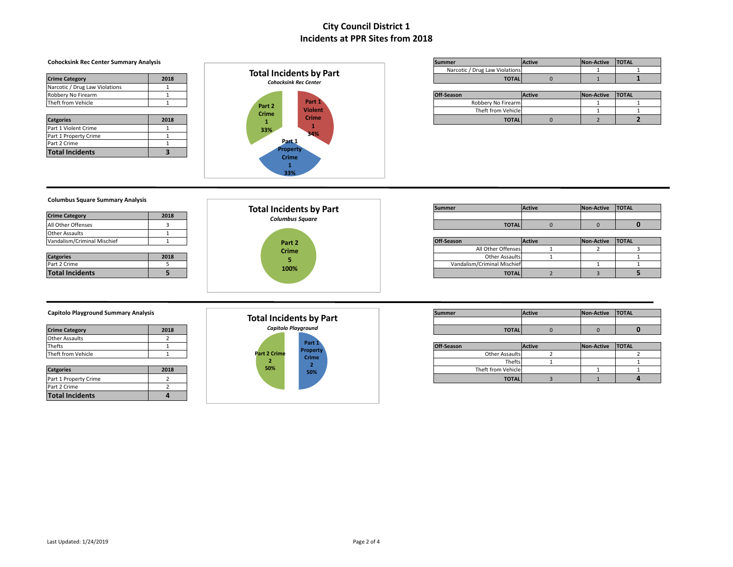# City Council District 1
# Incidents at PPR Sites from 2018

### Cohocksink Rec Center Summary Analysis

| Crime Category | 2018 |
|---|---|
| Narcotic / Drug Law Violations | 1 |
| Robbery No Firearm | 1 |
| Theft from Vehicle | 1 |

| Catgories | 2018 |
|---|---|
| Part 1 Violent Crime | 1 |
| Part 1 Property Crime | 1 |
| Part 2 Crime | 1 |
| **Total Incidents** | **3** |

**Total Incidents by Part**
*Cohocksink Rec Center*

- Part 2 Crime: 1 (33%)
- Part 1 Violent Crime: 1 (34%)
- Part 1 Property Crime: 1 (33%)

| Summer | Active | Non-Active | TOTAL |
|---|---|---|---|
| Narcotic / Drug Law Violations | | 1 | 1 |
| TOTAL | 0 | 1 | **1** |

| Off-Season | Active | Non-Active | TOTAL |
|---|---|---|---|
| Robbery No Firearm | | 1 | 1 |
| Theft from Vehicle | | 1 | 1 |
| TOTAL | 0 | 2 | **2** |

---

### Columbus Square Summary Analysis

| Crime Category | 2018 |
|---|---|
| All Other Offenses | 3 |
| Other Assaults | 1 |
| Vandalism/Criminal Mischief | 1 |

| Catgories | 2018 |
|---|---|
| Part 2 Crime | 5 |
| **Total Incidents** | **5** |

**Total Incidents by Part**
*Columbus Square*

- Part 2 Crime: 5 (100%)

| Summer | Active | Non-Active | TOTAL |
|---|---|---|---|
| | | | |
| TOTAL | 0 | 0 | **0** |

| Off-Season | Active | Non-Active | TOTAL |
|---|---|---|---|
| All Other Offenses | 1 | 2 | 3 |
| Other Assaults | 1 | | 1 |
| Vandalism/Criminal Mischief | | 1 | 1 |
| TOTAL | 2 | 3 | **5** |

---

### Capitolo Playground Summary Analysis

| Crime Category | 2018 |
|---|---|
| Other Assaults | 2 |
| Thefts | 1 |
| Theft from Vehicle | 1 |

| Catgories | 2018 |
|---|---|
| Part 1 Property Crime | 2 |
| Part 2 Crime | 2 |
| **Total Incidents** | **4** |

**Total Incidents by Part**
*Capitolo Playground*

- Part 2 Crime: 2 (50%)
- Part 1 Property Crime: 2 (50%)

| Summer | Active | Non-Active | TOTAL |
|---|---|---|---|
| | | | |
| TOTAL | 0 | 0 | **0** |

| Off-Season | Active | Non-Active | TOTAL |
|---|---|---|---|
| Other Assaults | 2 | | 2 |
| Thefts | 1 | | 1 |
| Theft from Vehicle | | 1 | 1 |
| TOTAL | 3 | 1 | **4** |

Last Updated: 1/24/2019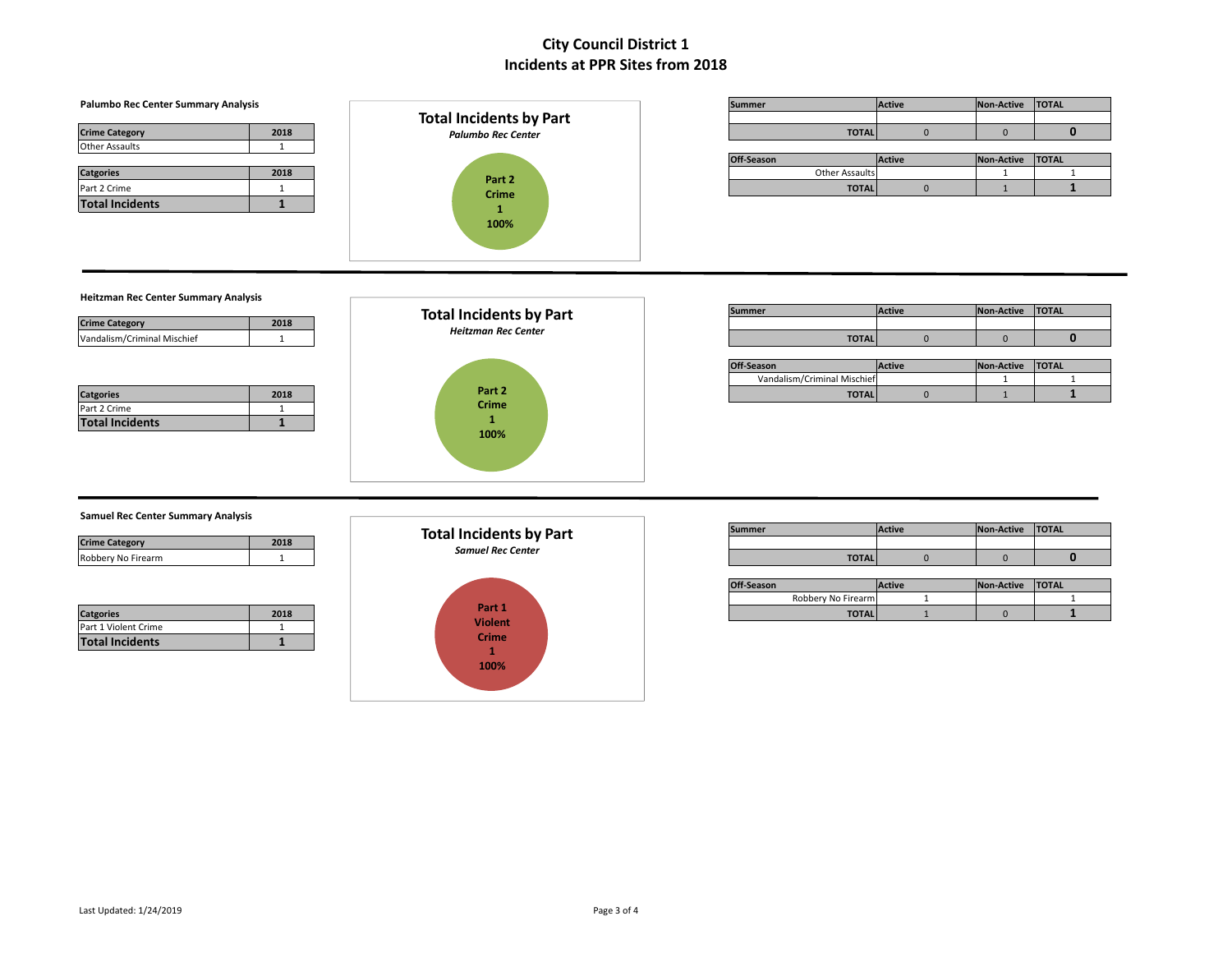# City Council District 1
## Incidents at PPR Sites from 2018

### Palumbo Rec Center Summary Analysis

| Crime Category | 2018 |
| --- | --- |
| Other Assaults | 1 |

| Catgories | 2018 |
| --- | --- |
| Part 2 Crime | 1 |
| **Total Incidents** | **1** |

**Total Incidents by Part**
*Palumbo Rec Center*

Part 2 Crime
1
100%

| Summer | Active | Non-Active | TOTAL |
| --- | --- | --- | --- |
| | | | |
| TOTAL | 0 | 0 | **0** |

| Off-Season | Active | Non-Active | TOTAL |
| --- | --- | --- | --- |
| Other Assaults | | 1 | 1 |
| TOTAL | 0 | 1 | **1** |

### Heitzman Rec Center Summary Analysis

| Crime Category | 2018 |
| --- | --- |
| Vandalism/Criminal Mischief | 1 |

| Catgories | 2018 |
| --- | --- |
| Part 2 Crime | 1 |
| **Total Incidents** | **1** |

**Total Incidents by Part**
*Heitzman Rec Center*

Part 2 Crime
1
100%

| Summer | Active | Non-Active | TOTAL |
| --- | --- | --- | --- |
| | | | |
| TOTAL | 0 | 0 | **0** |

| Off-Season | Active | Non-Active | TOTAL |
| --- | --- | --- | --- |
| Vandalism/Criminal Mischief | | 1 | 1 |
| TOTAL | 0 | 1 | **1** |

### Samuel Rec Center Summary Analysis

| Crime Category | 2018 |
| --- | --- |
| Robbery No Firearm | 1 |

| Catgories | 2018 |
| --- | --- |
| Part 1 Violent Crime | 1 |
| **Total Incidents** | **1** |

**Total Incidents by Part**
*Samuel Rec Center*

Part 1 Violent Crime
1
100%

| Summer | Active | Non-Active | TOTAL |
| --- | --- | --- | --- |
| | | | |
| TOTAL | 0 | 0 | **0** |

| Off-Season | Active | Non-Active | TOTAL |
| --- | --- | --- | --- |
| Robbery No Firearm | 1 | | 1 |
| TOTAL | 1 | 0 | **1** |

Last Updated: 1/24/2019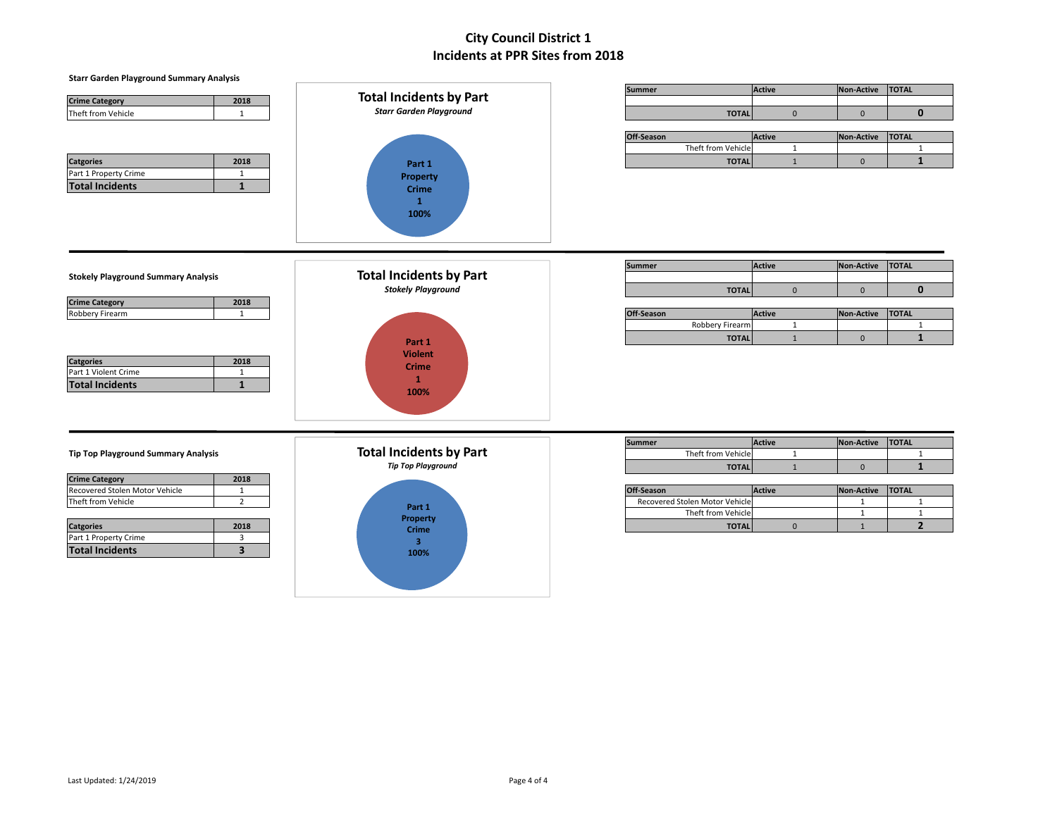# City Council District 1
# Incidents at PPR Sites from 2018

### Starr Garden Playground Summary Analysis

| Crime Category | 2018 |
|---|---|
| Theft from Vehicle | 1 |

| Catgories | 2018 |
|---|---|
| Part 1 Property Crime | 1 |
| **Total Incidents** | **1** |

**Total Incidents by Part**
*Starr Garden Playground*

Part 1 Property Crime 1 100%

| Summer | Active | Non-Active | TOTAL |
|---|---|---|---|
| | | | |
| **TOTAL** | 0 | 0 | **0** |

| Off-Season | Active | Non-Active | TOTAL |
|---|---|---|---|
| Theft from Vehicle | 1 | | 1 |
| **TOTAL** | 1 | 0 | **1** |

---

### Stokely Playground Summary Analysis

| Crime Category | 2018 |
|---|---|
| Robbery Firearm | 1 |

| Catgories | 2018 |
|---|---|
| Part 1 Violent Crime | 1 |
| **Total Incidents** | **1** |

**Total Incidents by Part**
*Stokely Playground*

Part 1 Violent Crime 1 100%

| Summer | Active | Non-Active | TOTAL |
|---|---|---|---|
| | | | |
| **TOTAL** | 0 | 0 | **0** |

| Off-Season | Active | Non-Active | TOTAL |
|---|---|---|---|
| Robbery Firearm | 1 | | 1 |
| **TOTAL** | 1 | 0 | **1** |

---

### Tip Top Playground Summary Analysis

| Crime Category | 2018 |
|---|---|
| Recovered Stolen Motor Vehicle | 1 |
| Theft from Vehicle | 2 |

| Catgories | 2018 |
|---|---|
| Part 1 Property Crime | 3 |
| **Total Incidents** | **3** |

**Total Incidents by Part**
*Tip Top Playground*

Part 1 Property Crime 3 100%

| Summer | Active | Non-Active | TOTAL |
|---|---|---|---|
| Theft from Vehicle | 1 | | 1 |
| **TOTAL** | 1 | 0 | **1** |

| Off-Season | Active | Non-Active | TOTAL |
|---|---|---|---|
| Recovered Stolen Motor Vehicle | | 1 | 1 |
| Theft from Vehicle | | 1 | 1 |
| **TOTAL** | 0 | 1 | **2** |

Last Updated: 1/24/2019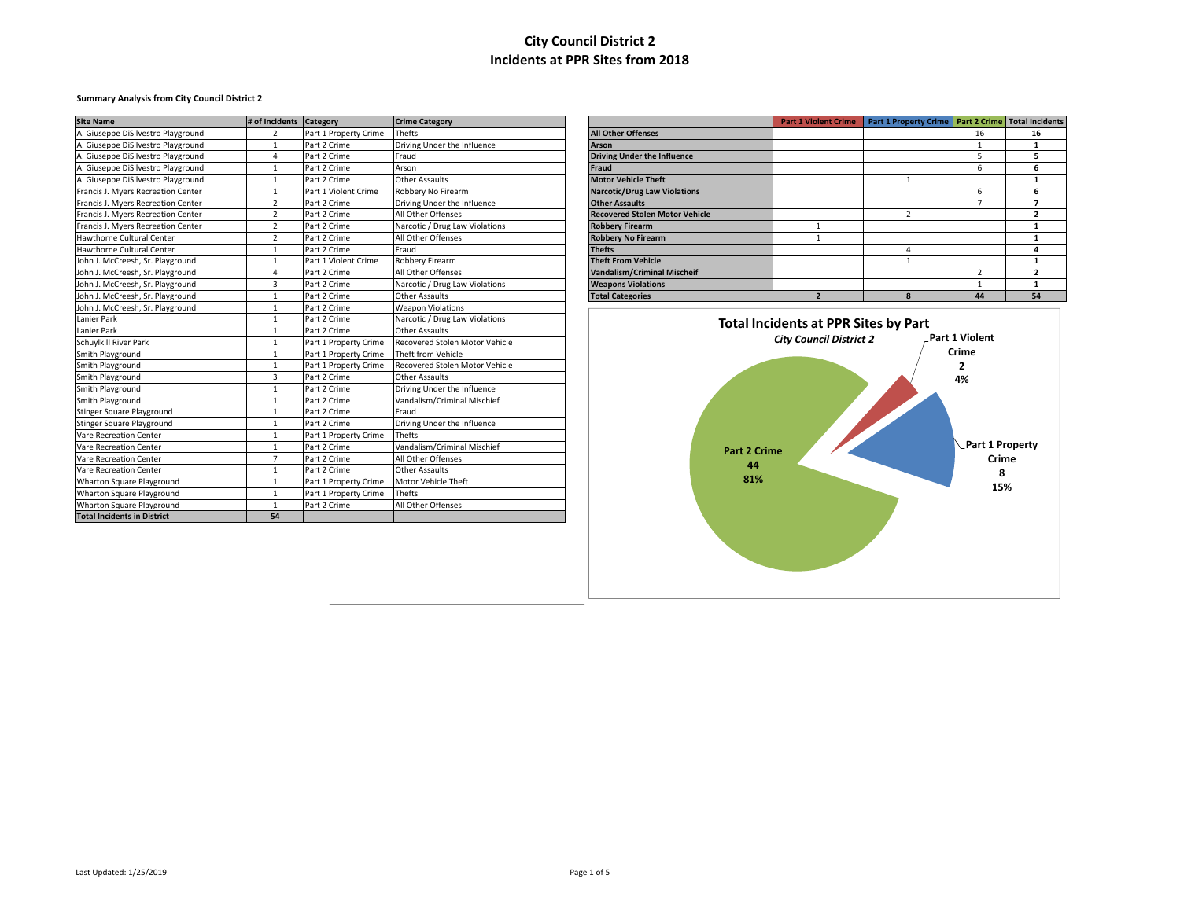# City Council District 2
## Incidents at PPR Sites from 2018

**Summary Analysis from City Council District 2**

| Site Name | # of Incidents | Category | Crime Category |
|---|---|---|---|
| A. Giuseppe DiSilvestro Playground | 2 | Part 1 Property Crime | Thefts |
| A. Giuseppe DiSilvestro Playground | 1 | Part 2 Crime | Driving Under the Influence |
| A. Giuseppe DiSilvestro Playground | 4 | Part 2 Crime | Fraud |
| A. Giuseppe DiSilvestro Playground | 1 | Part 2 Crime | Arson |
| A. Giuseppe DiSilvestro Playground | 1 | Part 2 Crime | Other Assaults |
| Francis J. Myers Recreation Center | 1 | Part 1 Violent Crime | Robbery No Firearm |
| Francis J. Myers Recreation Center | 2 | Part 2 Crime | Driving Under the Influence |
| Francis J. Myers Recreation Center | 2 | Part 2 Crime | All Other Offenses |
| Francis J. Myers Recreation Center | 2 | Part 2 Crime | Narcotic / Drug Law Violations |
| Hawthorne Cultural Center | 2 | Part 2 Crime | All Other Offenses |
| Hawthorne Cultural Center | 1 | Part 2 Crime | Fraud |
| John J. McCreesh, Sr. Playground | 1 | Part 1 Violent Crime | Robbery Firearm |
| John J. McCreesh, Sr. Playground | 4 | Part 2 Crime | All Other Offenses |
| John J. McCreesh, Sr. Playground | 3 | Part 2 Crime | Narcotic / Drug Law Violations |
| John J. McCreesh, Sr. Playground | 1 | Part 2 Crime | Other Assaults |
| John J. McCreesh, Sr. Playground | 1 | Part 2 Crime | Weapon Violations |
| Lanier Park | 1 | Part 2 Crime | Narcotic / Drug Law Violations |
| Lanier Park | 1 | Part 2 Crime | Other Assaults |
| Schuylkill River Park | 1 | Part 1 Property Crime | Recovered Stolen Motor Vehicle |
| Smith Playground | 1 | Part 1 Property Crime | Theft from Vehicle |
| Smith Playground | 1 | Part 1 Property Crime | Recovered Stolen Motor Vehicle |
| Smith Playground | 3 | Part 2 Crime | Other Assaults |
| Smith Playground | 1 | Part 2 Crime | Driving Under the Influence |
| Smith Playground | 1 | Part 2 Crime | Vandalism/Criminal Mischief |
| Stinger Square Playground | 1 | Part 2 Crime | Fraud |
| Stinger Square Playground | 1 | Part 2 Crime | Driving Under the Influence |
| Vare Recreation Center | 1 | Part 1 Property Crime | Thefts |
| Vare Recreation Center | 1 | Part 2 Crime | Vandalism/Criminal Mischief |
| Vare Recreation Center | 7 | Part 2 Crime | All Other Offenses |
| Vare Recreation Center | 1 | Part 2 Crime | Other Assaults |
| Wharton Square Playground | 1 | Part 1 Property Crime | Motor Vehicle Theft |
| Wharton Square Playground | 1 | Part 1 Property Crime | Thefts |
| Wharton Square Playground | 1 | Part 2 Crime | All Other Offenses |
| **Total Incidents in District** | **54** | | |

| | Part 1 Violent Crime | Part 1 Property Crime | Part 2 Crime | Total Incidents |
|---|---|---|---|---|
| **All Other Offenses** | | | 16 | **16** |
| **Arson** | | | 1 | **1** |
| **Driving Under the Influence** | | | 5 | **5** |
| **Fraud** | | | 6 | **6** |
| **Motor Vehicle Theft** | | 1 | | **1** |
| **Narcotic/Drug Law Violations** | | | 6 | **6** |
| **Other Assaults** | | | 7 | **7** |
| **Recovered Stolen Motor Vehicle** | | 2 | | **2** |
| **Robbery Firearm** | 1 | | | **1** |
| **Robbery No Firearm** | 1 | | | **1** |
| **Thefts** | | 4 | | **4** |
| **Theft From Vehicle** | | 1 | | **1** |
| **Vandalism/Criminal Mischeif** | | | 2 | **2** |
| **Weapons Violations** | | | 1 | **1** |
| **Total Categories** | **2** | **8** | **44** | **54** |

**Total Incidents at PPR Sites by Part**

***City Council District 2***

- **Part 1 Violent Crime**: 2 (4%)
- **Part 1 Property Crime**: 8 (15%)
- **Part 2 Crime**: 44 (81%)

Last Updated: 1/25/2019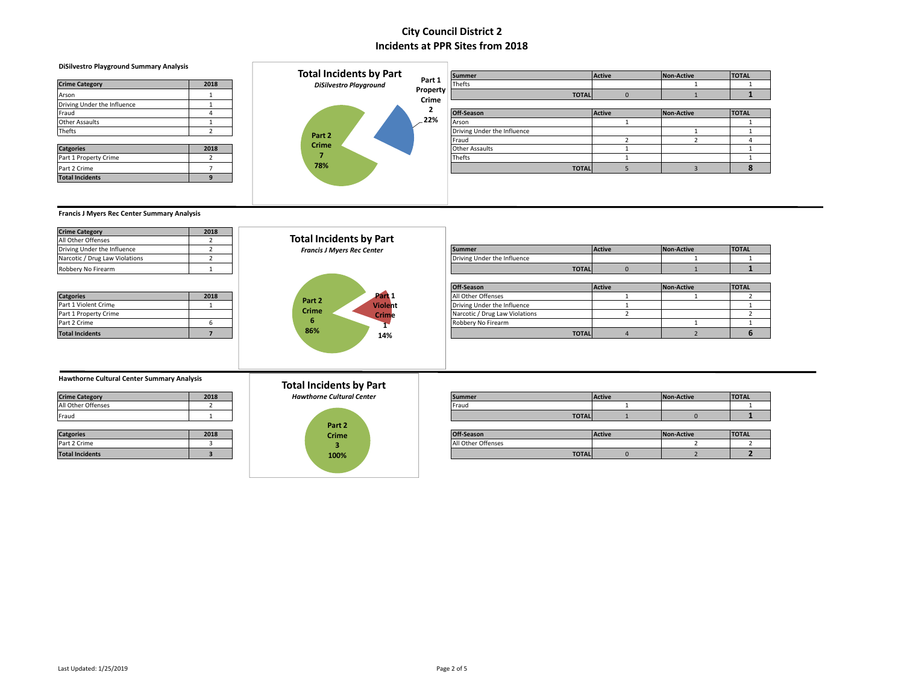# City Council District 2
## Incidents at PPR Sites from 2018

### DiSilvestro Playground Summary Analysis

| Crime Category | 2018 |
|---|---|
| Arson | 1 |
| Driving Under the Influence | 1 |
| Fraud | 4 |
| Other Assaults | 1 |
| Thefts | 2 |

| Catgories | 2018 |
|---|---|
| Part 1 Property Crime | 2 |
| Part 2 Crime | 7 |
| **Total Incidents** | **9** |

**Total Incidents by Part**
*DiSilvestro Playground*

Part 1 Property Crime 2 22%
Part 2 Crime 7 78%

| Summer | Active | Non-Active | TOTAL |
|---|---|---|---|
| Thefts | | 1 | 1 |
| **TOTAL** | 0 | 1 | **1** |

| Off-Season | Active | Non-Active | TOTAL |
|---|---|---|---|
| Arson | 1 | | 1 |
| Driving Under the Influence | | 1 | 1 |
| Fraud | 2 | 2 | 4 |
| Other Assaults | 1 | | 1 |
| Thefts | 1 | | 1 |
| **TOTAL** | 5 | 3 | **8** |

### Francis J Myers Rec Center Summary Analysis

| Crime Category | 2018 |
|---|---|
| All Other Offenses | 2 |
| Driving Under the Influence | 2 |
| Narcotic / Drug Law Violations | 2 |
| Robbery No Firearm | 1 |

| Catgories | 2018 |
|---|---|
| Part 1 Violent Crime | 1 |
| Part 1 Property Crime | |
| Part 2 Crime | 6 |
| **Total Incidents** | **7** |

**Total Incidents by Part**
*Francis J Myers Rec Center*

Part 1 Violent Crime 1 14%
Part 2 Crime 6 86%

| Summer | Active | Non-Active | TOTAL |
|---|---|---|---|
| Driving Under the Influence | | 1 | 1 |
| **TOTAL** | 0 | 1 | **1** |

| Off-Season | Active | Non-Active | TOTAL |
|---|---|---|---|
| All Other Offenses | 1 | 1 | 2 |
| Driving Under the Influence | 1 | | 1 |
| Narcotic / Drug Law Violations | 2 | | 2 |
| Robbery No Firearm | | 1 | 1 |
| **TOTAL** | 4 | 2 | **6** |

### Hawthorne Cultural Center Summary Analysis

| Crime Category | 2018 |
|---|---|
| All Other Offenses | 2 |
| Fraud | 1 |

| Catgories | 2018 |
|---|---|
| Part 2 Crime | 3 |
| **Total Incidents** | **3** |

**Total Incidents by Part**
*Hawthorne Cultural Center*

Part 2 Crime 3 100%

| Summer | Active | Non-Active | TOTAL |
|---|---|---|---|
| Fraud | 1 | | 1 |
| **TOTAL** | 1 | 0 | **1** |

| Off-Season | Active | Non-Active | TOTAL |
|---|---|---|---|
| All Other Offenses | | 2 | 2 |
| **TOTAL** | 0 | 2 | **2** |

Last Updated: 1/25/2019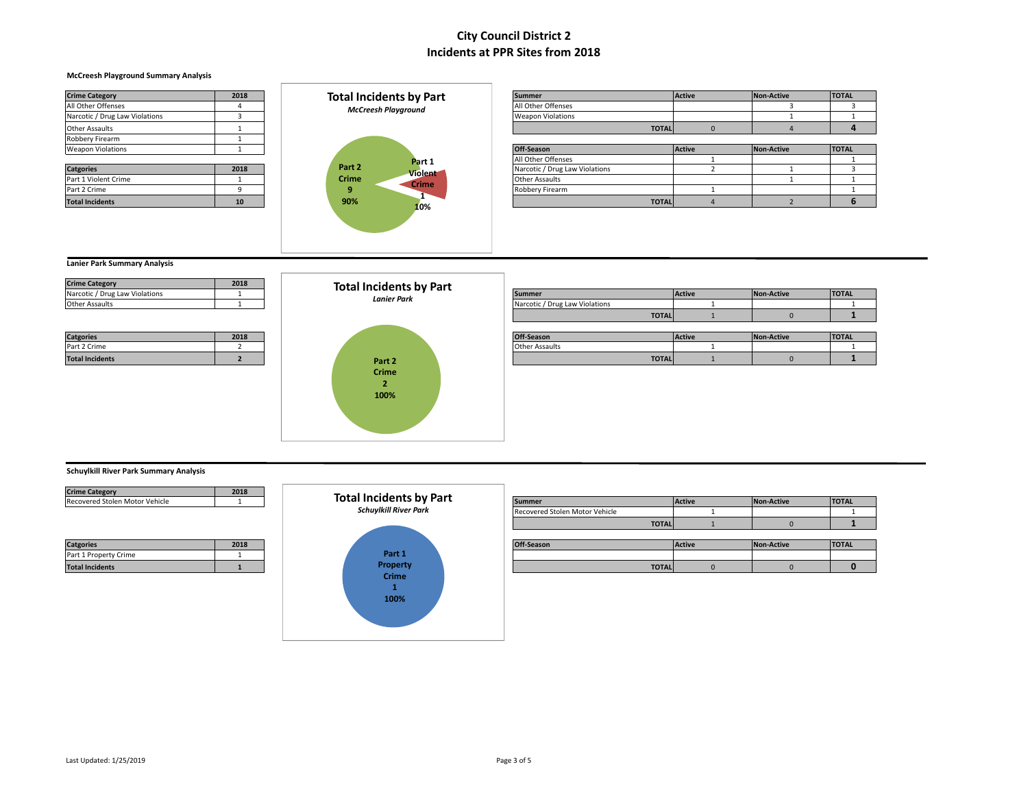# City Council District 2
# Incidents at PPR Sites from 2018

### McCreesh Playground Summary Analysis

| Crime Category | 2018 |
|---|---|
| All Other Offenses | 4 |
| Narcotic / Drug Law Violations | 3 |
| Other Assaults | 1 |
| Robbery Firearm | 1 |
| Weapon Violations | 1 |

| Catgories | 2018 |
|---|---|
| Part 1 Violent Crime | 1 |
| Part 2 Crime | 9 |
| **Total Incidents** | **10** |

**Total Incidents by Part**
*McCreesh Playground*

Part 2 Crime 9 90%
Part 1 Violent Crime 1 10%

| Summer | Active | Non-Active | TOTAL |
|---|---|---|---|
| All Other Offenses | | 3 | 3 |
| Weapon Violations | | 1 | 1 |
| **TOTAL** | 0 | 4 | **4** |

| Off-Season | Active | Non-Active | TOTAL |
|---|---|---|---|
| All Other Offenses | 1 | | 1 |
| Narcotic / Drug Law Violations | 2 | 1 | 3 |
| Other Assaults | | 1 | 1 |
| Robbery Firearm | 1 | | 1 |
| **TOTAL** | 4 | 2 | **6** |

### Lanier Park Summary Analysis

| Crime Category | 2018 |
|---|---|
| Narcotic / Drug Law Violations | 1 |
| Other Assaults | 1 |

| Catgories | 2018 |
|---|---|
| Part 2 Crime | 2 |
| **Total Incidents** | **2** |

**Total Incidents by Part**
*Lanier Park*

Part 2 Crime 2 100%

| Summer | Active | Non-Active | TOTAL |
|---|---|---|---|
| Narcotic / Drug Law Violations | 1 | | 1 |
| **TOTAL** | 1 | 0 | **1** |

| Off-Season | Active | Non-Active | TOTAL |
|---|---|---|---|
| Other Assaults | 1 | | 1 |
| **TOTAL** | 1 | 0 | **1** |

### Schuylkill River Park Summary Analysis

| Crime Category | 2018 |
|---|---|
| Recovered Stolen Motor Vehicle | 1 |

| Catgories | 2018 |
|---|---|
| Part 1 Property Crime | 1 |
| **Total Incidents** | **1** |

**Total Incidents by Part**
*Schuylkill River Park*

Part 1 Property Crime 1 100%

| Summer | Active | Non-Active | TOTAL |
|---|---|---|---|
| Recovered Stolen Motor Vehicle | 1 | | 1 |
| **TOTAL** | 1 | 0 | **1** |

| Off-Season | Active | Non-Active | TOTAL |
|---|---|---|---|
| | | | |
| **TOTAL** | 0 | 0 | **0** |

Last Updated: 1/25/2019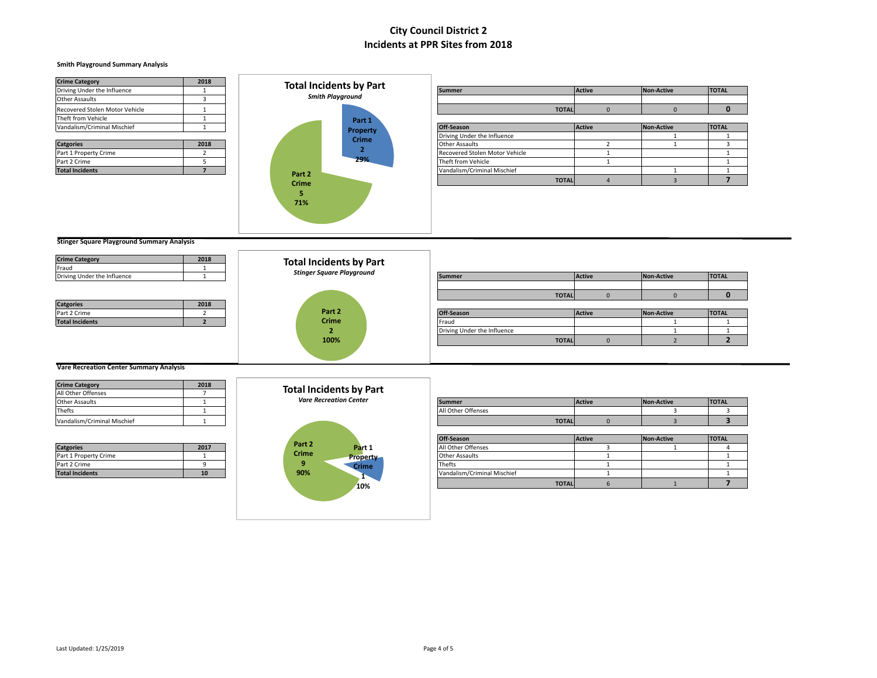# City Council District 2
# Incidents at PPR Sites from 2018

### Smith Playground Summary Analysis

| Crime Category | 2018 |
|---|---|
| Driving Under the Influence | 1 |
| Other Assaults | 3 |
| Recovered Stolen Motor Vehicle | 1 |
| Theft from Vehicle | 1 |
| Vandalism/Criminal Mischief | 1 |

| Catgories | 2018 |
|---|---|
| Part 1 Property Crime | 2 |
| Part 2 Crime | 5 |
| **Total Incidents** | **7** |

**Total Incidents by Part**
*Smith Playground*

Part 1 Property Crime 2 29%
Part 2 Crime 5 71%

| Summer | Active | Non-Active | TOTAL |
|---|---|---|---|
| | | | |
| **TOTAL** | 0 | 0 | **0** |

| Off-Season | Active | Non-Active | TOTAL |
|---|---|---|---|
| Driving Under the Influence | | 1 | 1 |
| Other Assaults | 2 | 1 | 3 |
| Recovered Stolen Motor Vehicle | 1 | | 1 |
| Theft from Vehicle | 1 | | 1 |
| Vandalism/Criminal Mischief | | 1 | 1 |
| **TOTAL** | 4 | 3 | **7** |

### Stinger Square Playground Summary Analysis

| Crime Category | 2018 |
|---|---|
| Fraud | 1 |
| Driving Under the Influence | 1 |

| Catgories | 2018 |
|---|---|
| Part 2 Crime | 2 |
| **Total Incidents** | **2** |

**Total Incidents by Part**
*Stinger Square Playground*

Part 2 Crime 2 100%

| Summer | Active | Non-Active | TOTAL |
|---|---|---|---|
| | | | |
| **TOTAL** | 0 | 0 | **0** |

| Off-Season | Active | Non-Active | TOTAL |
|---|---|---|---|
| Fraud | | 1 | 1 |
| Driving Under the Influence | | 1 | 1 |
| **TOTAL** | 0 | 2 | **2** |

### Vare Recreation Center Summary Analysis

| Crime Category | 2018 |
|---|---|
| All Other Offenses | 7 |
| Other Assaults | 1 |
| Thefts | 1 |
| Vandalism/Criminal Mischief | 1 |

| Catgories | 2017 |
|---|---|
| Part 1 Property Crime | 1 |
| Part 2 Crime | 9 |
| **Total Incidents** | **10** |

**Total Incidents by Part**
*Vare Recreation Center*

Part 1 Property Crime 1 10%
Part 2 Crime 9 90%

| Summer | Active | Non-Active | TOTAL |
|---|---|---|---|
| All Other Offenses | | 3 | 3 |
| **TOTAL** | 0 | 3 | **3** |

| Off-Season | Active | Non-Active | TOTAL |
|---|---|---|---|
| All Other Offenses | 3 | 1 | 4 |
| Other Assaults | 1 | | 1 |
| Thefts | 1 | | 1 |
| Vandalism/Criminal Mischief | 1 | | 1 |
| **TOTAL** | 6 | 1 | **7** |

Last Updated: 1/25/2019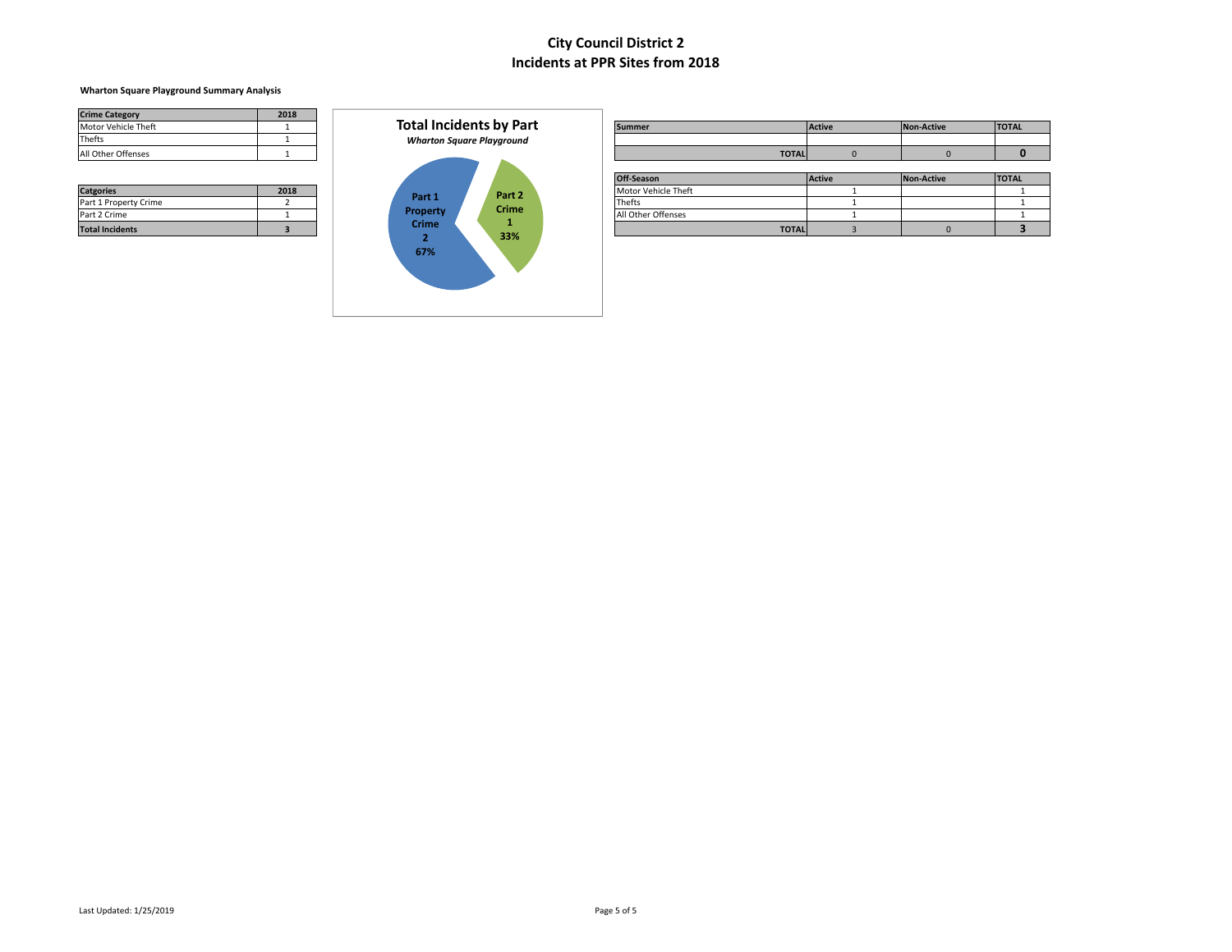# City Council District 2
# Incidents at PPR Sites from 2018

**Wharton Square Playground Summary Analysis**

| Crime Category | 2018 |
|---|---|
| Motor Vehicle Theft | 1 |
| Thefts | 1 |
| All Other Offenses | 1 |

| Catgories | 2018 |
|---|---|
| Part 1 Property Crime | 2 |
| Part 2 Crime | 1 |
| **Total Incidents** | **3** |

**Total Incidents by Part**
*Wharton Square Playground*

Part 1 Property Crime 2 67%
Part 2 Crime 1 33%

| Summer | Active | Non-Active | TOTAL |
|---|---|---|---|
| | | | |
| **TOTAL** | 0 | 0 | **0** |

| Off-Season | Active | Non-Active | TOTAL |
|---|---|---|---|
| Motor Vehicle Theft | 1 | | 1 |
| Thefts | 1 | | 1 |
| All Other Offenses | 1 | | 1 |
| **TOTAL** | 3 | 0 | **3** |

Last Updated: 1/25/2019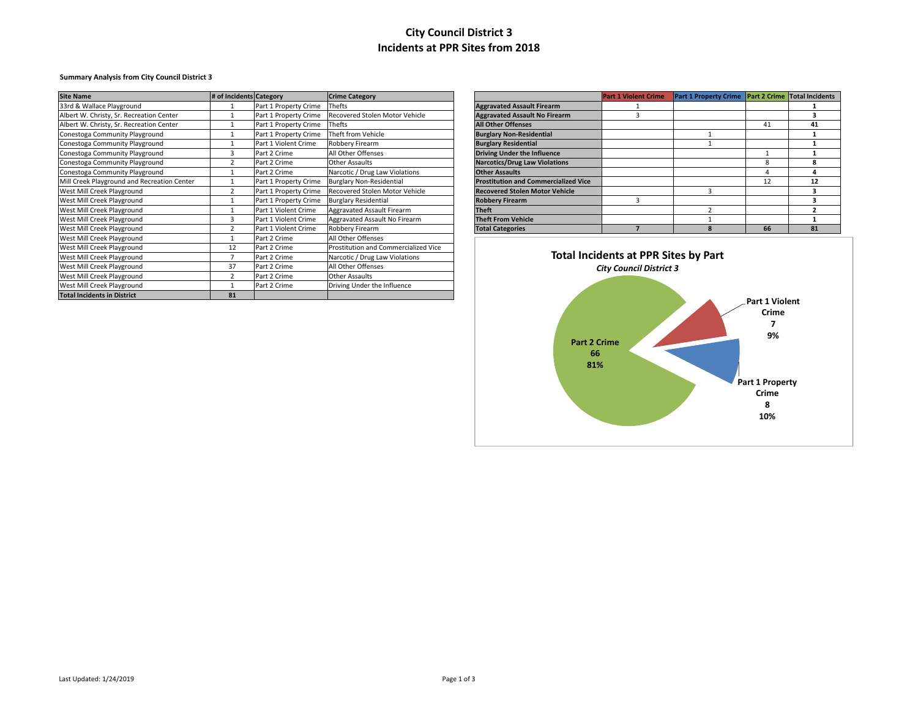# City Council District 3
# Incidents at PPR Sites from 2018

**Summary Analysis from City Council District 3**

| Site Name | # of Incidents | Category | Crime Category |
|---|---|---|---|
| 33rd & Wallace Playground | 1 | Part 1 Property Crime | Thefts |
| Albert W. Christy, Sr. Recreation Center | 1 | Part 1 Property Crime | Recovered Stolen Motor Vehicle |
| Albert W. Christy, Sr. Recreation Center | 1 | Part 1 Property Crime | Thefts |
| Conestoga Community Playground | 1 | Part 1 Property Crime | Theft from Vehicle |
| Conestoga Community Playground | 1 | Part 1 Violent Crime | Robbery Firearm |
| Conestoga Community Playground | 3 | Part 2 Crime | All Other Offenses |
| Conestoga Community Playground | 2 | Part 2 Crime | Other Assaults |
| Conestoga Community Playground | 1 | Part 2 Crime | Narcotic / Drug Law Violations |
| Mill Creek Playground and Recreation Center | 1 | Part 1 Property Crime | Burglary Non-Residential |
| West Mill Creek Playground | 2 | Part 1 Property Crime | Recovered Stolen Motor Vehicle |
| West Mill Creek Playground | 1 | Part 1 Property Crime | Burglary Residential |
| West Mill Creek Playground | 1 | Part 1 Violent Crime | Aggravated Assault Firearm |
| West Mill Creek Playground | 3 | Part 1 Violent Crime | Aggravated Assault No Firearm |
| West Mill Creek Playground | 2 | Part 1 Violent Crime | Robbery Firearm |
| West Mill Creek Playground | 1 | Part 2 Crime | All Other Offenses |
| West Mill Creek Playground | 12 | Part 2 Crime | Prostitution and Commercialized Vice |
| West Mill Creek Playground | 7 | Part 2 Crime | Narcotic / Drug Law Violations |
| West Mill Creek Playground | 37 | Part 2 Crime | All Other Offenses |
| West Mill Creek Playground | 2 | Part 2 Crime | Other Assaults |
| West Mill Creek Playground | 1 | Part 2 Crime | Driving Under the Influence |
| **Total Incidents in District** | **81** | | |

| | Part 1 Violent Crime | Part 1 Property Crime | Part 2 Crime | Total Incidents |
|---|---|---|---|---|
| **Aggravated Assault Firearm** | 1 | | | **1** |
| **Aggravated Assault No Firearm** | 3 | | | **3** |
| **All Other Offenses** | | | 41 | **41** |
| **Burglary Non-Residential** | | 1 | | **1** |
| **Burglary Residential** | | 1 | | **1** |
| **Driving Under the Influence** | | | 1 | **1** |
| **Narcotics/Drug Law Violations** | | | 8 | **8** |
| **Other Assaults** | | | 4 | **4** |
| **Prostitution and Commercialized Vice** | | | 12 | **12** |
| **Recovered Stolen Motor Vehicle** | | 3 | | **3** |
| **Robbery Firearm** | 3 | | | **3** |
| **Theft** | | 2 | | **2** |
| **Theft From Vehicle** | | 1 | | **1** |
| **Total Categories** | **7** | **8** | **66** | **81** |

**Total Incidents at PPR Sites by Part**
*City Council District 3*

- Part 2 Crime: 66 (81%)
- Part 1 Violent Crime: 7 (9%)
- Part 1 Property Crime: 8 (10%)

Last Updated: 1/24/2019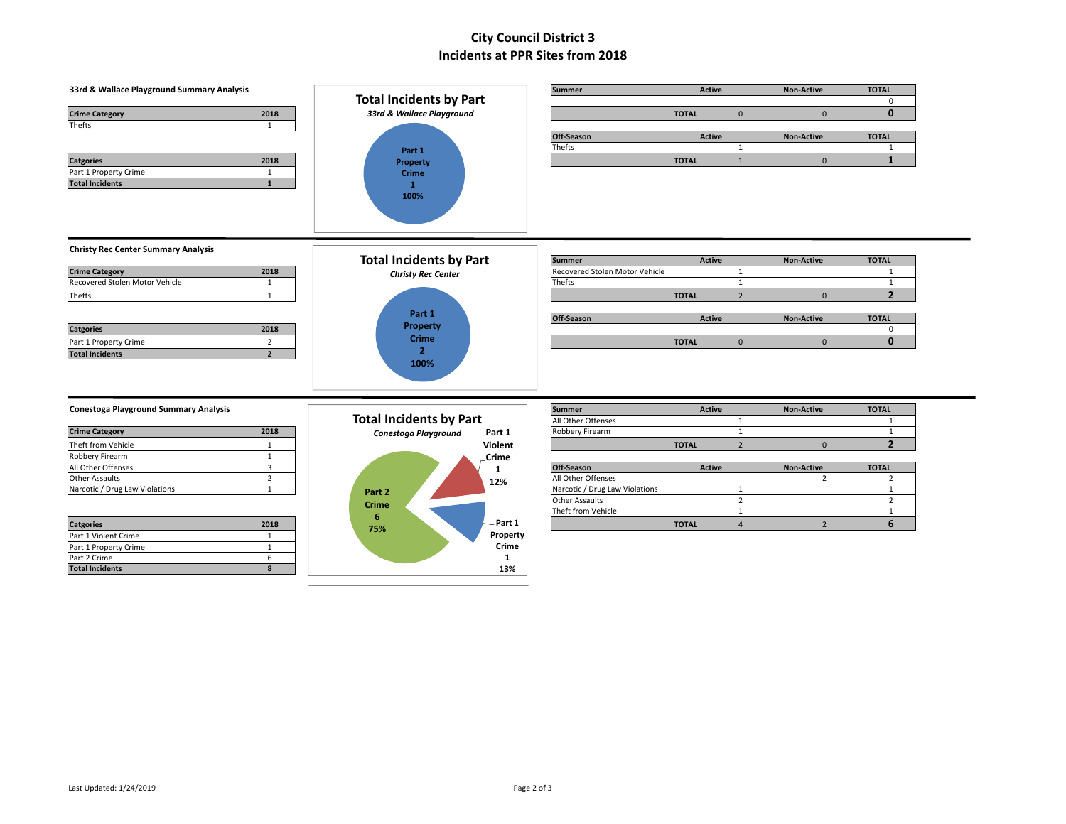# City Council District 3
# Incidents at PPR Sites from 2018

### 33rd & Wallace Playground Summary Analysis

| Crime Category | 2018 |
|---|---|
| Thefts | 1 |

| Catgories | 2018 |
|---|---|
| Part 1 Property Crime | 1 |
| Total Incidents | 1 |

**Total Incidents by Part**
*33rd & Wallace Playground*

Part 1 Property Crime 1 100%

| Summer | Active | Non-Active | TOTAL |
|---|---|---|---|
| | | | 0 |
| TOTAL | 0 | 0 | 0 |

| Off-Season | Active | Non-Active | TOTAL |
|---|---|---|---|
| Thefts | 1 | | 1 |
| TOTAL | 1 | 0 | 1 |

### Christy Rec Center Summary Analysis

| Crime Category | 2018 |
|---|---|
| Recovered Stolen Motor Vehicle | 1 |
| Thefts | 1 |

| Catgories | 2018 |
|---|---|
| Part 1 Property Crime | 2 |
| Total Incidents | 2 |

**Total Incidents by Part**
*Christy Rec Center*

Part 1 Property Crime 2 100%

| Summer | Active | Non-Active | TOTAL |
|---|---|---|---|
| Recovered Stolen Motor Vehicle | 1 | | 1 |
| Thefts | 1 | | 1 |
| TOTAL | 2 | 0 | 2 |

| Off-Season | Active | Non-Active | TOTAL |
|---|---|---|---|
| | | | 0 |
| TOTAL | 0 | 0 | 0 |

### Conestoga Playground Summary Analysis

| Crime Category | 2018 |
|---|---|
| Theft from Vehicle | 1 |
| Robbery Firearm | 1 |
| All Other Offenses | 3 |
| Other Assaults | 2 |
| Narcotic / Drug Law Violations | 1 |

| Catgories | 2018 |
|---|---|
| Part 1 Violent Crime | 1 |
| Part 1 Property Crime | 1 |
| Part 2 Crime | 6 |
| Total Incidents | 8 |

**Total Incidents by Part**
*Conestoga Playground*

Part 1 Violent Crime 1 12%
Part 1 Property Crime 1 13%
Part 2 Crime 6 75%

| Summer | Active | Non-Active | TOTAL |
|---|---|---|---|
| All Other Offenses | 1 | | 1 |
| Robbery Firearm | 1 | | 1 |
| TOTAL | 2 | 0 | 2 |

| Off-Season | Active | Non-Active | TOTAL |
|---|---|---|---|
| All Other Offenses | | 2 | 2 |
| Narcotic / Drug Law Violations | 1 | | 1 |
| Other Assaults | 2 | | 2 |
| Theft from Vehicle | 1 | | 1 |
| TOTAL | 4 | 2 | 6 |

Last Updated: 1/24/2019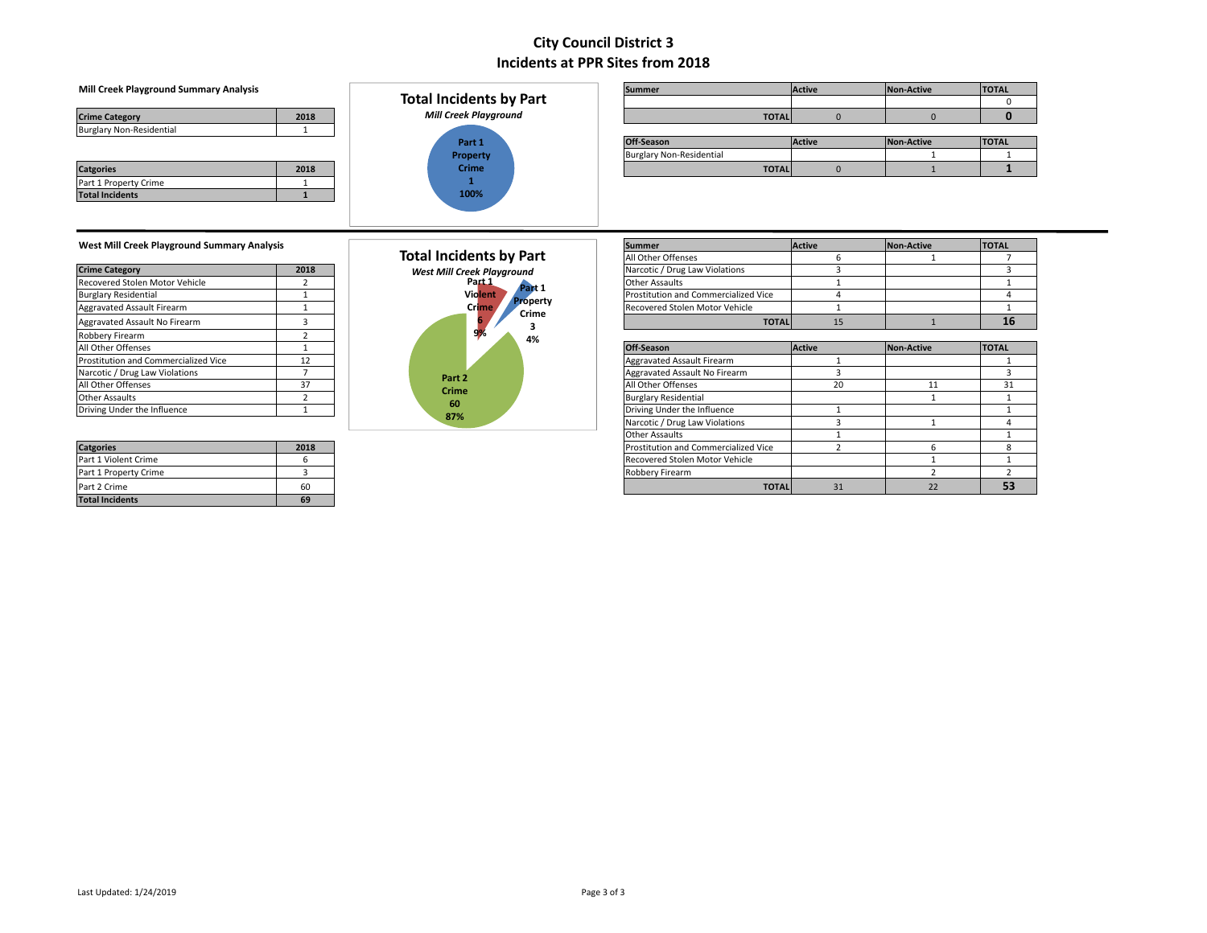# City Council District 3
## Incidents at PPR Sites from 2018

### Mill Creek Playground Summary Analysis

| Crime Category | 2018 |
|---|---|
| Burglary Non-Residential | 1 |

| Catgories | 2018 |
|---|---|
| Part 1 Property Crime | 1 |
| **Total Incidents** | **1** |

**Total Incidents by Part**
*Mill Creek Playground*

Part 1 Property Crime 1 100%

| Summer | Active | Non-Active | TOTAL |
|---|---|---|---|
| | | | 0 |
| **TOTAL** | 0 | 0 | **0** |

| Off-Season | Active | Non-Active | TOTAL |
|---|---|---|---|
| Burglary Non-Residential | | 1 | 1 |
| **TOTAL** | 0 | 1 | **1** |

### West Mill Creek Playground Summary Analysis

| Crime Category | 2018 |
|---|---|
| Recovered Stolen Motor Vehicle | 2 |
| Burglary Residential | 1 |
| Aggravated Assault Firearm | 1 |
| Aggravated Assault No Firearm | 3 |
| Robbery Firearm | 2 |
| All Other Offenses | 1 |
| Prostitution and Commercialized Vice | 12 |
| Narcotic / Drug Law Violations | 7 |
| All Other Offenses | 37 |
| Other Assaults | 2 |
| Driving Under the Influence | 1 |

| Catgories | 2018 |
|---|---|
| Part 1 Violent Crime | 6 |
| Part 1 Property Crime | 3 |
| Part 2 Crime | 60 |
| **Total Incidents** | **69** |

**Total Incidents by Part**
*West Mill Creek Playground*

Part 1 Violent Crime 6 9%; Part 1 Property Crime 3 4%; Part 2 Crime 60 87%

| Summer | Active | Non-Active | TOTAL |
|---|---|---|---|
| All Other Offenses | 6 | 1 | 7 |
| Narcotic / Drug Law Violations | 3 | | 3 |
| Other Assaults | 1 | | 1 |
| Prostitution and Commercialized Vice | 4 | | 4 |
| Recovered Stolen Motor Vehicle | 1 | | 1 |
| **TOTAL** | 15 | 1 | **16** |

| Off-Season | Active | Non-Active | TOTAL |
|---|---|---|---|
| Aggravated Assault Firearm | 1 | | 1 |
| Aggravated Assault No Firearm | 3 | | 3 |
| All Other Offenses | 20 | 11 | 31 |
| Burglary Residential | | 1 | 1 |
| Driving Under the Influence | 1 | | 1 |
| Narcotic / Drug Law Violations | 3 | 1 | 4 |
| Other Assaults | 1 | | 1 |
| Prostitution and Commercialized Vice | 2 | 6 | 8 |
| Recovered Stolen Motor Vehicle | | 1 | 1 |
| Robbery Firearm | | 2 | 2 |
| **TOTAL** | 31 | 22 | **53** |

Last Updated: 1/24/2019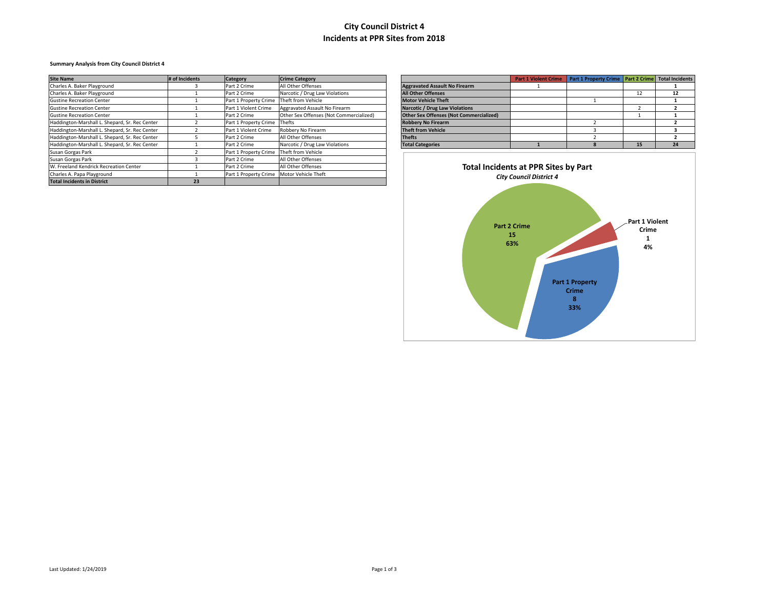# City Council District 4
# Incidents at PPR Sites from 2018

**Summary Analysis from City Council District 4**

| Site Name | # of Incidents | Category | Crime Category |
|---|---|---|---|
| Charles A. Baker Playground | 3 | Part 2 Crime | All Other Offenses |
| Charles A. Baker Playground | 1 | Part 2 Crime | Narcotic / Drug Law Violations |
| Gustine Recreation Center | 1 | Part 1 Property Crime | Theft from Vehicle |
| Gustine Recreation Center | 1 | Part 1 Violent Crime | Aggravated Assault No Firearm |
| Gustine Recreation Center | 1 | Part 2 Crime | Other Sex Offenses (Not Commercialized) |
| Haddington-Marshall L. Shepard, Sr. Rec Center | 2 | Part 1 Property Crime | Thefts |
| Haddington-Marshall L. Shepard, Sr. Rec Center | 2 | Part 1 Violent Crime | Robbery No Firearm |
| Haddington-Marshall L. Shepard, Sr. Rec Center | 5 | Part 2 Crime | All Other Offenses |
| Haddington-Marshall L. Shepard, Sr. Rec Center | 1 | Part 2 Crime | Narcotic / Drug Law Violations |
| Susan Gorgas Park | 2 | Part 1 Property Crime | Theft from Vehicle |
| Susan Gorgas Park | 3 | Part 2 Crime | All Other Offenses |
| W. Freeland Kendrick Recreation Center | 1 | Part 2 Crime | All Other Offenses |
| Charles A. Papa Playground | 1 | Part 1 Property Crime | Motor Vehicle Theft |
| **Total Incidents in District** | **23** | | |

| | Part 1 Violent Crime | Part 1 Property Crime | Part 2 Crime | Total Incidents |
|---|---|---|---|---|
| **Aggravated Assault No Firearm** | 1 | | | **1** |
| **All Other Offenses** | | | 12 | **12** |
| **Motor Vehicle Theft** | | 1 | | **1** |
| **Narcotic / Drug Law Violations** | | | 2 | **2** |
| **Other Sex Offenses (Not Commercialized)** | | | 1 | **1** |
| **Robbery No Firearm** | | 2 | | **2** |
| **Theft from Vehicle** | | 3 | | **3** |
| **Thefts** | | 2 | | **2** |
| **Total Categories** | **1** | **8** | **15** | **24** |

**Total Incidents at PPR Sites by Part**
*City Council District 4*

- Part 2 Crime: 15, 63%
- Part 1 Violent Crime: 1, 4%
- Part 1 Property Crime: 8, 33%

Last Updated: 1/24/2019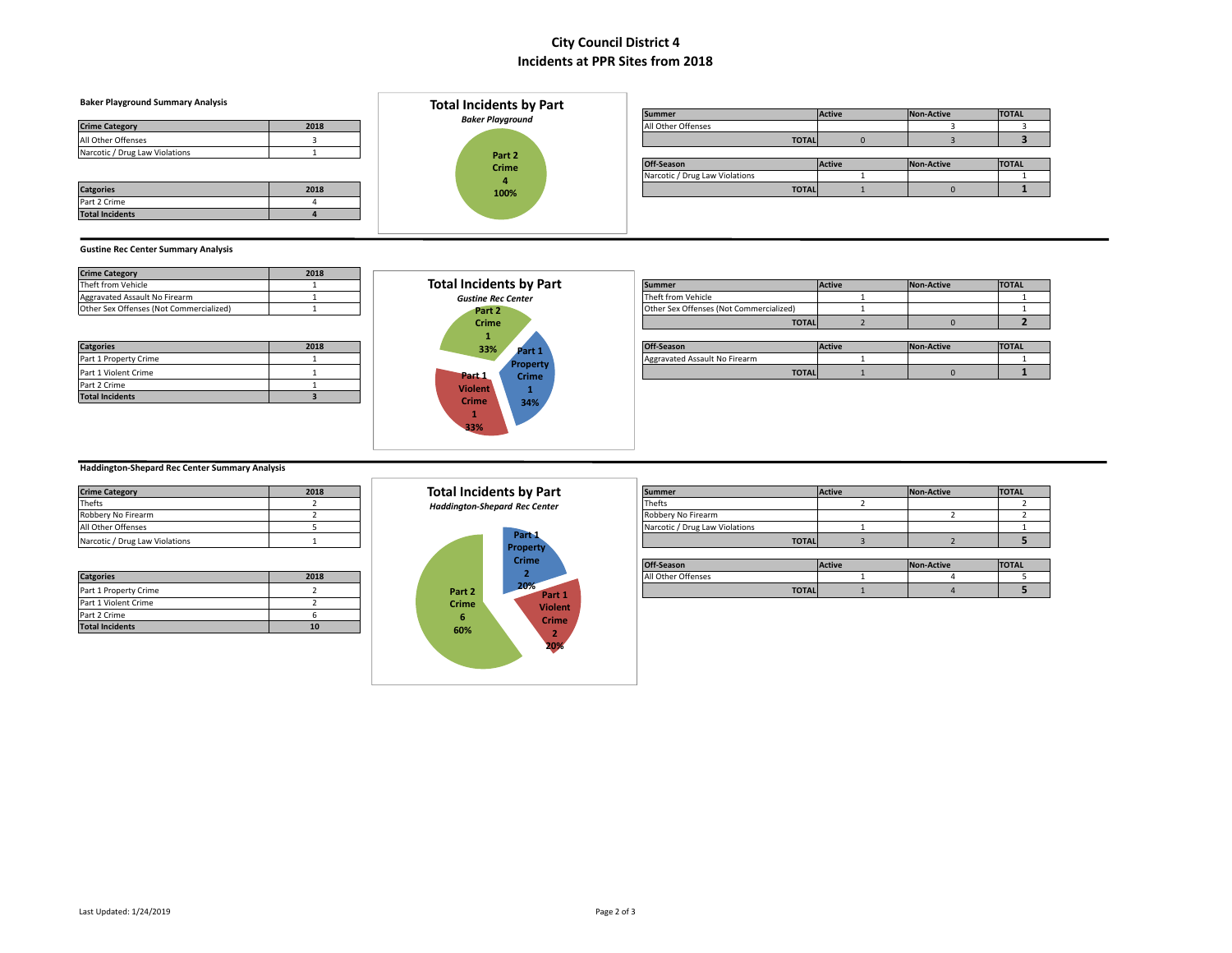# City Council District 4
## Incidents at PPR Sites from 2018

### Baker Playground Summary Analysis

| Crime Category | 2018 |
|---|---|
| All Other Offenses | 3 |
| Narcotic / Drug Law Violations | 1 |

| Catgories | 2018 |
|---|---|
| Part 2 Crime | 4 |
| Total Incidents | 4 |

**Total Incidents by Part**
*Baker Playground*

Part 2 Crime 4 100%

| Summer | Active | Non-Active | TOTAL |
|---|---|---|---|
| All Other Offenses | | 3 | 3 |
| TOTAL | 0 | 3 | 3 |

| Off-Season | Active | Non-Active | TOTAL |
|---|---|---|---|
| Narcotic / Drug Law Violations | 1 | | 1 |
| TOTAL | 1 | 0 | 1 |

### Gustine Rec Center Summary Analysis

| Crime Category | 2018 |
|---|---|
| Theft from Vehicle | 1 |
| Aggravated Assault No Firearm | 1 |
| Other Sex Offenses (Not Commercialized) | 1 |

| Catgories | 2018 |
|---|---|
| Part 1 Property Crime | 1 |
| Part 1 Violent Crime | 1 |
| Part 2 Crime | 1 |
| Total Incidents | 3 |

**Total Incidents by Part**
*Gustine Rec Center*

Part 2 Crime 1 33%; Part 1 Property Crime 1 34%; Part 1 Violent Crime 1 33%

| Summer | Active | Non-Active | TOTAL |
|---|---|---|---|
| Theft from Vehicle | 1 | | 1 |
| Other Sex Offenses (Not Commercialized) | 1 | | 1 |
| TOTAL | 2 | 0 | 2 |

| Off-Season | Active | Non-Active | TOTAL |
|---|---|---|---|
| Aggravated Assault No Firearm | 1 | | 1 |
| TOTAL | 1 | 0 | 1 |

### Haddington-Shepard Rec Center Summary Analysis

| Crime Category | 2018 |
|---|---|
| Thefts | 2 |
| Robbery No Firearm | 2 |
| All Other Offenses | 5 |
| Narcotic / Drug Law Violations | 1 |

| Catgories | 2018 |
|---|---|
| Part 1 Property Crime | 2 |
| Part 1 Violent Crime | 2 |
| Part 2 Crime | 6 |
| Total Incidents | 10 |

**Total Incidents by Part**
*Haddington-Shepard Rec Center*

Part 1 Property Crime 2 20%; Part 1 Violent Crime 2 20%; Part 2 Crime 6 60%

| Summer | Active | Non-Active | TOTAL |
|---|---|---|---|
| Thefts | 2 | | 2 |
| Robbery No Firearm | | 2 | 2 |
| Narcotic / Drug Law Violations | 1 | | 1 |
| TOTAL | 3 | 2 | 5 |

| Off-Season | Active | Non-Active | TOTAL |
|---|---|---|---|
| All Other Offenses | 1 | 4 | 5 |
| TOTAL | 1 | 4 | 5 |

Last Updated: 1/24/2019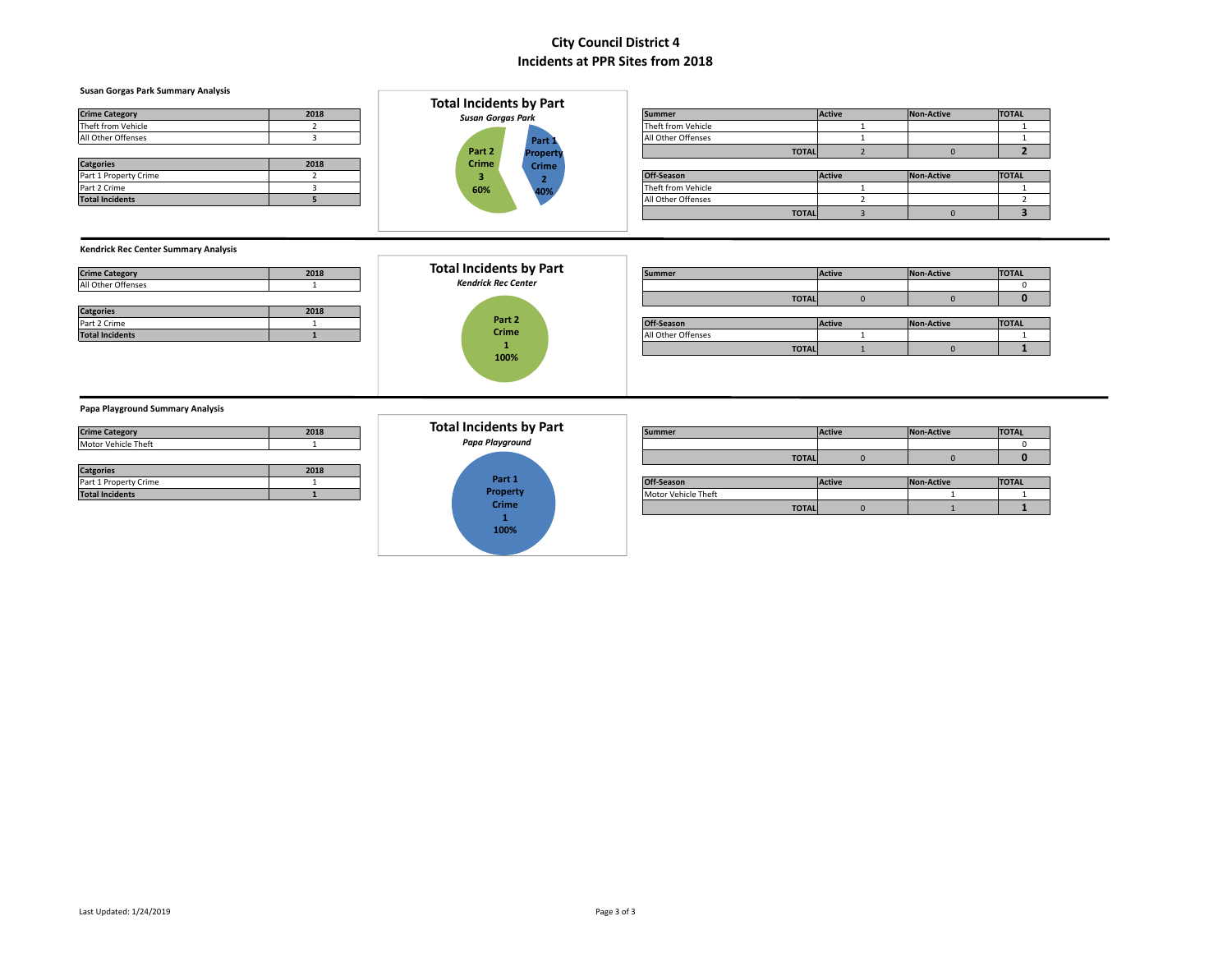# City Council District 4
## Incidents at PPR Sites from 2018

### Susan Gorgas Park Summary Analysis

| Crime Category | 2018 |
|---|---|
| Theft from Vehicle | 2 |
| All Other Offenses | 3 |

| Catgories | 2018 |
|---|---|
| Part 1 Property Crime | 2 |
| Part 2 Crime | 3 |
| **Total Incidents** | **5** |

**Total Incidents by Part**
*Susan Gorgas Park*

Part 2 Crime 3 60%
Part 1 Property Crime 2 40%

| Summer | Active | Non-Active | TOTAL |
|---|---|---|---|
| Theft from Vehicle | 1 | | 1 |
| All Other Offenses | 1 | | 1 |
| **TOTAL** | 2 | 0 | **2** |

| Off-Season | Active | Non-Active | TOTAL |
|---|---|---|---|
| Theft from Vehicle | 1 | | 1 |
| All Other Offenses | 2 | | 2 |
| **TOTAL** | 3 | 0 | **3** |

### Kendrick Rec Center Summary Analysis

| Crime Category | 2018 |
|---|---|
| All Other Offenses | 1 |

| Catgories | 2018 |
|---|---|
| Part 2 Crime | 1 |
| **Total Incidents** | **1** |

**Total Incidents by Part**
*Kendrick Rec Center*

Part 2 Crime 1 100%

| Summer | Active | Non-Active | TOTAL |
|---|---|---|---|
| | | | 0 |
| **TOTAL** | 0 | 0 | **0** |

| Off-Season | Active | Non-Active | TOTAL |
|---|---|---|---|
| All Other Offenses | 1 | | 1 |
| **TOTAL** | 1 | 0 | **1** |

### Papa Playground Summary Analysis

| Crime Category | 2018 |
|---|---|
| Motor Vehicle Theft | 1 |

| Catgories | 2018 |
|---|---|
| Part 1 Property Crime | 1 |
| **Total Incidents** | **1** |

**Total Incidents by Part**
*Papa Playground*

Part 1 Property Crime 1 100%

| Summer | Active | Non-Active | TOTAL |
|---|---|---|---|
| | | | 0 |
| **TOTAL** | 0 | 0 | **0** |

| Off-Season | Active | Non-Active | TOTAL |
|---|---|---|---|
| Motor Vehicle Theft | | 1 | 1 |
| **TOTAL** | 0 | 1 | **1** |

Last Updated: 1/24/2019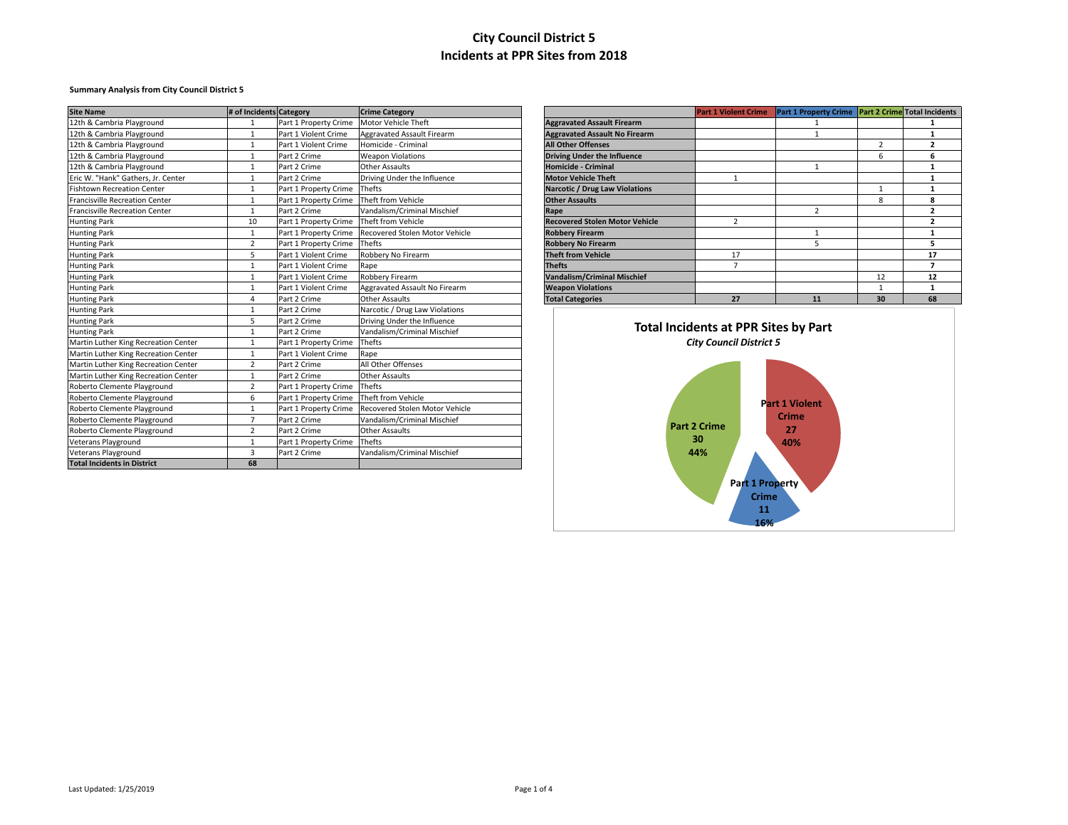# City Council District 5
# Incidents at PPR Sites from 2018

**Summary Analysis from City Council District 5**

| Site Name | # of Incidents | Category | Crime Category |
|---|---|---|---|
| 12th & Cambria Playground | 1 | Part 1 Property Crime | Motor Vehicle Theft |
| 12th & Cambria Playground | 1 | Part 1 Violent Crime | Aggravated Assault Firearm |
| 12th & Cambria Playground | 1 | Part 1 Violent Crime | Homicide - Criminal |
| 12th & Cambria Playground | 1 | Part 2 Crime | Weapon Violations |
| 12th & Cambria Playground | 1 | Part 2 Crime | Other Assaults |
| Eric W. "Hank" Gathers, Jr. Center | 1 | Part 2 Crime | Driving Under the Influence |
| Fishtown Recreation Center | 1 | Part 1 Property Crime | Thefts |
| Francisville Recreation Center | 1 | Part 1 Property Crime | Theft from Vehicle |
| Francisville Recreation Center | 1 | Part 2 Crime | Vandalism/Criminal Mischief |
| Hunting Park | 10 | Part 1 Property Crime | Theft from Vehicle |
| Hunting Park | 1 | Part 1 Property Crime | Recovered Stolen Motor Vehicle |
| Hunting Park | 2 | Part 1 Property Crime | Thefts |
| Hunting Park | 5 | Part 1 Violent Crime | Robbery No Firearm |
| Hunting Park | 1 | Part 1 Violent Crime | Rape |
| Hunting Park | 1 | Part 1 Violent Crime | Robbery Firearm |
| Hunting Park | 1 | Part 1 Violent Crime | Aggravated Assault No Firearm |
| Hunting Park | 4 | Part 2 Crime | Other Assaults |
| Hunting Park | 1 | Part 2 Crime | Narcotic / Drug Law Violations |
| Hunting Park | 5 | Part 2 Crime | Driving Under the Influence |
| Hunting Park | 1 | Part 2 Crime | Vandalism/Criminal Mischief |
| Martin Luther King Recreation Center | 1 | Part 1 Property Crime | Thefts |
| Martin Luther King Recreation Center | 1 | Part 1 Violent Crime | Rape |
| Martin Luther King Recreation Center | 2 | Part 2 Crime | All Other Offenses |
| Martin Luther King Recreation Center | 1 | Part 2 Crime | Other Assaults |
| Roberto Clemente Playground | 2 | Part 1 Property Crime | Thefts |
| Roberto Clemente Playground | 6 | Part 1 Property Crime | Theft from Vehicle |
| Roberto Clemente Playground | 1 | Part 1 Property Crime | Recovered Stolen Motor Vehicle |
| Roberto Clemente Playground | 7 | Part 2 Crime | Vandalism/Criminal Mischief |
| Roberto Clemente Playground | 2 | Part 2 Crime | Other Assaults |
| Veterans Playground | 1 | Part 1 Property Crime | Thefts |
| Veterans Playground | 3 | Part 2 Crime | Vandalism/Criminal Mischief |
| **Total Incidents in District** | **68** | | |

| | Part 1 Violent Crime | Part 1 Property Crime | Part 2 Crime | Total Incidents |
|---|---|---|---|---|
| **Aggravated Assault Firearm** | | 1 | | **1** |
| **Aggravated Assault No Firearm** | | 1 | | **1** |
| **All Other Offenses** | | | 2 | **2** |
| **Driving Under the Influence** | | | 6 | **6** |
| **Homicide - Criminal** | | 1 | | **1** |
| **Motor Vehicle Theft** | 1 | | | **1** |
| **Narcotic / Drug Law Violations** | | | 1 | **1** |
| **Other Assaults** | | | 8 | **8** |
| **Rape** | | 2 | | **2** |
| **Recovered Stolen Motor Vehicle** | 2 | | | **2** |
| **Robbery Firearm** | | 1 | | **1** |
| **Robbery No Firearm** | | 5 | | **5** |
| **Theft from Vehicle** | 17 | | | **17** |
| **Thefts** | 7 | | | **7** |
| **Vandalism/Criminal Mischief** | | | 12 | **12** |
| **Weapon Violations** | | | 1 | **1** |
| **Total Categories** | **27** | **11** | **30** | **68** |

**Total Incidents at PPR Sites by Part**

*City Council District 5*

- Part 1 Violent Crime: 27 (40%)
- Part 1 Property Crime: 11 (16%)
- Part 2 Crime: 30 (44%)

Last Updated: 1/25/2019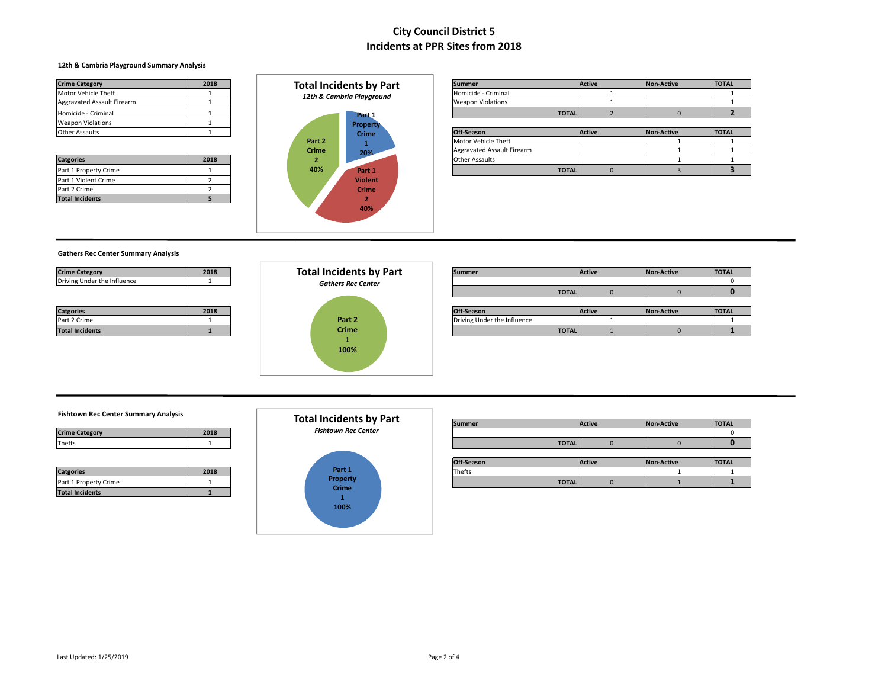# City Council District 5
# Incidents at PPR Sites from 2018

### 12th & Cambria Playground Summary Analysis

| Crime Category | 2018 |
|---|---|
| Motor Vehicle Theft | 1 |
| Aggravated Assault Firearm | 1 |
| Homicide - Criminal | 1 |
| Weapon Violations | 1 |
| Other Assaults | 1 |

| Catgories | 2018 |
|---|---|
| Part 1 Property Crime | 1 |
| Part 1 Violent Crime | 2 |
| Part 2 Crime | 2 |
| **Total Incidents** | **5** |

**Total Incidents by Part**
*12th & Cambria Playground*

- Part 1 Property Crime: 1, 20%
- Part 1 Violent Crime: 2, 40%
- Part 2 Crime: 2, 40%

| Summer | Active | Non-Active | TOTAL |
|---|---|---|---|
| Homicide - Criminal | 1 | | 1 |
| Weapon Violations | 1 | | 1 |
| **TOTAL** | 2 | 0 | **2** |

| Off-Season | Active | Non-Active | TOTAL |
|---|---|---|---|
| Motor Vehicle Theft | | 1 | 1 |
| Aggravated Assault Firearm | | 1 | 1 |
| Other Assaults | | 1 | 1 |
| **TOTAL** | 0 | 3 | **3** |

---

### Gathers Rec Center Summary Analysis

| Crime Category | 2018 |
|---|---|
| Driving Under the Influence | 1 |

| Catgories | 2018 |
|---|---|
| Part 2 Crime | 1 |
| **Total Incidents** | **1** |

**Total Incidents by Part**
*Gathers Rec Center*

- Part 2 Crime: 1, 100%

| Summer | Active | Non-Active | TOTAL |
|---|---|---|---|
| | | | 0 |
| **TOTAL** | 0 | 0 | **0** |

| Off-Season | Active | Non-Active | TOTAL |
|---|---|---|---|
| Driving Under the Influence | 1 | | 1 |
| **TOTAL** | 1 | 0 | **1** |

---

### Fishtown Rec Center Summary Analysis

| Crime Category | 2018 |
|---|---|
| Thefts | 1 |

| Catgories | 2018 |
|---|---|
| Part 1 Property Crime | 1 |
| **Total Incidents** | **1** |

**Total Incidents by Part**
*Fishtown Rec Center*

- Part 1 Property Crime: 1, 100%

| Summer | Active | Non-Active | TOTAL |
|---|---|---|---|
| | | | 0 |
| **TOTAL** | 0 | 0 | **0** |

| Off-Season | Active | Non-Active | TOTAL |
|---|---|---|---|
| Thefts | | 1 | 1 |
| **TOTAL** | 0 | 1 | **1** |

Last Updated: 1/25/2019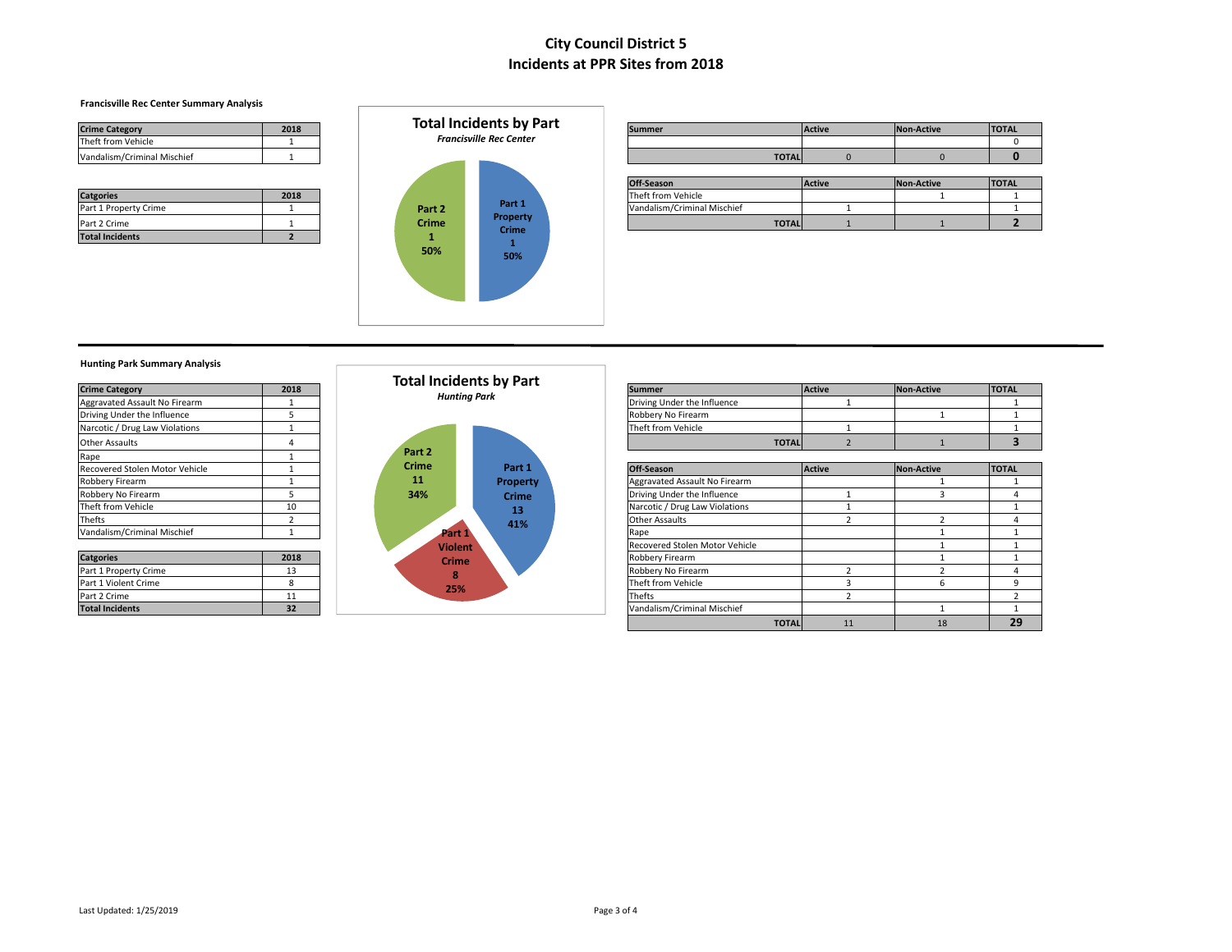# City Council District 5
# Incidents at PPR Sites from 2018

### Francisville Rec Center Summary Analysis

| Crime Category | 2018 |
|---|---|
| Theft from Vehicle | 1 |
| Vandalism/Criminal Mischief | 1 |

| Catgories | 2018 |
|---|---|
| Part 1 Property Crime | 1 |
| Part 2 Crime | 1 |
| **Total Incidents** | **2** |

**Total Incidents by Part**
*Francisville Rec Center*

Part 2 Crime 1 50%
Part 1 Property Crime 1 50%

| Summer | Active | Non-Active | TOTAL |
|---|---|---|---|
| | | | 0 |
| **TOTAL** | 0 | 0 | **0** |

| Off-Season | Active | Non-Active | TOTAL |
|---|---|---|---|
| Theft from Vehicle | | 1 | 1 |
| Vandalism/Criminal Mischief | 1 | | 1 |
| **TOTAL** | 1 | 1 | **2** |

### Hunting Park Summary Analysis

| Crime Category | 2018 |
|---|---|
| Aggravated Assault No Firearm | 1 |
| Driving Under the Influence | 5 |
| Narcotic / Drug Law Violations | 1 |
| Other Assaults | 4 |
| Rape | 1 |
| Recovered Stolen Motor Vehicle | 1 |
| Robbery Firearm | 1 |
| Robbery No Firearm | 5 |
| Theft from Vehicle | 10 |
| Thefts | 2 |
| Vandalism/Criminal Mischief | 1 |

| Catgories | 2018 |
|---|---|
| Part 1 Property Crime | 13 |
| Part 1 Violent Crime | 8 |
| Part 2 Crime | 11 |
| **Total Incidents** | **32** |

**Total Incidents by Part**
*Hunting Park*

Part 2 Crime 11 34%
Part 1 Property Crime 13 41%
Part 1 Violent Crime 8 25%

| Summer | Active | Non-Active | TOTAL |
|---|---|---|---|
| Driving Under the Influence | 1 | | 1 |
| Robbery No Firearm | | 1 | 1 |
| Theft from Vehicle | 1 | | 1 |
| **TOTAL** | 2 | 1 | **3** |

| Off-Season | Active | Non-Active | TOTAL |
|---|---|---|---|
| Aggravated Assault No Firearm | | 1 | 1 |
| Driving Under the Influence | 1 | 3 | 4 |
| Narcotic / Drug Law Violations | 1 | | 1 |
| Other Assaults | 2 | 2 | 4 |
| Rape | | 1 | 1 |
| Recovered Stolen Motor Vehicle | | 1 | 1 |
| Robbery Firearm | | 1 | 1 |
| Robbery No Firearm | 2 | 2 | 4 |
| Theft from Vehicle | 3 | 6 | 9 |
| Thefts | 2 | | 2 |
| Vandalism/Criminal Mischief | | 1 | 1 |
| **TOTAL** | 11 | 18 | **29** |

Last Updated: 1/25/2019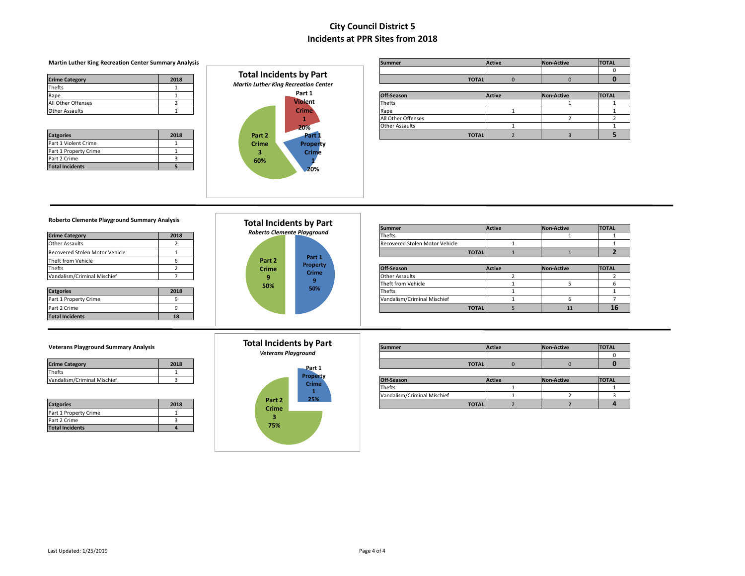# City Council District 5
## Incidents at PPR Sites from 2018

### Martin Luther King Recreation Center Summary Analysis

| Crime Category | 2018 |
| --- | --- |
| Thefts | 1 |
| Rape | 1 |
| All Other Offenses | 2 |
| Other Assaults | 1 |

| Catgories | 2018 |
| --- | --- |
| Part 1 Violent Crime | 1 |
| Part 1 Property Crime | 1 |
| Part 2 Crime | 3 |
| **Total Incidents** | **5** |

**Total Incidents by Part**
*Martin Luther King Recreation Center*

- Part 1 Violent Crime: 1 (20%)
- Part 1 Property Crime: 1 (20%)
- Part 2 Crime: 3 (60%)

| Summer | Active | Non-Active | TOTAL |
| --- | --- | --- | --- |
| | | | 0 |
| **TOTAL** | 0 | 0 | **0** |

| Off-Season | Active | Non-Active | TOTAL |
| --- | --- | --- | --- |
| Thefts | | 1 | 1 |
| Rape | 1 | | 1 |
| All Other Offenses | | 2 | 2 |
| Other Assaults | 1 | | 1 |
| **TOTAL** | 2 | 3 | **5** |

### Roberto Clemente Playground Summary Analysis

| Crime Category | 2018 |
| --- | --- |
| Other Assaults | 2 |
| Recovered Stolen Motor Vehicle | 1 |
| Theft from Vehicle | 6 |
| Thefts | 2 |
| Vandalism/Criminal Mischief | 7 |

| Catgories | 2018 |
| --- | --- |
| Part 1 Property Crime | 9 |
| Part 2 Crime | 9 |
| **Total Incidents** | **18** |

**Total Incidents by Part**
*Roberto Clemente Playground*

- Part 1 Property Crime: 9 (50%)
- Part 2 Crime: 9 (50%)

| Summer | Active | Non-Active | TOTAL |
| --- | --- | --- | --- |
| Thefts | | 1 | 1 |
| Recovered Stolen Motor Vehicle | 1 | | 1 |
| **TOTAL** | 1 | 1 | **2** |

| Off-Season | Active | Non-Active | TOTAL |
| --- | --- | --- | --- |
| Other Assaults | 2 | | 2 |
| Theft from Vehicle | 1 | 5 | 6 |
| Thefts | 1 | | 1 |
| Vandalism/Criminal Mischief | 1 | 6 | 7 |
| **TOTAL** | 5 | 11 | **16** |

### Veterans Playground Summary Analysis

| Crime Category | 2018 |
| --- | --- |
| Thefts | 1 |
| Vandalism/Criminal Mischief | 3 |

| Catgories | 2018 |
| --- | --- |
| Part 1 Property Crime | 1 |
| Part 2 Crime | 3 |
| **Total Incidents** | **4** |

**Total Incidents by Part**
*Veterans Playground*

- Part 1 Property Crime: 1 (25%)
- Part 2 Crime: 3 (75%)

| Summer | Active | Non-Active | TOTAL |
| --- | --- | --- | --- |
| | | | 0 |
| **TOTAL** | 0 | 0 | **0** |

| Off-Season | Active | Non-Active | TOTAL |
| --- | --- | --- | --- |
| Thefts | 1 | | 1 |
| Vandalism/Criminal Mischief | 1 | 2 | 3 |
| **TOTAL** | 2 | 2 | **4** |

Last Updated: 1/25/2019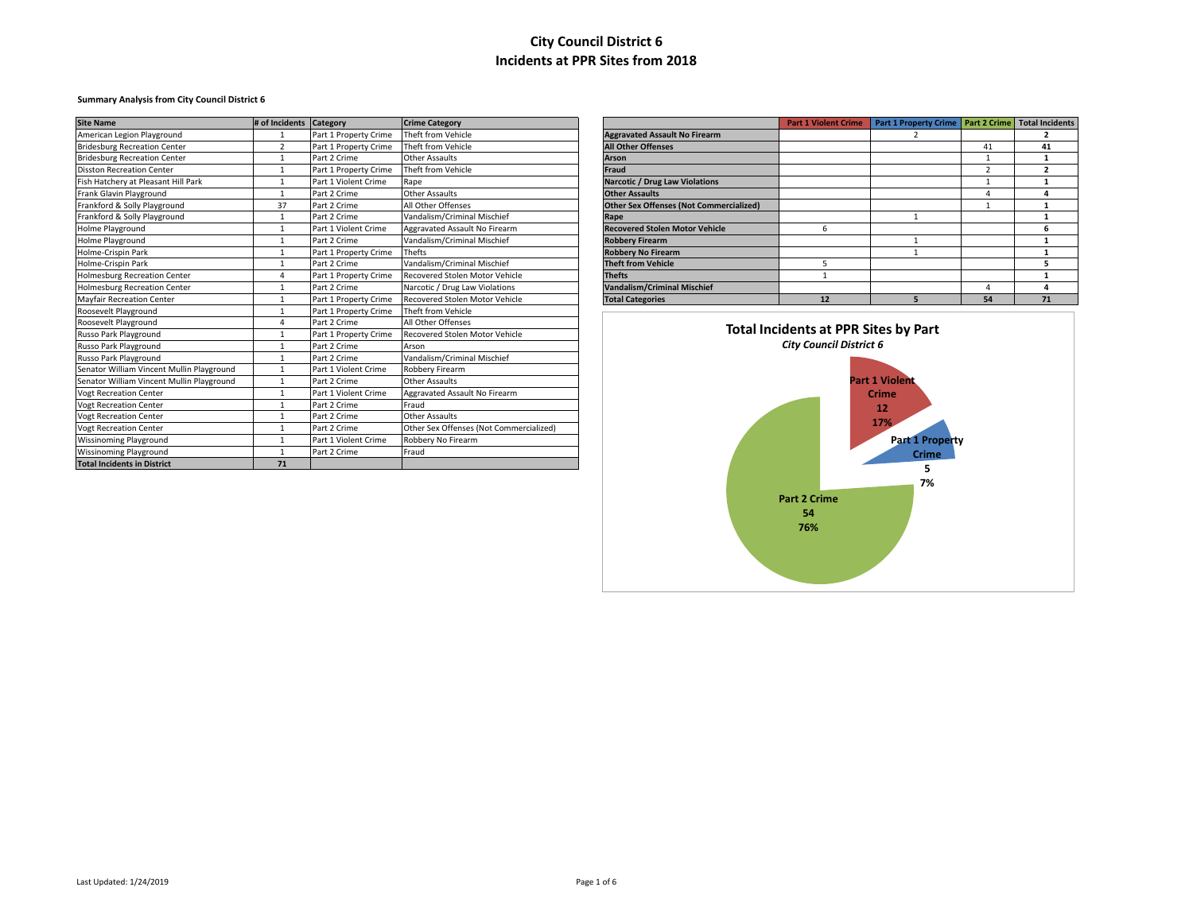# City Council District 6
# Incidents at PPR Sites from 2018

**Summary Analysis from City Council District 6**

| Site Name | # of Incidents | Category | Crime Category |
|---|---|---|---|
| American Legion Playground | 1 | Part 1 Property Crime | Theft from Vehicle |
| Bridesburg Recreation Center | 2 | Part 1 Property Crime | Theft from Vehicle |
| Bridesburg Recreation Center | 1 | Part 2 Crime | Other Assaults |
| Disston Recreation Center | 1 | Part 1 Property Crime | Theft from Vehicle |
| Fish Hatchery at Pleasant Hill Park | 1 | Part 1 Violent Crime | Rape |
| Frank Glavin Playground | 1 | Part 2 Crime | Other Assaults |
| Frankford & Solly Playground | 37 | Part 2 Crime | All Other Offenses |
| Frankford & Solly Playground | 1 | Part 2 Crime | Vandalism/Criminal Mischief |
| Holme Playground | 1 | Part 1 Violent Crime | Aggravated Assault No Firearm |
| Holme Playground | 1 | Part 2 Crime | Vandalism/Criminal Mischief |
| Holme-Crispin Park | 1 | Part 1 Property Crime | Thefts |
| Holme-Crispin Park | 1 | Part 2 Crime | Vandalism/Criminal Mischief |
| Holmesburg Recreation Center | 4 | Part 1 Property Crime | Recovered Stolen Motor Vehicle |
| Holmesburg Recreation Center | 1 | Part 2 Crime | Narcotic / Drug Law Violations |
| Mayfair Recreation Center | 1 | Part 1 Property Crime | Recovered Stolen Motor Vehicle |
| Roosevelt Playground | 1 | Part 1 Property Crime | Theft from Vehicle |
| Roosevelt Playground | 4 | Part 2 Crime | All Other Offenses |
| Russo Park Playground | 1 | Part 1 Property Crime | Recovered Stolen Motor Vehicle |
| Russo Park Playground | 1 | Part 2 Crime | Arson |
| Russo Park Playground | 1 | Part 2 Crime | Vandalism/Criminal Mischief |
| Senator William Vincent Mullin Playground | 1 | Part 1 Violent Crime | Robbery Firearm |
| Senator William Vincent Mullin Playground | 1 | Part 2 Crime | Other Assaults |
| Vogt Recreation Center | 1 | Part 1 Violent Crime | Aggravated Assault No Firearm |
| Vogt Recreation Center | 1 | Part 2 Crime | Fraud |
| Vogt Recreation Center | 1 | Part 2 Crime | Other Assaults |
| Vogt Recreation Center | 1 | Part 2 Crime | Other Sex Offenses (Not Commercialized) |
| Wissinoming Playground | 1 | Part 1 Violent Crime | Robbery No Firearm |
| Wissinoming Playground | 1 | Part 2 Crime | Fraud |
| **Total Incidents in District** | **71** | | |

| | Part 1 Violent Crime | Part 1 Property Crime | Part 2 Crime | Total Incidents |
|---|---|---|---|---|
| **Aggravated Assault No Firearm** | | 2 | | **2** |
| **All Other Offenses** | | | 41 | **41** |
| **Arson** | | | 1 | **1** |
| **Fraud** | | | 2 | **2** |
| **Narcotic / Drug Law Violations** | | | 1 | **1** |
| **Other Assaults** | | | 4 | **4** |
| **Other Sex Offenses (Not Commercialized)** | | | 1 | **1** |
| **Rape** | | 1 | | **1** |
| **Recovered Stolen Motor Vehicle** | 6 | | | **6** |
| **Robbery Firearm** | | 1 | | **1** |
| **Robbery No Firearm** | | 1 | | **1** |
| **Theft from Vehicle** | 5 | | | **5** |
| **Thefts** | 1 | | | **1** |
| **Vandalism/Criminal Mischief** | | | 4 | **4** |
| **Total Categories** | **12** | **5** | **54** | **71** |

**Total Incidents at PPR Sites by Part**

*City Council District 6*

- Part 1 Violent Crime: 12 (17%)
- Part 1 Property Crime: 5 (7%)
- Part 2 Crime: 54 (76%)

Last Updated: 1/24/2019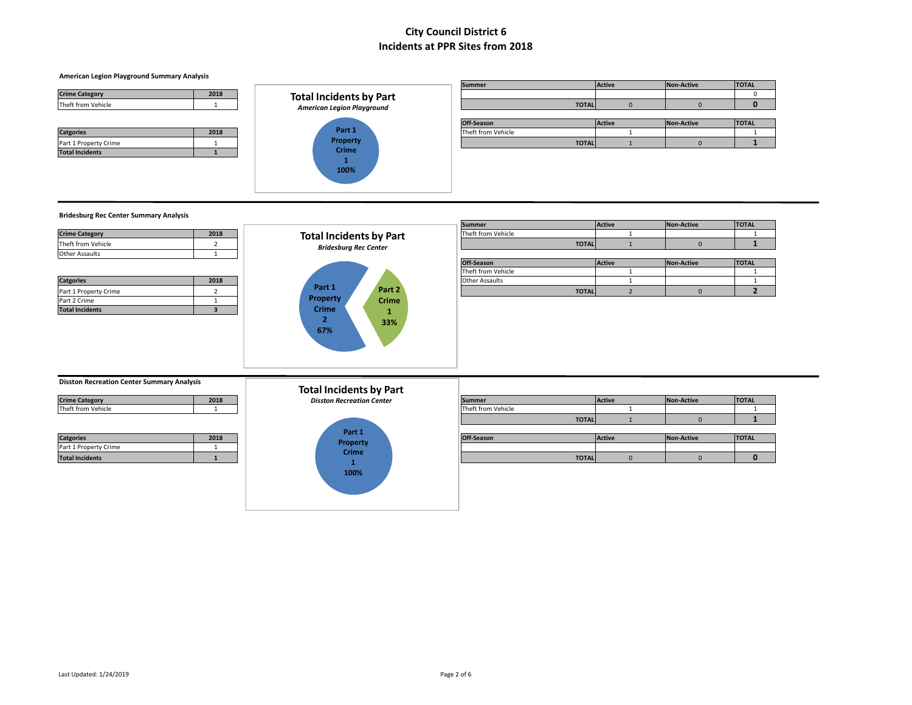# City Council District 6
# Incidents at PPR Sites from 2018

### American Legion Playground Summary Analysis

| Crime Category | 2018 |
|---|---|
| Theft from Vehicle | 1 |

| Catgories | 2018 |
|---|---|
| Part 1 Property Crime | 1 |
| **Total Incidents** | **1** |

**Total Incidents by Part**
*American Legion Playground*

Part 1 Property Crime 1 100%

| Summer | Active | Non-Active | TOTAL |
|---|---|---|---|
| | | | 0 |
| **TOTAL** | 0 | 0 | **0** |

| Off-Season | Active | Non-Active | TOTAL |
|---|---|---|---|
| Theft from Vehicle | 1 | | 1 |
| **TOTAL** | 1 | 0 | **1** |

### Bridesburg Rec Center Summary Analysis

| Crime Category | 2018 |
|---|---|
| Theft from Vehicle | 2 |
| Other Assaults | 1 |

| Catgories | 2018 |
|---|---|
| Part 1 Property Crime | 2 |
| Part 2 Crime | 1 |
| **Total Incidents** | **3** |

**Total Incidents by Part**
*Bridesburg Rec Center*

Part 1 Property Crime 2 67%
Part 2 Crime 1 33%

| Summer | Active | Non-Active | TOTAL |
|---|---|---|---|
| Theft from Vehicle | 1 | | 1 |
| **TOTAL** | 1 | 0 | **1** |

| Off-Season | Active | Non-Active | TOTAL |
|---|---|---|---|
| Theft from Vehicle | 1 | | 1 |
| Other Assaults | 1 | | 1 |
| **TOTAL** | 2 | 0 | **2** |

### Disston Recreation Center Summary Analysis

| Crime Category | 2018 |
|---|---|
| Theft from Vehicle | 1 |

| Catgories | 2018 |
|---|---|
| Part 1 Property Crime | 1 |
| **Total Incidents** | **1** |

**Total Incidents by Part**
*Disston Recreation Center*

Part 1 Property Crime 1 100%

| Summer | Active | Non-Active | TOTAL |
|---|---|---|---|
| Theft from Vehicle | 1 | | 1 |
| **TOTAL** | 1 | 0 | **1** |

| Off-Season | Active | Non-Active | TOTAL |
|---|---|---|---|
| | | | |
| **TOTAL** | 0 | 0 | **0** |

Last Updated: 1/24/2019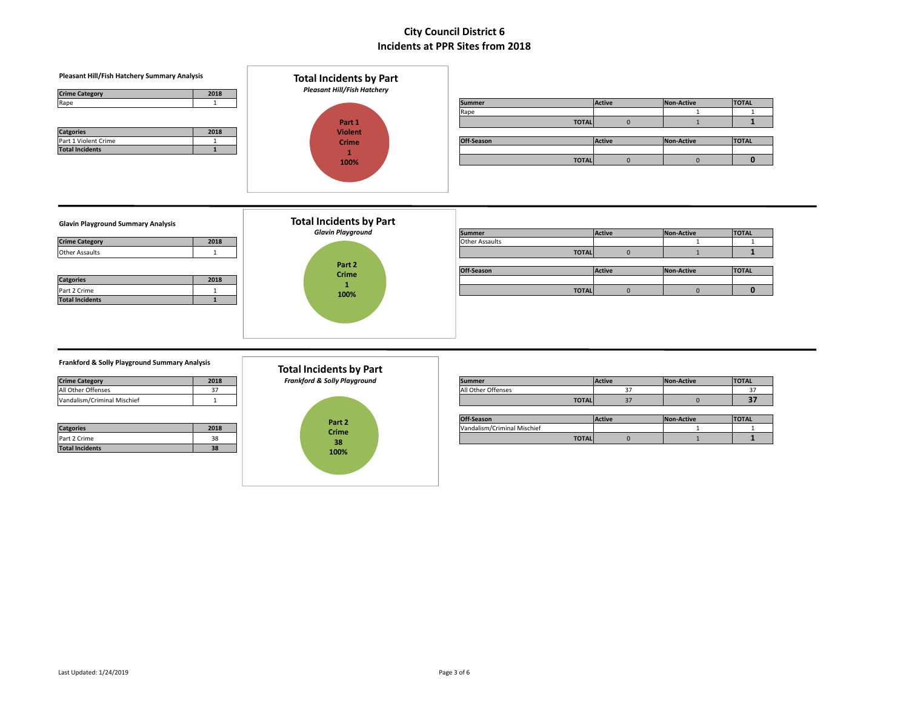# City Council District 6
# Incidents at PPR Sites from 2018

### Pleasant Hill/Fish Hatchery Summary Analysis

| Crime Category | 2018 |
|---|---|
| Rape | 1 |

| Catgories | 2018 |
|---|---|
| Part 1 Violent Crime | 1 |
| **Total Incidents** | **1** |

**Total Incidents by Part**
***Pleasant Hill/Fish Hatchery***

Part 1 Violent Crime
1
100%

| Summer | Active | Non-Active | TOTAL |
|---|---|---|---|
| Rape | | 1 | 1 |
| **TOTAL** | 0 | 1 | **1** |

| Off-Season | Active | Non-Active | TOTAL |
|---|---|---|---|
| | | | |
| **TOTAL** | 0 | 0 | **0** |

---

### Glavin Playground Summary Analysis

| Crime Category | 2018 |
|---|---|
| Other Assaults | 1 |

| Catgories | 2018 |
|---|---|
| Part 2 Crime | 1 |
| **Total Incidents** | **1** |

**Total Incidents by Part**
***Glavin Playground***

Part 2 Crime
1
100%

| Summer | Active | Non-Active | TOTAL |
|---|---|---|---|
| Other Assaults | | 1 | 1 |
| **TOTAL** | 0 | 1 | **1** |

| Off-Season | Active | Non-Active | TOTAL |
|---|---|---|---|
| | | | |
| **TOTAL** | 0 | 0 | **0** |

---

### Frankford & Solly Playground Summary Analysis

| Crime Category | 2018 |
|---|---|
| All Other Offenses | 37 |
| Vandalism/Criminal Mischief | 1 |

| Catgories | 2018 |
|---|---|
| Part 2 Crime | 38 |
| **Total Incidents** | **38** |

**Total Incidents by Part**
***Frankford & Solly Playground***

Part 2 Crime
38
100%

| Summer | Active | Non-Active | TOTAL |
|---|---|---|---|
| All Other Offenses | 37 | | 37 |
| **TOTAL** | 37 | 0 | **37** |

| Off-Season | Active | Non-Active | TOTAL |
|---|---|---|---|
| Vandalism/Criminal Mischief | | 1 | 1 |
| **TOTAL** | 0 | 1 | **1** |

Last Updated: 1/24/2019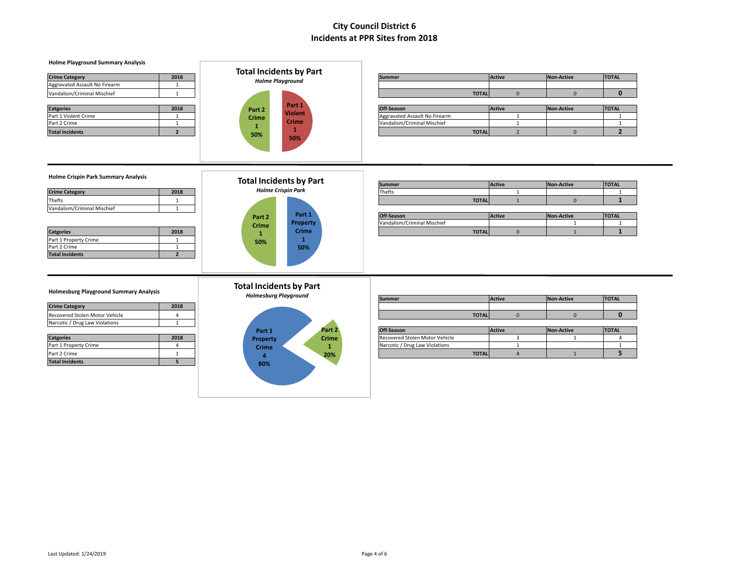# City Council District 6
# Incidents at PPR Sites from 2018

### Holme Playground Summary Analysis

| Crime Category | 2018 |
|---|---|
| Aggravated Assault No Firearm | 1 |
| Vandalism/Criminal Mischief | 1 |

| Catgories | 2018 |
|---|---|
| Part 1 Violent Crime | 1 |
| Part 2 Crime | 1 |
| **Total Incidents** | **2** |

**Total Incidents by Part**
*Holme Playground*

- Part 2 Crime: 1, 50%
- Part 1 Violent Crime: 1, 50%

| Summer | Active | Non-Active | TOTAL |
|---|---|---|---|
| | | | |
| **TOTAL** | 0 | 0 | **0** |

| Off-Season | Active | Non-Active | TOTAL |
|---|---|---|---|
| Aggravated Assault No Firearm | 1 | | 1 |
| Vandalism/Criminal Mischief | 1 | | 1 |
| **TOTAL** | 2 | 0 | **2** |

### Holme Crispin Park Summary Analysis

| Crime Category | 2018 |
|---|---|
| Thefts | 1 |
| Vandalism/Criminal Mischief | 1 |

| Catgories | 2018 |
|---|---|
| Part 1 Property Crime | 1 |
| Part 2 Crime | 1 |
| **Total Incidents** | **2** |

**Total Incidents by Part**
*Holme Crispin Park*

- Part 2 Crime: 1, 50%
- Part 1 Property Crime: 1, 50%

| Summer | Active | Non-Active | TOTAL |
|---|---|---|---|
| Thefts | 1 | | 1 |
| **TOTAL** | 1 | 0 | **1** |

| Off-Season | Active | Non-Active | TOTAL |
|---|---|---|---|
| Vandalism/Criminal Mischief | | 1 | 1 |
| **TOTAL** | 0 | 1 | **1** |

### Holmesburg Playground Summary Analysis

| Crime Category | 2018 |
|---|---|
| Recovered Stolen Motor Vehicle | 4 |
| Narcotic / Drug Law Violations | 1 |

| Catgories | 2018 |
|---|---|
| Part 1 Property Crime | 4 |
| Part 2 Crime | 1 |
| **Total Incidents** | **5** |

**Total Incidents by Part**
*Holmesburg Playground*

- Part 1 Property Crime: 4, 80%
- Part 2 Crime: 1, 20%

| Summer | Active | Non-Active | TOTAL |
|---|---|---|---|
| | | | |
| **TOTAL** | 0 | 0 | **0** |

| Off-Season | Active | Non-Active | TOTAL |
|---|---|---|---|
| Recovered Stolen Motor Vehicle | 3 | 1 | 4 |
| Narcotic / Drug Law Violations | 1 | | 1 |
| **TOTAL** | 4 | 1 | **5** |

Last Updated: 1/24/2019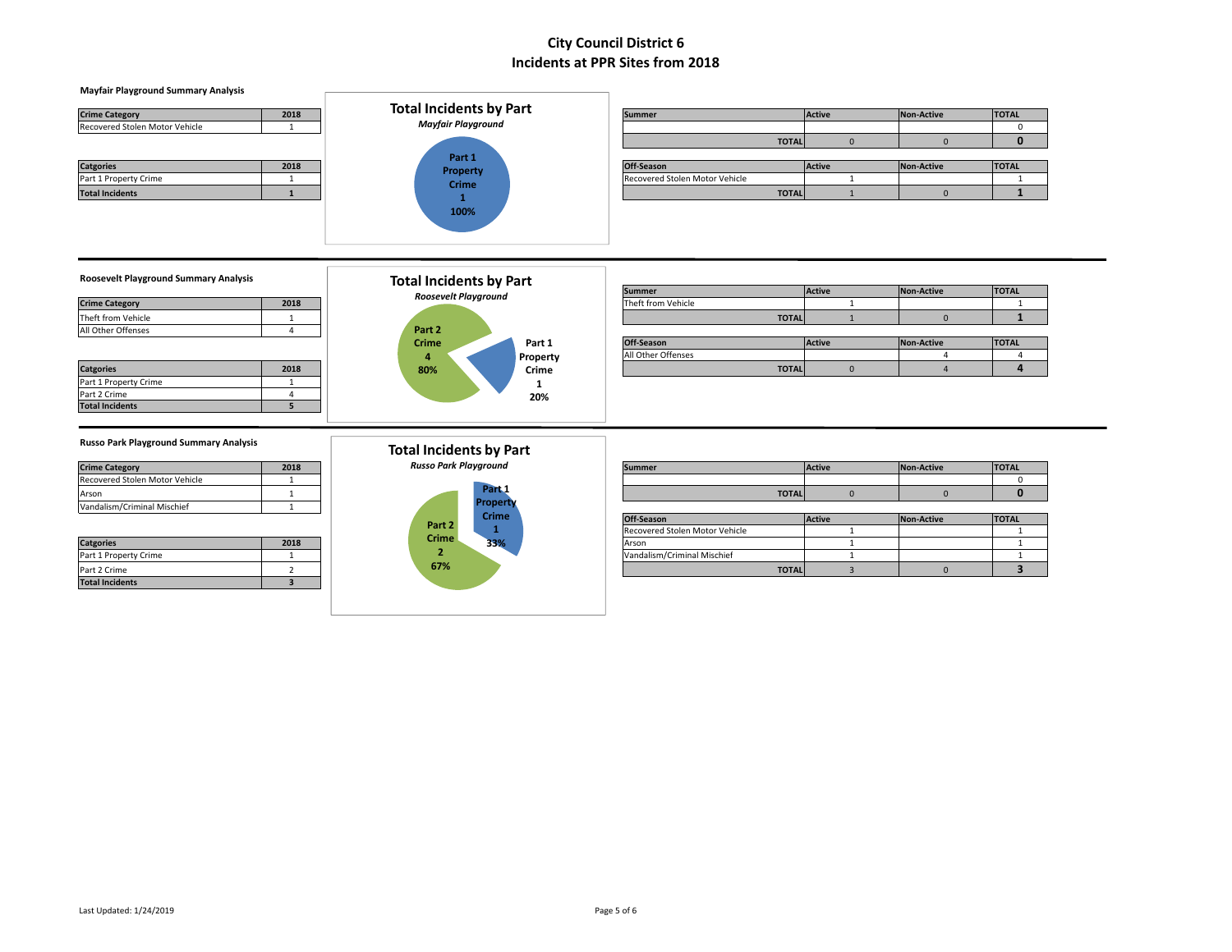# City Council District 6
# Incidents at PPR Sites from 2018

### Mayfair Playground Summary Analysis

| Crime Category | 2018 |
|---|---|
| Recovered Stolen Motor Vehicle | 1 |

| Catgories | 2018 |
|---|---|
| Part 1 Property Crime | 1 |
| Total Incidents | 1 |

**Total Incidents by Part**
*Mayfair Playground*

Part 1 Property Crime 1 100%

| Summer | Active | Non-Active | TOTAL |
|---|---|---|---|
| | | | 0 |
| TOTAL | 0 | 0 | 0 |

| Off-Season | Active | Non-Active | TOTAL |
|---|---|---|---|
| Recovered Stolen Motor Vehicle | 1 | | 1 |
| TOTAL | 1 | 0 | 1 |

### Roosevelt Playground Summary Analysis

| Crime Category | 2018 |
|---|---|
| Theft from Vehicle | 1 |
| All Other Offenses | 4 |

| Catgories | 2018 |
|---|---|
| Part 1 Property Crime | 1 |
| Part 2 Crime | 4 |
| Total Incidents | 5 |

**Total Incidents by Part**
*Roosevelt Playground*

Part 2 Crime 4 80%
Part 1 Property Crime 1 20%

| Summer | Active | Non-Active | TOTAL |
|---|---|---|---|
| Theft from Vehicle | 1 | | 1 |
| TOTAL | 1 | 0 | 1 |

| Off-Season | Active | Non-Active | TOTAL |
|---|---|---|---|
| All Other Offenses | | 4 | 4 |
| TOTAL | 0 | 4 | 4 |

### Russo Park Playground Summary Analysis

| Crime Category | 2018 |
|---|---|
| Recovered Stolen Motor Vehicle | 1 |
| Arson | 1 |
| Vandalism/Criminal Mischief | 1 |

| Catgories | 2018 |
|---|---|
| Part 1 Property Crime | 1 |
| Part 2 Crime | 2 |
| Total Incidents | 3 |

**Total Incidents by Part**
*Russo Park Playground*

Part 1 Property Crime 1 33%
Part 2 Crime 2 67%

| Summer | Active | Non-Active | TOTAL |
|---|---|---|---|
| | | | 0 |
| TOTAL | 0 | 0 | 0 |

| Off-Season | Active | Non-Active | TOTAL |
|---|---|---|---|
| Recovered Stolen Motor Vehicle | 1 | | 1 |
| Arson | 1 | | 1 |
| Vandalism/Criminal Mischief | 1 | | 1 |
| TOTAL | 3 | 0 | 3 |

Last Updated: 1/24/2019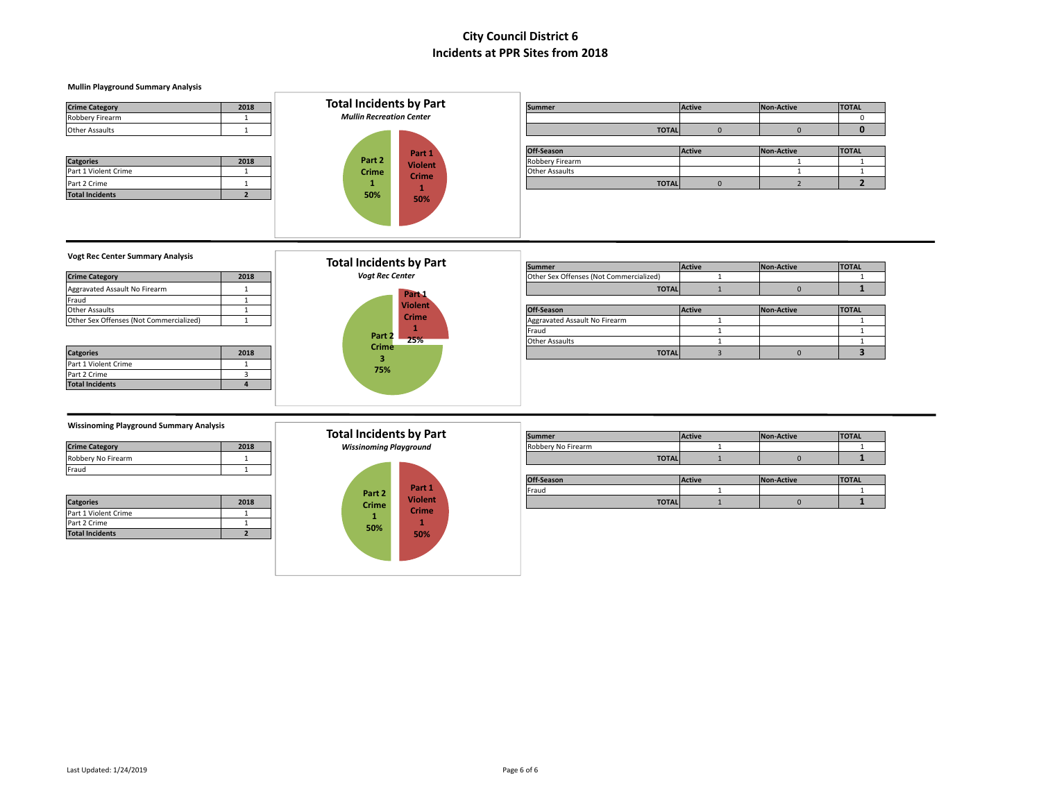# City Council District 6
# Incidents at PPR Sites from 2018

## Mullin Playground Summary Analysis

| Crime Category | 2018 |
|---|---|
| Robbery Firearm | 1 |
| Other Assaults | 1 |

| Catgories | 2018 |
|---|---|
| Part 1 Violent Crime | 1 |
| Part 2 Crime | 1 |
| **Total Incidents** | **2** |

**Total Incidents by Part**

***Mullin Recreation Center***

Part 2 Crime 1 50%

Part 1 Violent Crime 1 50%

| Summer | Active | Non-Active | TOTAL |
|---|---|---|---|
| | | | 0 |
| **TOTAL** | 0 | 0 | **0** |

| Off-Season | Active | Non-Active | TOTAL |
|---|---|---|---|
| Robbery Firearm | | 1 | 1 |
| Other Assaults | | 1 | 1 |
| **TOTAL** | 0 | 2 | **2** |

## Vogt Rec Center Summary Analysis

| Crime Category | 2018 |
|---|---|
| Aggravated Assault No Firearm | 1 |
| Fraud | 1 |
| Other Assaults | 1 |
| Other Sex Offenses (Not Commercialized) | 1 |

| Catgories | 2018 |
|---|---|
| Part 1 Violent Crime | 1 |
| Part 2 Crime | 3 |
| **Total Incidents** | **4** |

**Total Incidents by Part**

***Vogt Rec Center***

Part 1 Violent Crime 1 25%

Part 2 Crime 3 75%

| Summer | Active | Non-Active | TOTAL |
|---|---|---|---|
| Other Sex Offenses (Not Commercialized) | 1 | | 1 |
| **TOTAL** | 1 | 0 | **1** |

| Off-Season | Active | Non-Active | TOTAL |
|---|---|---|---|
| Aggravated Assault No Firearm | 1 | | 1 |
| Fraud | 1 | | 1 |
| Other Assaults | 1 | | 1 |
| **TOTAL** | 3 | 0 | **3** |

## Wissinoming Playground Summary Analysis

| Crime Category | 2018 |
|---|---|
| Robbery No Firearm | 1 |
| Fraud | 1 |

| Catgories | 2018 |
|---|---|
| Part 1 Violent Crime | 1 |
| Part 2 Crime | 1 |
| **Total Incidents** | **2** |

**Total Incidents by Part**

***Wissinoming Playground***

Part 2 Crime 1 50%

Part 1 Violent Crime 1 50%

| Summer | Active | Non-Active | TOTAL |
|---|---|---|---|
| Robbery No Firearm | 1 | | 1 |
| **TOTAL** | 1 | 0 | **1** |

| Off-Season | Active | Non-Active | TOTAL |
|---|---|---|---|
| Fraud | 1 | | 1 |
| **TOTAL** | 1 | 0 | **1** |

Last Updated: 1/24/2019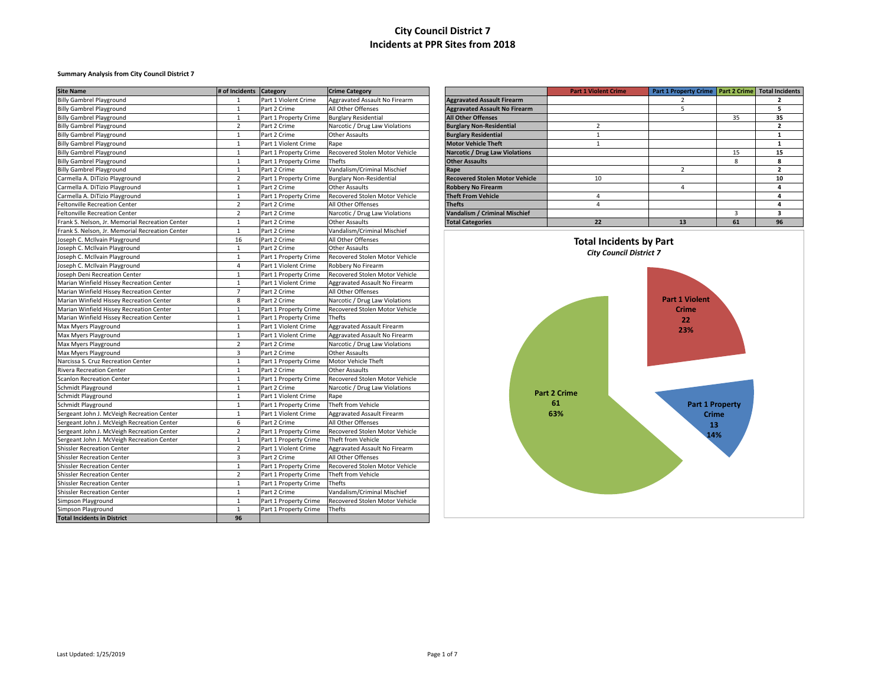# City Council District 7
# Incidents at PPR Sites from 2018

**Summary Analysis from City Council District 7**

| Site Name | # of Incidents | Category | Crime Category |
|---|---|---|---|
| Billy Gambrel Playground | 1 | Part 1 Violent Crime | Aggravated Assault No Firearm |
| Billy Gambrel Playground | 1 | Part 2 Crime | All Other Offenses |
| Billy Gambrel Playground | 1 | Part 1 Property Crime | Burglary Residential |
| Billy Gambrel Playground | 2 | Part 2 Crime | Narcotic / Drug Law Violations |
| Billy Gambrel Playground | 1 | Part 2 Crime | Other Assaults |
| Billy Gambrel Playground | 1 | Part 1 Violent Crime | Rape |
| Billy Gambrel Playground | 1 | Part 1 Property Crime | Recovered Stolen Motor Vehicle |
| Billy Gambrel Playground | 1 | Part 1 Property Crime | Thefts |
| Billy Gambrel Playground | 1 | Part 2 Crime | Vandalism/Criminal Mischief |
| Carmella A. DiTizio Playground | 2 | Part 1 Property Crime | Burglary Non-Residential |
| Carmella A. DiTizio Playground | 1 | Part 2 Crime | Other Assaults |
| Carmella A. DiTizio Playground | 1 | Part 1 Property Crime | Recovered Stolen Motor Vehicle |
| Feltonville Recreation Center | 2 | Part 2 Crime | All Other Offenses |
| Feltonville Recreation Center | 2 | Part 2 Crime | Narcotic / Drug Law Violations |
| Frank S. Nelson, Jr. Memorial Recreation Center | 1 | Part 2 Crime | Other Assaults |
| Frank S. Nelson, Jr. Memorial Recreation Center | 1 | Part 2 Crime | Vandalism/Criminal Mischief |
| Joseph C. McIlvain Playground | 16 | Part 2 Crime | All Other Offenses |
| Joseph C. McIlvain Playground | 1 | Part 2 Crime | Other Assaults |
| Joseph C. McIlvain Playground | 1 | Part 1 Property Crime | Recovered Stolen Motor Vehicle |
| Joseph C. McIlvain Playground | 4 | Part 1 Violent Crime | Robbery No Firearm |
| Joseph Deni Recreation Center | 1 | Part 1 Property Crime | Recovered Stolen Motor Vehicle |
| Marian Winfield Hissey Recreation Center | 1 | Part 1 Violent Crime | Aggravated Assault No Firearm |
| Marian Winfield Hissey Recreation Center | 7 | Part 2 Crime | All Other Offenses |
| Marian Winfield Hissey Recreation Center | 8 | Part 2 Crime | Narcotic / Drug Law Violations |
| Marian Winfield Hissey Recreation Center | 1 | Part 1 Property Crime | Recovered Stolen Motor Vehicle |
| Marian Winfield Hissey Recreation Center | 1 | Part 1 Property Crime | Thefts |
| Max Myers Playground | 1 | Part 1 Violent Crime | Aggravated Assault Firearm |
| Max Myers Playground | 1 | Part 1 Violent Crime | Aggravated Assault No Firearm |
| Max Myers Playground | 2 | Part 2 Crime | Narcotic / Drug Law Violations |
| Max Myers Playground | 3 | Part 2 Crime | Other Assaults |
| Narcissa S. Cruz Recreation Center | 1 | Part 1 Property Crime | Motor Vehicle Theft |
| Rivera Recreation Center | 1 | Part 2 Crime | Other Assaults |
| Scanlon Recreation Center | 1 | Part 1 Property Crime | Recovered Stolen Motor Vehicle |
| Schmidt Playground | 1 | Part 2 Crime | Narcotic / Drug Law Violations |
| Schmidt Playground | 1 | Part 1 Violent Crime | Rape |
| Schmidt Playground | 1 | Part 1 Property Crime | Theft from Vehicle |
| Sergeant John J. McVeigh Recreation Center | 1 | Part 1 Violent Crime | Aggravated Assault Firearm |
| Sergeant John J. McVeigh Recreation Center | 6 | Part 2 Crime | All Other Offenses |
| Sergeant John J. McVeigh Recreation Center | 2 | Part 1 Property Crime | Recovered Stolen Motor Vehicle |
| Sergeant John J. McVeigh Recreation Center | 1 | Part 1 Property Crime | Theft from Vehicle |
| Shissler Recreation Center | 2 | Part 1 Violent Crime | Aggravated Assault No Firearm |
| Shissler Recreation Center | 3 | Part 2 Crime | All Other Offenses |
| Shissler Recreation Center | 1 | Part 1 Property Crime | Recovered Stolen Motor Vehicle |
| Shissler Recreation Center | 2 | Part 1 Property Crime | Theft from Vehicle |
| Shissler Recreation Center | 1 | Part 1 Property Crime | Thefts |
| Shissler Recreation Center | 1 | Part 2 Crime | Vandalism/Criminal Mischief |
| Simpson Playground | 1 | Part 1 Property Crime | Recovered Stolen Motor Vehicle |
| Simpson Playground | 1 | Part 1 Property Crime | Thefts |
| **Total Incidents in District** | **96** | | |

| | Part 1 Violent Crime | Part 1 Property Crime | Part 2 Crime | Total Incidents |
|---|---|---|---|---|
| **Aggravated Assault Firearm** | | 2 | | **2** |
| **Aggravated Assault No Firearm** | | 5 | | **5** |
| **All Other Offenses** | | | 35 | **35** |
| **Burglary Non-Residential** | 2 | | | **2** |
| **Burglary Residential** | 1 | | | **1** |
| **Motor Vehicle Theft** | 1 | | | **1** |
| **Narcotic / Drug Law Violations** | | | 15 | **15** |
| **Other Assaults** | | | 8 | **8** |
| **Rape** | | 2 | | **2** |
| **Recovered Stolen Motor Vehicle** | 10 | | | **10** |
| **Robbery No Firearm** | | 4 | | **4** |
| **Theft From Vehicle** | 4 | | | **4** |
| **Thefts** | 4 | | | **4** |
| **Vandalism / Criminal Mischief** | | | 3 | **3** |
| **Total Categories** | **22** | **13** | **61** | **96** |

**Total Incidents by Part**

*City Council District 7*

- Part 1 Violent Crime: 22 (23%)
- Part 1 Property Crime: 13 (14%)
- Part 2 Crime: 61 (63%)

Last Updated: 1/25/2019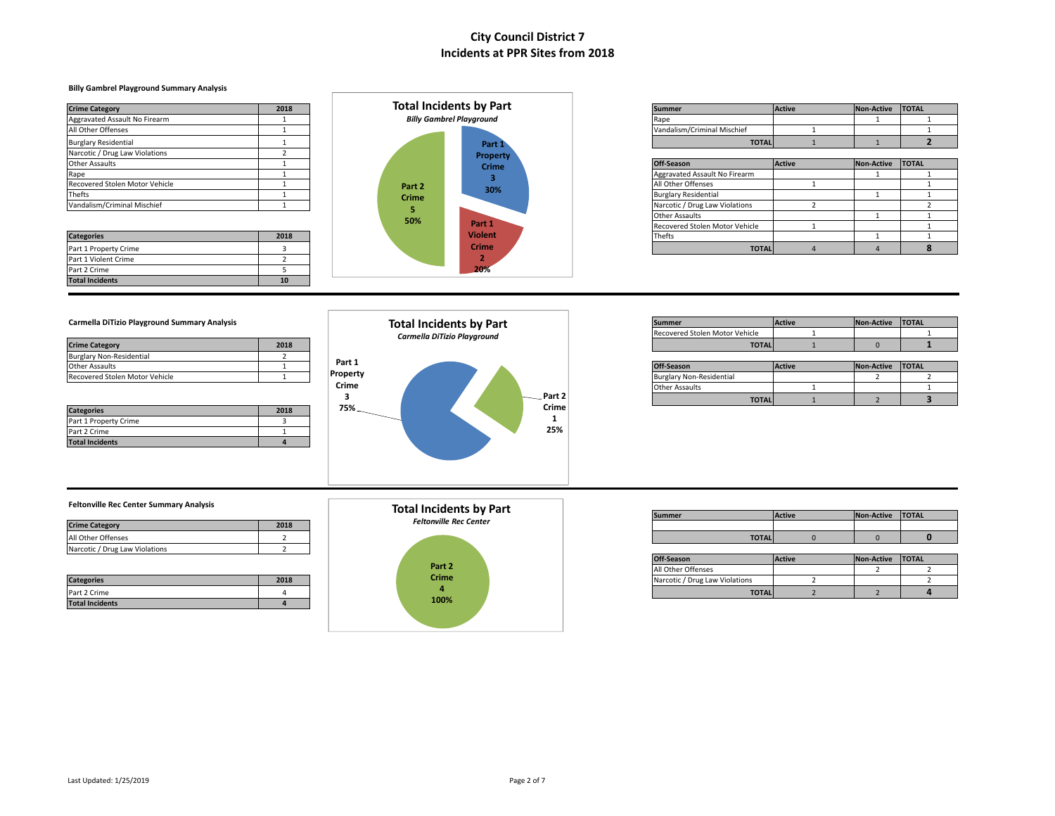# City Council District 7
# Incidents at PPR Sites from 2018

### Billy Gambrel Playground Summary Analysis

| Crime Category | 2018 |
|---|---|
| Aggravated Assault No Firearm | 1 |
| All Other Offenses | 1 |
| Burglary Residential | 1 |
| Narcotic / Drug Law Violations | 2 |
| Other Assaults | 1 |
| Rape | 1 |
| Recovered Stolen Motor Vehicle | 1 |
| Thefts | 1 |
| Vandalism/Criminal Mischief | 1 |

| Categories | 2018 |
|---|---|
| Part 1 Property Crime | 3 |
| Part 1 Violent Crime | 2 |
| Part 2 Crime | 5 |
| **Total Incidents** | **10** |

**Total Incidents by Part**
*Billy Gambrel Playground*

- Part 1 Property Crime: 3 (30%)
- Part 1 Violent Crime: 2 (20%)
- Part 2 Crime: 5 (50%)

| Summer | Active | Non-Active | TOTAL |
|---|---|---|---|
| Rape | | 1 | 1 |
| Vandalism/Criminal Mischief | 1 | | 1 |
| **TOTAL** | 1 | 1 | **2** |

| Off-Season | Active | Non-Active | TOTAL |
|---|---|---|---|
| Aggravated Assault No Firearm | | 1 | 1 |
| All Other Offenses | 1 | | 1 |
| Burglary Residential | | 1 | 1 |
| Narcotic / Drug Law Violations | 2 | | 2 |
| Other Assaults | | 1 | 1 |
| Recovered Stolen Motor Vehicle | 1 | | 1 |
| Thefts | | 1 | 1 |
| **TOTAL** | 4 | 4 | **8** |

### Carmella DiTizio Playground Summary Analysis

| Crime Category | 2018 |
|---|---|
| Burglary Non-Residential | 2 |
| Other Assaults | 1 |
| Recovered Stolen Motor Vehicle | 1 |

| Categories | 2018 |
|---|---|
| Part 1 Property Crime | 3 |
| Part 2 Crime | 1 |
| **Total Incidents** | **4** |

**Total Incidents by Part**
*Carmella DiTizio Playground*

- Part 1 Property Crime: 3 (75%)
- Part 2 Crime: 1 (25%)

| Summer | Active | Non-Active | TOTAL |
|---|---|---|---|
| Recovered Stolen Motor Vehicle | 1 | | 1 |
| **TOTAL** | 1 | 0 | **1** |

| Off-Season | Active | Non-Active | TOTAL |
|---|---|---|---|
| Burglary Non-Residential | | 2 | 2 |
| Other Assaults | 1 | | 1 |
| **TOTAL** | 1 | 2 | **3** |

### Feltonville Rec Center Summary Analysis

| Crime Category | 2018 |
|---|---|
| All Other Offenses | 2 |
| Narcotic / Drug Law Violations | 2 |

| Categories | 2018 |
|---|---|
| Part 2 Crime | 4 |
| **Total Incidents** | **4** |

**Total Incidents by Part**
*Feltonville Rec Center*

- Part 2 Crime: 4 (100%)

| Summer | Active | Non-Active | TOTAL |
|---|---|---|---|
| | | | |
| **TOTAL** | 0 | 0 | **0** |

| Off-Season | Active | Non-Active | TOTAL |
|---|---|---|---|
| All Other Offenses | | 2 | 2 |
| Narcotic / Drug Law Violations | 2 | | 2 |
| **TOTAL** | 2 | 2 | **4** |

Last Updated: 1/25/2019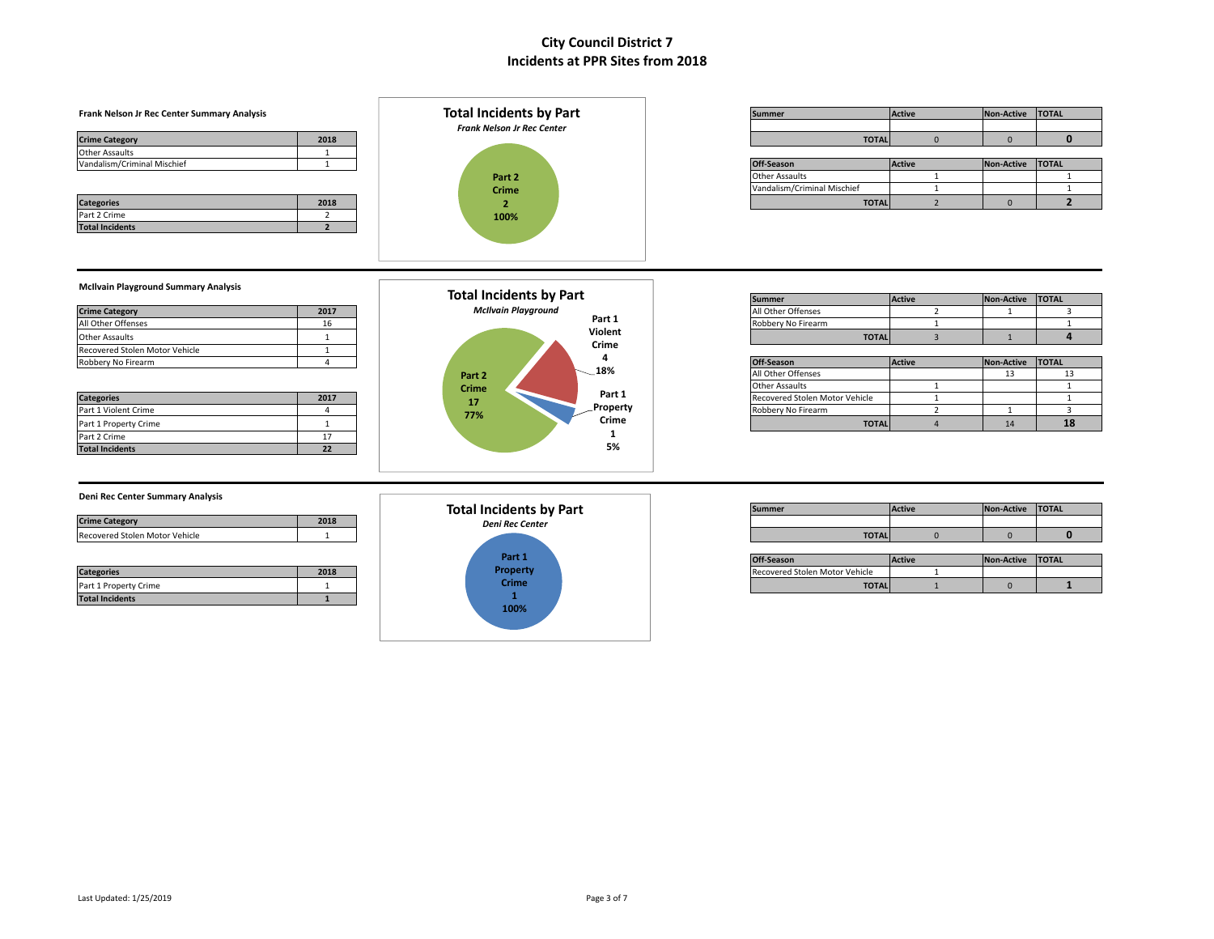# City Council District 7
# Incidents at PPR Sites from 2018

## Frank Nelson Jr Rec Center Summary Analysis

| Crime Category | 2018 |
|---|---|
| Other Assaults | 1 |
| Vandalism/Criminal Mischief | 1 |

| Categories | 2018 |
|---|---|
| Part 2 Crime | 2 |
| **Total Incidents** | **2** |

**Total Incidents by Part**
*Frank Nelson Jr Rec Center*

Part 2 Crime 2 100%

| Summer | Active | Non-Active | TOTAL |
|---|---|---|---|
| | | | |
| **TOTAL** | 0 | 0 | **0** |

| Off-Season | Active | Non-Active | TOTAL |
|---|---|---|---|
| Other Assaults | 1 | | 1 |
| Vandalism/Criminal Mischief | 1 | | 1 |
| **TOTAL** | 2 | 0 | **2** |

## McIlvain Playground Summary Analysis

| Crime Category | 2017 |
|---|---|
| All Other Offenses | 16 |
| Other Assaults | 1 |
| Recovered Stolen Motor Vehicle | 1 |
| Robbery No Firearm | 4 |

| Categories | 2017 |
|---|---|
| Part 1 Violent Crime | 4 |
| Part 1 Property Crime | 1 |
| Part 2 Crime | 17 |
| **Total Incidents** | **22** |

**Total Incidents by Part**
*McIlvain Playground*

Part 1 Violent Crime 4 18%; Part 1 Property Crime 1 5%; Part 2 Crime 17 77%

| Summer | Active | Non-Active | TOTAL |
|---|---|---|---|
| All Other Offenses | 2 | 1 | 3 |
| Robbery No Firearm | 1 | | 1 |
| **TOTAL** | 3 | 1 | **4** |

| Off-Season | Active | Non-Active | TOTAL |
|---|---|---|---|
| All Other Offenses | | 13 | 13 |
| Other Assaults | 1 | | 1 |
| Recovered Stolen Motor Vehicle | 1 | | 1 |
| Robbery No Firearm | 2 | 1 | 3 |
| **TOTAL** | 4 | 14 | **18** |

## Deni Rec Center Summary Analysis

| Crime Category | 2018 |
|---|---|
| Recovered Stolen Motor Vehicle | 1 |

| Categories | 2018 |
|---|---|
| Part 1 Property Crime | 1 |
| **Total Incidents** | **1** |

**Total Incidents by Part**
*Deni Rec Center*

Part 1 Property Crime 1 100%

| Summer | Active | Non-Active | TOTAL |
|---|---|---|---|
| | | | |
| **TOTAL** | 0 | 0 | **0** |

| Off-Season | Active | Non-Active | TOTAL |
|---|---|---|---|
| Recovered Stolen Motor Vehicle | 1 | | |
| **TOTAL** | 1 | 0 | **1** |

Last Updated: 1/25/2019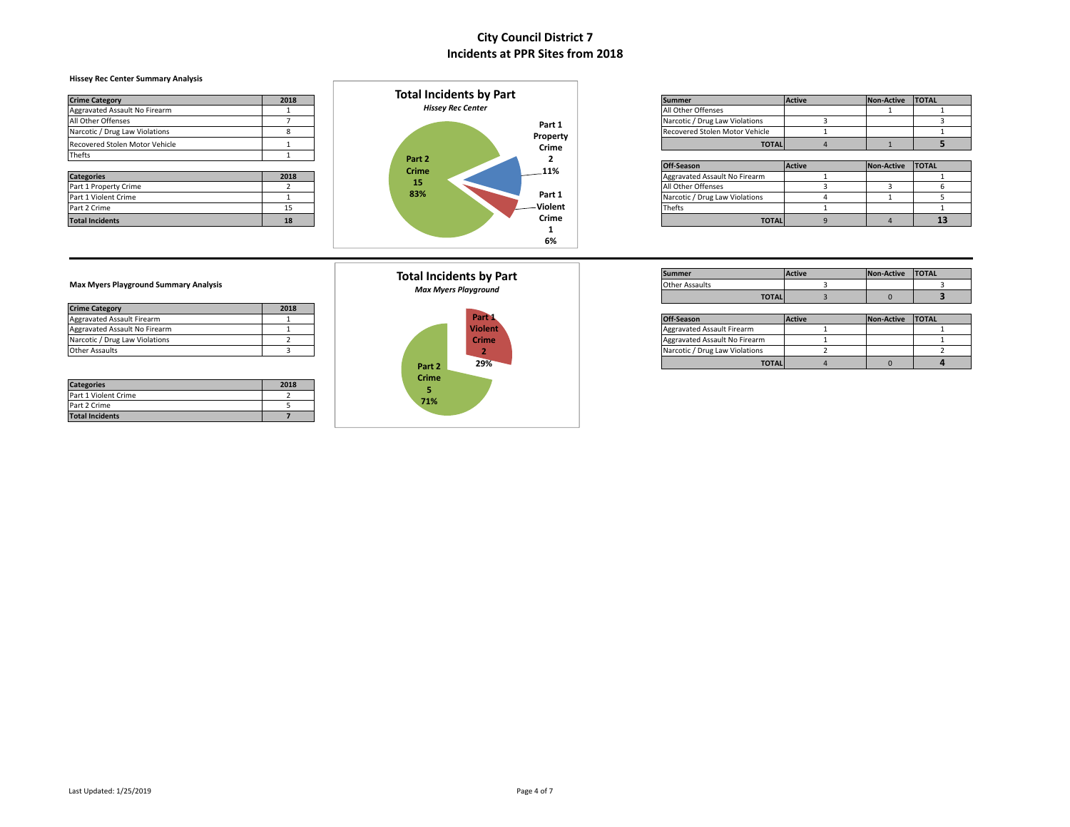# City Council District 7
# Incidents at PPR Sites from 2018

### Hissey Rec Center Summary Analysis

| Crime Category | 2018 |
|---|---|
| Aggravated Assault No Firearm | 1 |
| All Other Offenses | 7 |
| Narcotic / Drug Law Violations | 8 |
| Recovered Stolen Motor Vehicle | 1 |
| Thefts | 1 |

| Categories | 2018 |
|---|---|
| Part 1 Property Crime | 2 |
| Part 1 Violent Crime | 1 |
| Part 2 Crime | 15 |
| **Total Incidents** | **18** |

**Total Incidents by Part**
*Hissey Rec Center*

- Part 2 Crime: 15, 83%
- Part 1 Property Crime: 2, 11%
- Part 1 Violent Crime: 1, 6%

| Summer | Active | Non-Active | TOTAL |
|---|---|---|---|
| All Other Offenses | | 1 | 1 |
| Narcotic / Drug Law Violations | 3 | | 3 |
| Recovered Stolen Motor Vehicle | 1 | | 1 |
| **TOTAL** | 4 | 1 | **5** |

| Off-Season | Active | Non-Active | TOTAL |
|---|---|---|---|
| Aggravated Assault No Firearm | 1 | | 1 |
| All Other Offenses | 3 | 3 | 6 |
| Narcotic / Drug Law Violations | 4 | 1 | 5 |
| Thefts | 1 | | 1 |
| **TOTAL** | 9 | 4 | **13** |

---

### Max Myers Playground Summary Analysis

| Crime Category | 2018 |
|---|---|
| Aggravated Assault Firearm | 1 |
| Aggravated Assault No Firearm | 1 |
| Narcotic / Drug Law Violations | 2 |
| Other Assaults | 3 |

| Categories | 2018 |
|---|---|
| Part 1 Violent Crime | 2 |
| Part 2 Crime | 5 |
| **Total Incidents** | **7** |

**Total Incidents by Part**
*Max Myers Playground*

- Part 1 Violent Crime: 2, 29%
- Part 2 Crime: 5, 71%

| Summer | Active | Non-Active | TOTAL |
|---|---|---|---|
| Other Assaults | 3 | | 3 |
| **TOTAL** | 3 | 0 | **3** |

| Off-Season | Active | Non-Active | TOTAL |
|---|---|---|---|
| Aggravated Assault Firearm | 1 | | 1 |
| Aggravated Assault No Firearm | 1 | | 1 |
| Narcotic / Drug Law Violations | 2 | | 2 |
| **TOTAL** | 4 | 0 | **4** |

Last Updated: 1/25/2019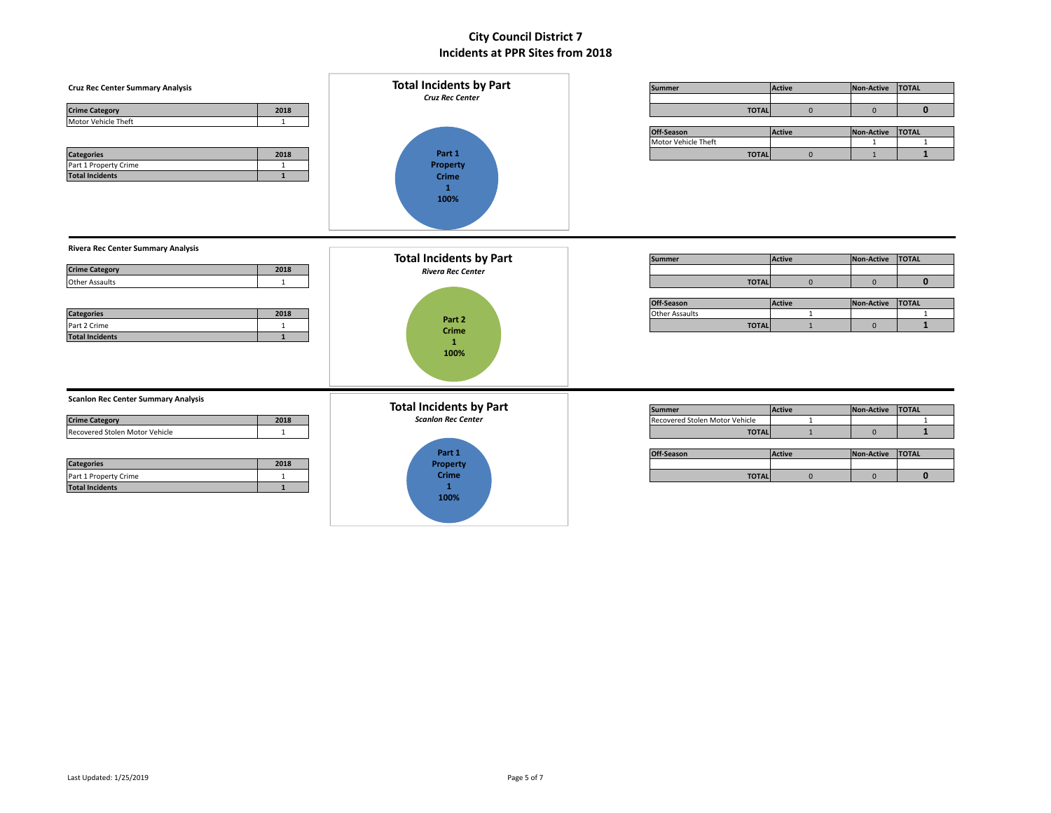# City Council District 7

## Incidents at PPR Sites from 2018

### Cruz Rec Center Summary Analysis

| Crime Category | 2018 |
|---|---|
| Motor Vehicle Theft | 1 |

| Categories | 2018 |
|---|---|
| Part 1 Property Crime | 1 |
| **Total Incidents** | **1** |

**Total Incidents by Part**

***Cruz Rec Center***

Part 1 Property Crime 1 100%

| Summer | Active | Non-Active | TOTAL |
|---|---|---|---|
| | | | |
| **TOTAL** | 0 | 0 | **0** |

| Off-Season | Active | Non-Active | TOTAL |
|---|---|---|---|
| Motor Vehicle Theft | | 1 | 1 |
| **TOTAL** | 0 | 1 | **1** |

### Rivera Rec Center Summary Analysis

| Crime Category | 2018 |
|---|---|
| Other Assaults | 1 |

| Categories | 2018 |
|---|---|
| Part 2 Crime | 1 |
| **Total Incidents** | **1** |

**Total Incidents by Part**

***Rivera Rec Center***

Part 2 Crime 1 100%

| Summer | Active | Non-Active | TOTAL |
|---|---|---|---|
| | | | |
| **TOTAL** | 0 | 0 | **0** |

| Off-Season | Active | Non-Active | TOTAL |
|---|---|---|---|
| Other Assaults | 1 | | 1 |
| **TOTAL** | 1 | 0 | **1** |

### Scanlon Rec Center Summary Analysis

| Crime Category | 2018 |
|---|---|
| Recovered Stolen Motor Vehicle | 1 |

| Categories | 2018 |
|---|---|
| Part 1 Property Crime | 1 |
| **Total Incidents** | **1** |

**Total Incidents by Part**

***Scanlon Rec Center***

Part 1 Property Crime 1 100%

| Summer | Active | Non-Active | TOTAL |
|---|---|---|---|
| Recovered Stolen Motor Vehicle | 1 | | 1 |
| **TOTAL** | 1 | 0 | **1** |

| Off-Season | Active | Non-Active | TOTAL |
|---|---|---|---|
| | | | |
| **TOTAL** | 0 | 0 | **0** |

Last Updated: 1/25/2019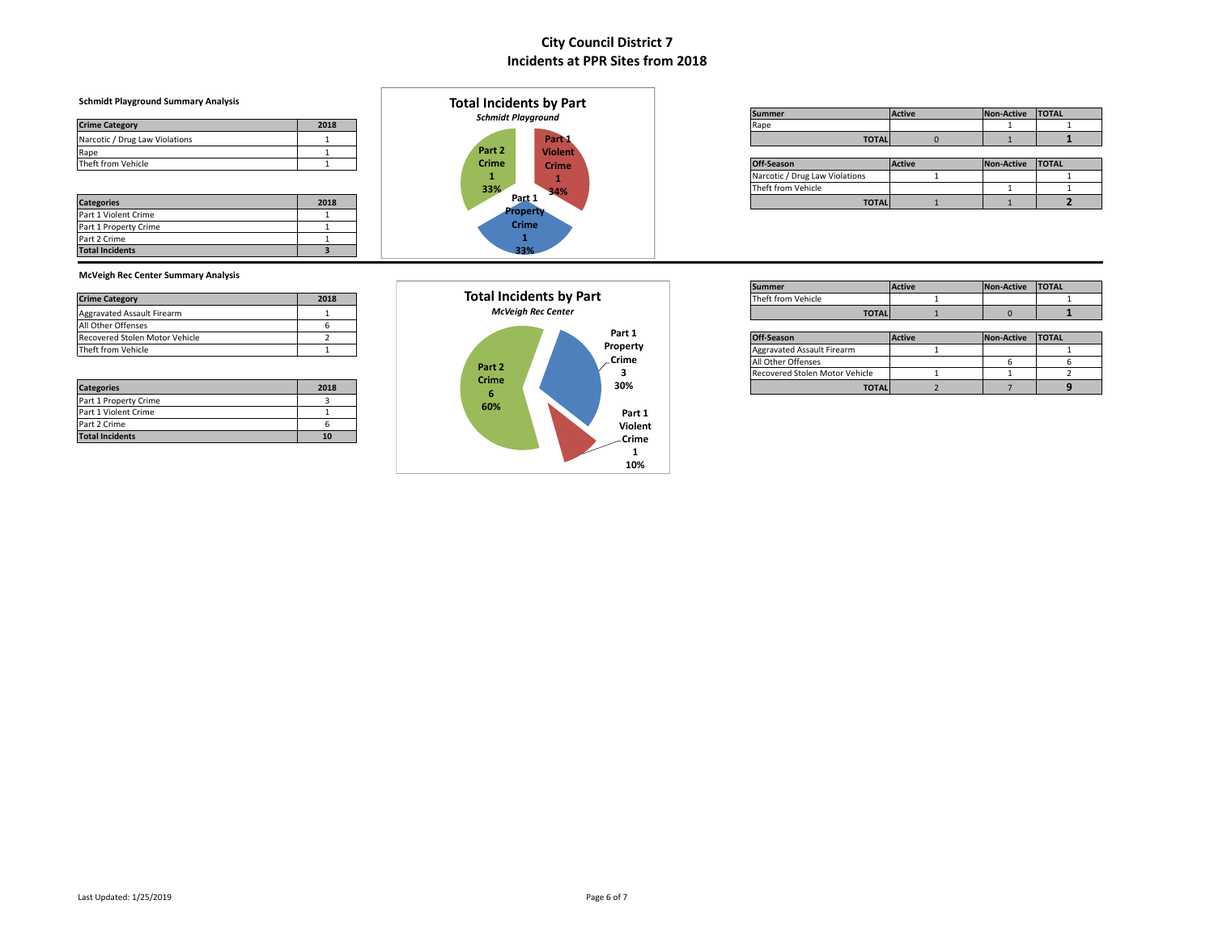# City Council District 7
# Incidents at PPR Sites from 2018

### Schmidt Playground Summary Analysis

| Crime Category | 2018 |
|---|---|
| Narcotic / Drug Law Violations | 1 |
| Rape | 1 |
| Theft from Vehicle | 1 |

| Categories | 2018 |
|---|---|
| Part 1 Violent Crime | 1 |
| Part 1 Property Crime | 1 |
| Part 2 Crime | 1 |
| **Total Incidents** | **3** |

**Total Incidents by Part**
*Schmidt Playground*

- Part 1 Violent Crime: 1 (34%)
- Part 2 Crime: 1 (33%)
- Part 1 Property Crime: 1 (33%)

| Summer | Active | Non-Active | TOTAL |
|---|---|---|---|
| Rape | | 1 | 1 |
| **TOTAL** | 0 | 1 | **1** |

| Off-Season | Active | Non-Active | TOTAL |
|---|---|---|---|
| Narcotic / Drug Law Violations | 1 | | 1 |
| Theft from Vehicle | | 1 | 1 |
| **TOTAL** | 1 | 1 | **2** |

### McVeigh Rec Center Summary Analysis

| Crime Category | 2018 |
|---|---|
| Aggravated Assault Firearm | 1 |
| All Other Offenses | 6 |
| Recovered Stolen Motor Vehicle | 2 |
| Theft from Vehicle | 1 |

| Categories | 2018 |
|---|---|
| Part 1 Property Crime | 3 |
| Part 1 Violent Crime | 1 |
| Part 2 Crime | 6 |
| **Total Incidents** | **10** |

**Total Incidents by Part**
*McVeigh Rec Center*

- Part 1 Property Crime: 3 (30%)
- Part 2 Crime: 6 (60%)
- Part 1 Violent Crime: 1 (10%)

| Summer | Active | Non-Active | TOTAL |
|---|---|---|---|
| Theft from Vehicle | 1 | | 1 |
| **TOTAL** | 1 | 0 | **1** |

| Off-Season | Active | Non-Active | TOTAL |
|---|---|---|---|
| Aggravated Assault Firearm | 1 | | 1 |
| All Other Offenses | | 6 | 6 |
| Recovered Stolen Motor Vehicle | 1 | 1 | 2 |
| **TOTAL** | 2 | 7 | **9** |

Last Updated: 1/25/2019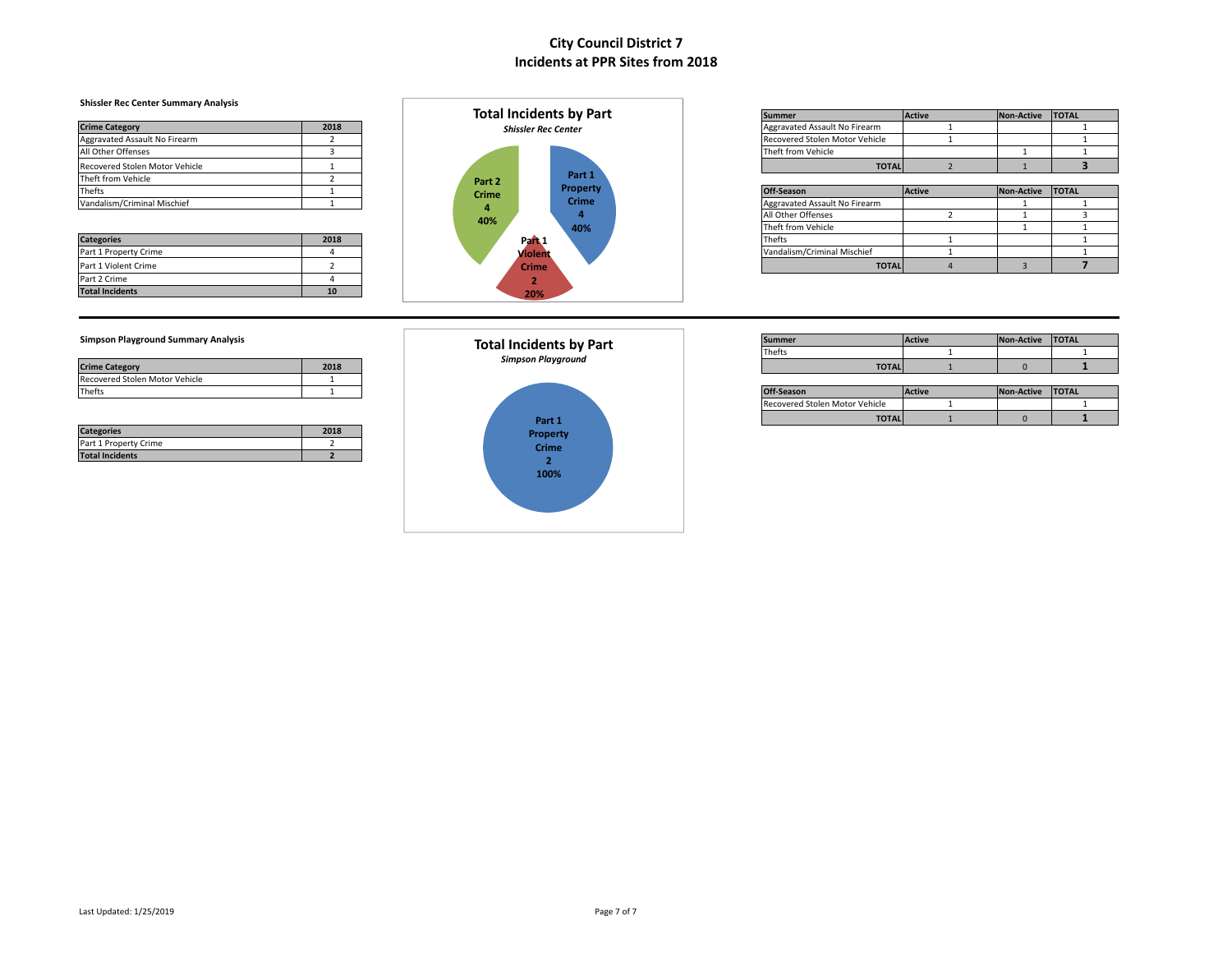# City Council District 7
# Incidents at PPR Sites from 2018

### Shissler Rec Center Summary Analysis

| Crime Category | 2018 |
|---|---|
| Aggravated Assault No Firearm | 2 |
| All Other Offenses | 3 |
| Recovered Stolen Motor Vehicle | 1 |
| Theft from Vehicle | 2 |
| Thefts | 1 |
| Vandalism/Criminal Mischief | 1 |

| Categories | 2018 |
|---|---|
| Part 1 Property Crime | 4 |
| Part 1 Violent Crime | 2 |
| Part 2 Crime | 4 |
| **Total Incidents** | **10** |

**Total Incidents by Part**
*Shissler Rec Center*

Part 2 Crime 4 40%
Part 1 Property Crime 4 40%
Part 1 Violent Crime 2 20%

| Summer | Active | Non-Active | TOTAL |
|---|---|---|---|
| Aggravated Assault No Firearm | 1 | | 1 |
| Recovered Stolen Motor Vehicle | 1 | | 1 |
| Theft from Vehicle | | 1 | 1 |
| **TOTAL** | 2 | 1 | **3** |

| Off-Season | Active | Non-Active | TOTAL |
|---|---|---|---|
| Aggravated Assault No Firearm | | 1 | 1 |
| All Other Offenses | 2 | 1 | 3 |
| Theft from Vehicle | | 1 | 1 |
| Thefts | 1 | | 1 |
| Vandalism/Criminal Mischief | 1 | | 1 |
| **TOTAL** | 4 | 3 | **7** |

### Simpson Playground Summary Analysis

| Crime Category | 2018 |
|---|---|
| Recovered Stolen Motor Vehicle | 1 |
| Thefts | 1 |

| Categories | 2018 |
|---|---|
| Part 1 Property Crime | 2 |
| **Total Incidents** | **2** |

**Total Incidents by Part**
*Simpson Playground*

Part 1 Property Crime 2 100%

| Summer | Active | Non-Active | TOTAL |
|---|---|---|---|
| Thefts | 1 | | 1 |
| **TOTAL** | 1 | 0 | **1** |

| Off-Season | Active | Non-Active | TOTAL |
|---|---|---|---|
| Recovered Stolen Motor Vehicle | 1 | | 1 |
| **TOTAL** | 1 | 0 | **1** |

Last Updated: 1/25/2019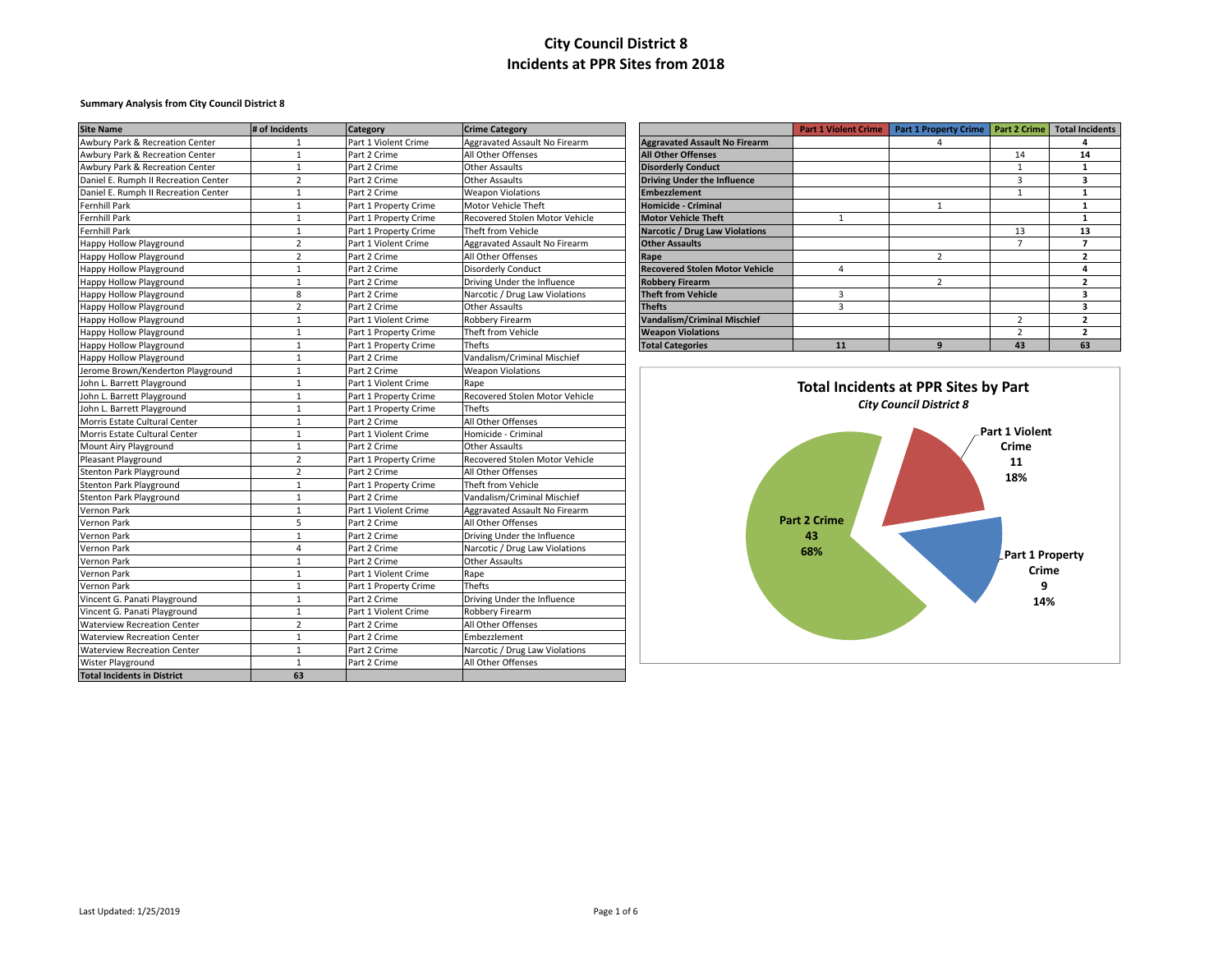# City Council District 8

## Incidents at PPR Sites from 2018

**Summary Analysis from City Council District 8**

| Site Name | # of Incidents | Category | Crime Category |
|---|---|---|---|
| Awbury Park & Recreation Center | 1 | Part 1 Violent Crime | Aggravated Assault No Firearm |
| Awbury Park & Recreation Center | 1 | Part 2 Crime | All Other Offenses |
| Awbury Park & Recreation Center | 1 | Part 2 Crime | Other Assaults |
| Daniel E. Rumph II Recreation Center | 2 | Part 2 Crime | Other Assaults |
| Daniel E. Rumph II Recreation Center | 1 | Part 2 Crime | Weapon Violations |
| Fernhill Park | 1 | Part 1 Property Crime | Motor Vehicle Theft |
| Fernhill Park | 1 | Part 1 Property Crime | Recovered Stolen Motor Vehicle |
| Fernhill Park | 1 | Part 1 Property Crime | Theft from Vehicle |
| Happy Hollow Playground | 2 | Part 1 Violent Crime | Aggravated Assault No Firearm |
| Happy Hollow Playground | 2 | Part 2 Crime | All Other Offenses |
| Happy Hollow Playground | 1 | Part 2 Crime | Disorderly Conduct |
| Happy Hollow Playground | 1 | Part 2 Crime | Driving Under the Influence |
| Happy Hollow Playground | 8 | Part 2 Crime | Narcotic / Drug Law Violations |
| Happy Hollow Playground | 2 | Part 2 Crime | Other Assaults |
| Happy Hollow Playground | 1 | Part 1 Violent Crime | Robbery Firearm |
| Happy Hollow Playground | 1 | Part 1 Property Crime | Theft from Vehicle |
| Happy Hollow Playground | 1 | Part 1 Property Crime | Thefts |
| Happy Hollow Playground | 1 | Part 2 Crime | Vandalism/Criminal Mischief |
| Jerome Brown/Kenderton Playground | 1 | Part 2 Crime | Weapon Violations |
| John L. Barrett Playground | 1 | Part 1 Violent Crime | Rape |
| John L. Barrett Playground | 1 | Part 1 Property Crime | Recovered Stolen Motor Vehicle |
| John L. Barrett Playground | 1 | Part 1 Property Crime | Thefts |
| Morris Estate Cultural Center | 1 | Part 2 Crime | All Other Offenses |
| Morris Estate Cultural Center | 1 | Part 1 Violent Crime | Homicide - Criminal |
| Mount Airy Playground | 1 | Part 2 Crime | Other Assaults |
| Pleasant Playground | 2 | Part 1 Property Crime | Recovered Stolen Motor Vehicle |
| Stenton Park Playground | 2 | Part 2 Crime | All Other Offenses |
| Stenton Park Playground | 1 | Part 1 Property Crime | Theft from Vehicle |
| Stenton Park Playground | 1 | Part 2 Crime | Vandalism/Criminal Mischief |
| Vernon Park | 1 | Part 1 Violent Crime | Aggravated Assault No Firearm |
| Vernon Park | 5 | Part 2 Crime | All Other Offenses |
| Vernon Park | 1 | Part 2 Crime | Driving Under the Influence |
| Vernon Park | 4 | Part 2 Crime | Narcotic / Drug Law Violations |
| Vernon Park | 1 | Part 2 Crime | Other Assaults |
| Vernon Park | 1 | Part 1 Violent Crime | Rape |
| Vernon Park | 1 | Part 1 Property Crime | Thefts |
| Vincent G. Panati Playground | 1 | Part 2 Crime | Driving Under the Influence |
| Vincent G. Panati Playground | 1 | Part 1 Violent Crime | Robbery Firearm |
| Waterview Recreation Center | 2 | Part 2 Crime | All Other Offenses |
| Waterview Recreation Center | 1 | Part 2 Crime | Embezzlement |
| Waterview Recreation Center | 1 | Part 2 Crime | Narcotic / Drug Law Violations |
| Wister Playground | 1 | Part 2 Crime | All Other Offenses |
| **Total Incidents in District** | **63** | | |

| | Part 1 Violent Crime | Part 1 Property Crime | Part 2 Crime | Total Incidents |
|---|---|---|---|---|
| **Aggravated Assault No Firearm** | | 4 | | **4** |
| **All Other Offenses** | | | 14 | **14** |
| **Disorderly Conduct** | | | 1 | **1** |
| **Driving Under the Influence** | | | 3 | **3** |
| **Embezzlement** | | | 1 | **1** |
| **Homicide - Criminal** | | 1 | | **1** |
| **Motor Vehicle Theft** | 1 | | | **1** |
| **Narcotic / Drug Law Violations** | | | 13 | **13** |
| **Other Assaults** | | | 7 | **7** |
| **Rape** | | 2 | | **2** |
| **Recovered Stolen Motor Vehicle** | 4 | | | **4** |
| **Robbery Firearm** | | 2 | | **2** |
| **Theft from Vehicle** | 3 | | | **3** |
| **Thefts** | 3 | | | **3** |
| **Vandalism/Criminal Mischief** | | | 2 | **2** |
| **Weapon Violations** | | | 2 | **2** |
| **Total Categories** | **11** | **9** | **43** | **63** |

**Total Incidents at PPR Sites by Part**

***City Council District 8***

- Part 1 Violent Crime: 11 (18%)
- Part 1 Property Crime: 9 (14%)
- Part 2 Crime: 43 (68%)

Last Updated: 1/25/2019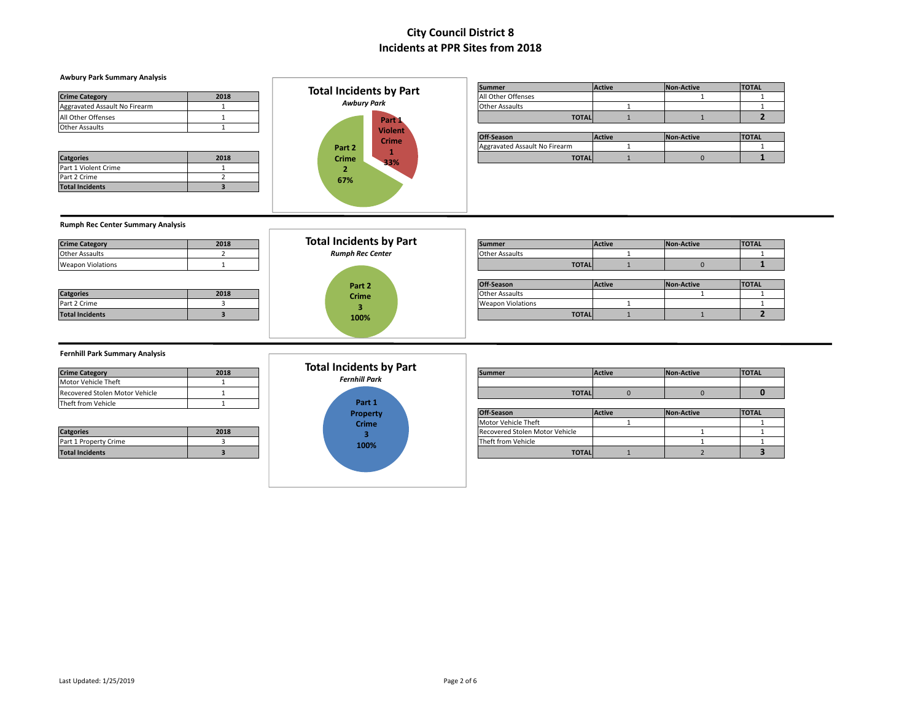# City Council District 8
# Incidents at PPR Sites from 2018

## Awbury Park Summary Analysis

| Crime Category | 2018 |
|---|---|
| Aggravated Assault No Firearm | 1 |
| All Other Offenses | 1 |
| Other Assaults | 1 |

| Catgories | 2018 |
|---|---|
| Part 1 Violent Crime | 1 |
| Part 2 Crime | 2 |
| **Total Incidents** | **3** |

**Total Incidents by Part**
*Awbury Park*

Part 1 Violent Crime 1 33%
Part 2 Crime 2 67%

| Summer | Active | Non-Active | TOTAL |
|---|---|---|---|
| All Other Offenses | | 1 | 1 |
| Other Assaults | 1 | | 1 |
| **TOTAL** | 1 | 1 | **2** |

| Off-Season | Active | Non-Active | TOTAL |
|---|---|---|---|
| Aggravated Assault No Firearm | 1 | | 1 |
| **TOTAL** | 1 | 0 | **1** |

## Rumph Rec Center Summary Analysis

| Crime Category | 2018 |
|---|---|
| Other Assaults | 2 |
| Weapon Violations | 1 |

| Catgories | 2018 |
|---|---|
| Part 2 Crime | 3 |
| **Total Incidents** | **3** |

**Total Incidents by Part**
*Rumph Rec Center*

Part 2 Crime 3 100%

| Summer | Active | Non-Active | TOTAL |
|---|---|---|---|
| Other Assaults | 1 | | 1 |
| **TOTAL** | 1 | 0 | **1** |

| Off-Season | Active | Non-Active | TOTAL |
|---|---|---|---|
| Other Assaults | | 1 | 1 |
| Weapon Violations | 1 | | 1 |
| **TOTAL** | 1 | 1 | **2** |

## Fernhill Park Summary Analysis

| Crime Category | 2018 |
|---|---|
| Motor Vehicle Theft | 1 |
| Recovered Stolen Motor Vehicle | 1 |
| Theft from Vehicle | 1 |

| Catgories | 2018 |
|---|---|
| Part 1 Property Crime | 3 |
| **Total Incidents** | **3** |

**Total Incidents by Part**
*Fernhill Park*

Part 1 Property Crime 3 100%

| Summer | Active | Non-Active | TOTAL |
|---|---|---|---|
| | | | |
| **TOTAL** | 0 | 0 | **0** |

| Off-Season | Active | Non-Active | TOTAL |
|---|---|---|---|
| Motor Vehicle Theft | 1 | | 1 |
| Recovered Stolen Motor Vehicle | | 1 | 1 |
| Theft from Vehicle | | 1 | 1 |
| **TOTAL** | 1 | 2 | **3** |

Last Updated: 1/25/2019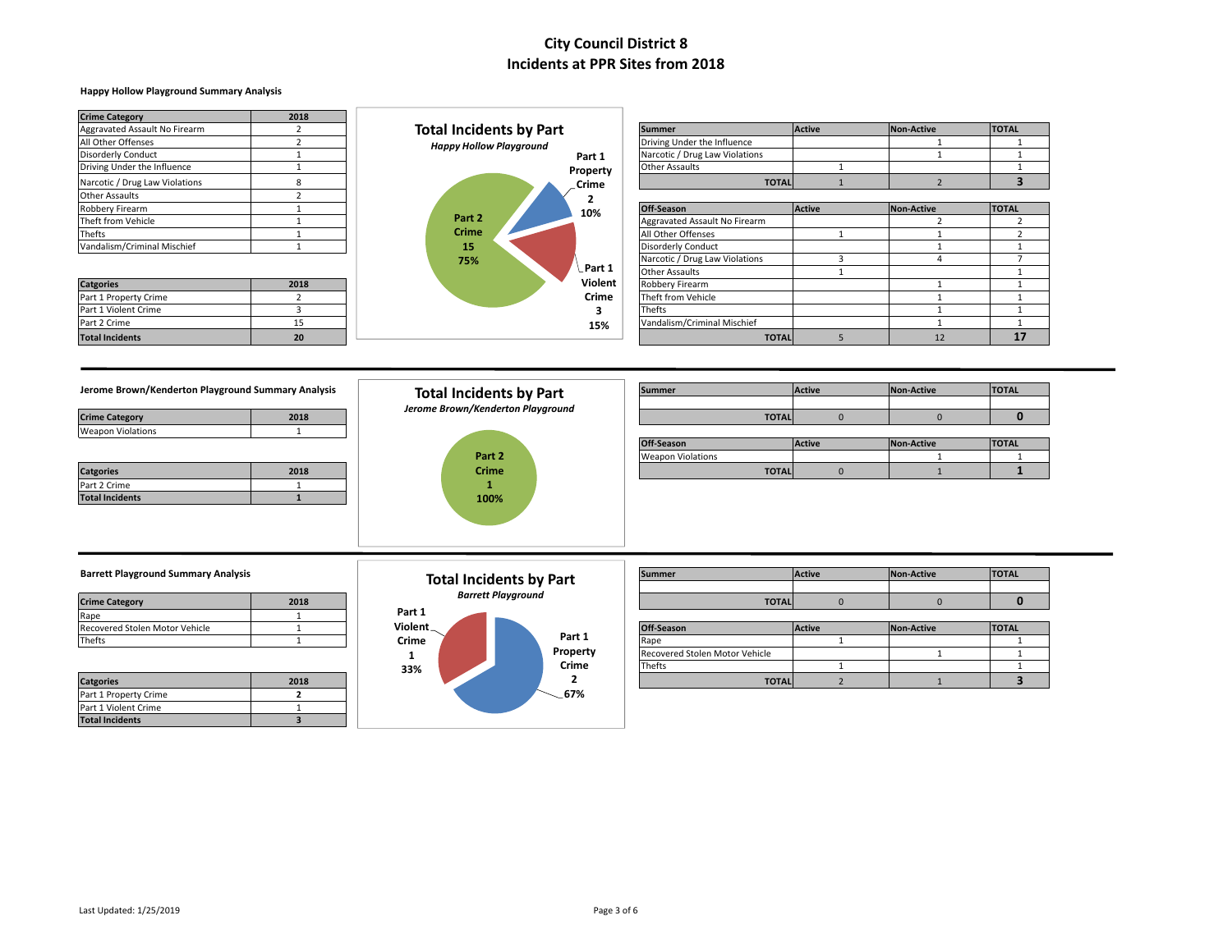# City Council District 8
## Incidents at PPR Sites from 2018

### Happy Hollow Playground Summary Analysis

| Crime Category | 2018 |
|---|---|
| Aggravated Assault No Firearm | 2 |
| All Other Offenses | 2 |
| Disorderly Conduct | 1 |
| Driving Under the Influence | 1 |
| Narcotic / Drug Law Violations | 8 |
| Other Assaults | 2 |
| Robbery Firearm | 1 |
| Theft from Vehicle | 1 |
| Thefts | 1 |
| Vandalism/Criminal Mischief | 1 |

| Catgories | 2018 |
|---|---|
| Part 1 Property Crime | 2 |
| Part 1 Violent Crime | 3 |
| Part 2 Crime | 15 |
| **Total Incidents** | **20** |

**Total Incidents by Part**
*Happy Hollow Playground*

Part 1 Property Crime 2 10%
Part 1 Violent Crime 3 15%
Part 2 Crime 15 75%

| Summer | Active | Non-Active | TOTAL |
|---|---|---|---|
| Driving Under the Influence | | 1 | 1 |
| Narcotic / Drug Law Violations | | 1 | 1 |
| Other Assaults | 1 | | 1 |
| **TOTAL** | 1 | 2 | **3** |

| Off-Season | Active | Non-Active | TOTAL |
|---|---|---|---|
| Aggravated Assault No Firearm | | 2 | 2 |
| All Other Offenses | 1 | 1 | 2 |
| Disorderly Conduct | | 1 | 1 |
| Narcotic / Drug Law Violations | 3 | 4 | 7 |
| Other Assaults | 1 | | 1 |
| Robbery Firearm | | 1 | 1 |
| Theft from Vehicle | | 1 | 1 |
| Thefts | | 1 | 1 |
| Vandalism/Criminal Mischief | | 1 | 1 |
| **TOTAL** | 5 | 12 | **17** |

### Jerome Brown/Kenderton Playground Summary Analysis

| Crime Category | 2018 |
|---|---|
| Weapon Violations | 1 |

| Catgories | 2018 |
|---|---|
| Part 2 Crime | 1 |
| **Total Incidents** | **1** |

**Total Incidents by Part**
*Jerome Brown/Kenderton Playground*

Part 2 Crime 1 100%

| Summer | Active | Non-Active | TOTAL |
|---|---|---|---|
| | | | |
| **TOTAL** | 0 | 0 | **0** |

| Off-Season | Active | Non-Active | TOTAL |
|---|---|---|---|
| Weapon Violations | | 1 | 1 |
| **TOTAL** | 0 | 1 | **1** |

### Barrett Playground Summary Analysis

| Crime Category | 2018 |
|---|---|
| Rape | 1 |
| Recovered Stolen Motor Vehicle | 1 |
| Thefts | 1 |

| Catgories | 2018 |
|---|---|
| Part 1 Property Crime | 2 |
| Part 1 Violent Crime | 1 |
| **Total Incidents** | **3** |

**Total Incidents by Part**
*Barrett Playground*

Part 1 Violent Crime 1 33%
Part 1 Property Crime 2 67%

| Summer | Active | Non-Active | TOTAL |
|---|---|---|---|
| | | | |
| **TOTAL** | 0 | 0 | **0** |

| Off-Season | Active | Non-Active | TOTAL |
|---|---|---|---|
| Rape | 1 | | 1 |
| Recovered Stolen Motor Vehicle | | 1 | 1 |
| Thefts | 1 | | 1 |
| **TOTAL** | 2 | 1 | **3** |

Last Updated: 1/25/2019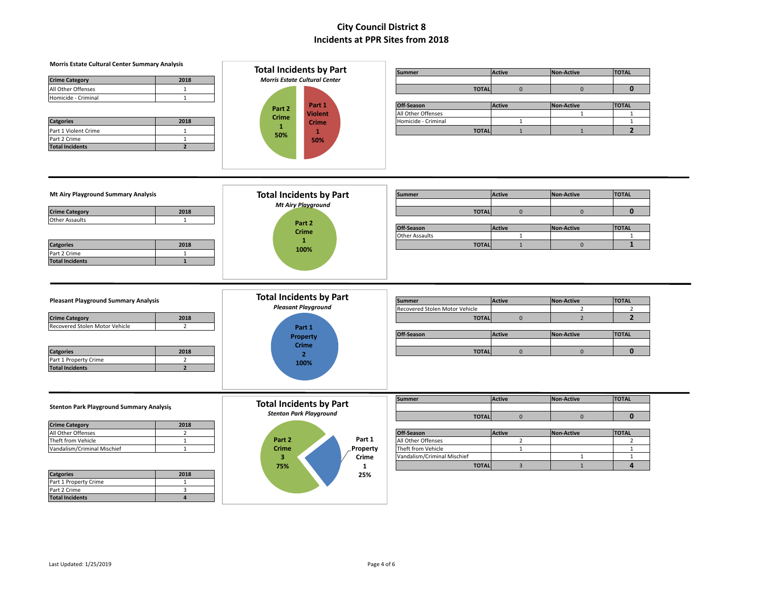# City Council District 8
# Incidents at PPR Sites from 2018

## Morris Estate Cultural Center Summary Analysis

| Crime Category | 2018 |
|---|---|
| All Other Offenses | 1 |
| Homicide - Criminal | 1 |

| Catgories | 2018 |
|---|---|
| Part 1 Violent Crime | 1 |
| Part 2 Crime | 1 |
| **Total Incidents** | **2** |

**Total Incidents by Part**
*Morris Estate Cultural Center*

- Part 2 Crime: 1 (50%)
- Part 1 Violent Crime: 1 (50%)

| Summer | Active | Non-Active | TOTAL |
|---|---|---|---|
| | | | |
| TOTAL | 0 | 0 | **0** |

| Off-Season | Active | Non-Active | TOTAL |
|---|---|---|---|
| All Other Offenses | | 1 | 1 |
| Homicide - Criminal | 1 | | 1 |
| TOTAL | 1 | 1 | **2** |

## Mt Airy Playground Summary Analysis

| Crime Category | 2018 |
|---|---|
| Other Assaults | 1 |

| Catgories | 2018 |
|---|---|
| Part 2 Crime | 1 |
| **Total Incidents** | **1** |

**Total Incidents by Part**
*Mt Airy Playground*

- Part 2 Crime: 1 (100%)

| Summer | Active | Non-Active | TOTAL |
|---|---|---|---|
| | | | |
| TOTAL | 0 | 0 | **0** |

| Off-Season | Active | Non-Active | TOTAL |
|---|---|---|---|
| Other Assaults | 1 | | 1 |
| TOTAL | 1 | 0 | **1** |

## Pleasant Playground Summary Analysis

| Crime Category | 2018 |
|---|---|
| Recovered Stolen Motor Vehicle | 2 |

| Catgories | 2018 |
|---|---|
| Part 1 Property Crime | 2 |
| **Total Incidents** | **2** |

**Total Incidents by Part**
*Pleasant Playground*

- Part 1 Property Crime: 2 (100%)

| Summer | Active | Non-Active | TOTAL |
|---|---|---|---|
| Recovered Stolen Motor Vehicle | | 2 | 2 |
| TOTAL | 0 | 2 | **2** |

| Off-Season | Active | Non-Active | TOTAL |
|---|---|---|---|
| | | | |
| TOTAL | 0 | 0 | **0** |

## Stenton Park Playground Summary Analysis

| Crime Category | 2018 |
|---|---|
| All Other Offenses | 2 |
| Theft from Vehicle | 1 |
| Vandalism/Criminal Mischief | 1 |

| Catgories | 2018 |
|---|---|
| Part 1 Property Crime | 1 |
| Part 2 Crime | 3 |
| **Total Incidents** | **4** |

**Total Incidents by Part**
*Stenton Park Playground*

- Part 2 Crime: 3 (75%)
- Part 1 Property Crime: 1 (25%)

| Summer | Active | Non-Active | TOTAL |
|---|---|---|---|
| | | | |
| TOTAL | 0 | 0 | **0** |

| Off-Season | Active | Non-Active | TOTAL |
|---|---|---|---|
| All Other Offenses | 2 | | 2 |
| Theft from Vehicle | 1 | | 1 |
| Vandalism/Criminal Mischief | | 1 | 1 |
| TOTAL | 3 | 1 | **4** |

Last Updated: 1/25/2019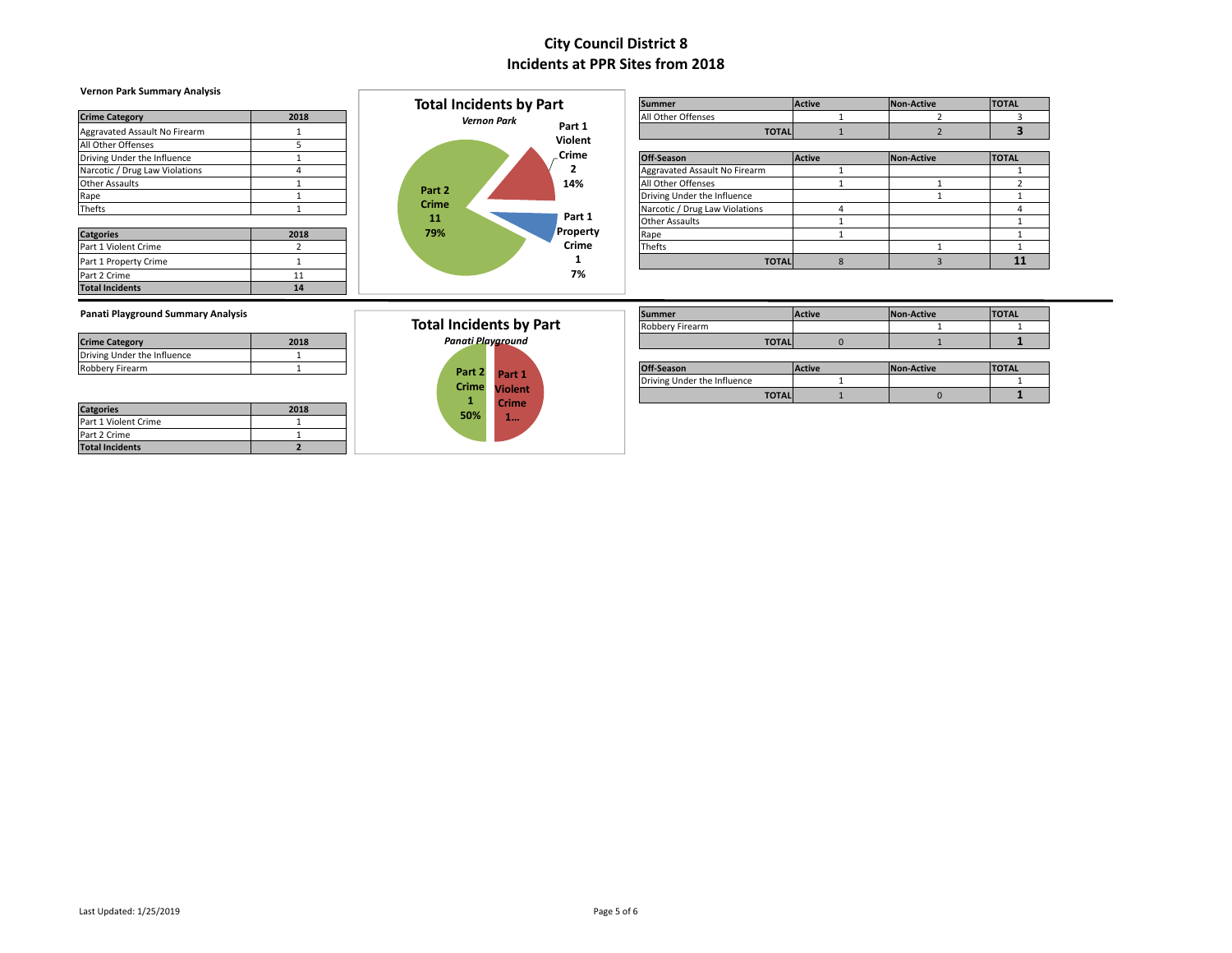# City Council District 8
# Incidents at PPR Sites from 2018

### Vernon Park Summary Analysis

| Crime Category | 2018 |
|---|---|
| Aggravated Assault No Firearm | 1 |
| All Other Offenses | 5 |
| Driving Under the Influence | 1 |
| Narcotic / Drug Law Violations | 4 |
| Other Assaults | 1 |
| Rape | 1 |
| Thefts | 1 |

| Catgories | 2018 |
|---|---|
| Part 1 Violent Crime | 2 |
| Part 1 Property Crime | 1 |
| Part 2 Crime | 11 |
| **Total Incidents** | **14** |

**Total Incidents by Part**
*Vernon Park*

Part 1 Violent Crime 2 14%
Part 1 Property Crime 1 7%
Part 2 Crime 11 79%

| Summer | Active | Non-Active | TOTAL |
|---|---|---|---|
| All Other Offenses | 1 | 2 | 3 |
| **TOTAL** | 1 | 2 | **3** |

| Off-Season | Active | Non-Active | TOTAL |
|---|---|---|---|
| Aggravated Assault No Firearm | 1 | | 1 |
| All Other Offenses | 1 | 1 | 2 |
| Driving Under the Influence | | 1 | 1 |
| Narcotic / Drug Law Violations | 4 | | 4 |
| Other Assaults | 1 | | 1 |
| Rape | 1 | | 1 |
| Thefts | | 1 | 1 |
| **TOTAL** | 8 | 3 | **11** |

### Panati Playground Summary Analysis

| Crime Category | 2018 |
|---|---|
| Driving Under the Influence | 1 |
| Robbery Firearm | 1 |

| Catgories | 2018 |
|---|---|
| Part 1 Violent Crime | 1 |
| Part 2 Crime | 1 |
| **Total Incidents** | **2** |

**Total Incidents by Part**
*Panati Playground*

Part 2 Crime 1 50%
Part 1 Violent Crime 1...

| Summer | Active | Non-Active | TOTAL |
|---|---|---|---|
| Robbery Firearm | | 1 | 1 |
| **TOTAL** | 0 | 1 | **1** |

| Off-Season | Active | Non-Active | TOTAL |
|---|---|---|---|
| Driving Under the Influence | 1 | | 1 |
| **TOTAL** | 1 | 0 | **1** |

Last Updated: 1/25/2019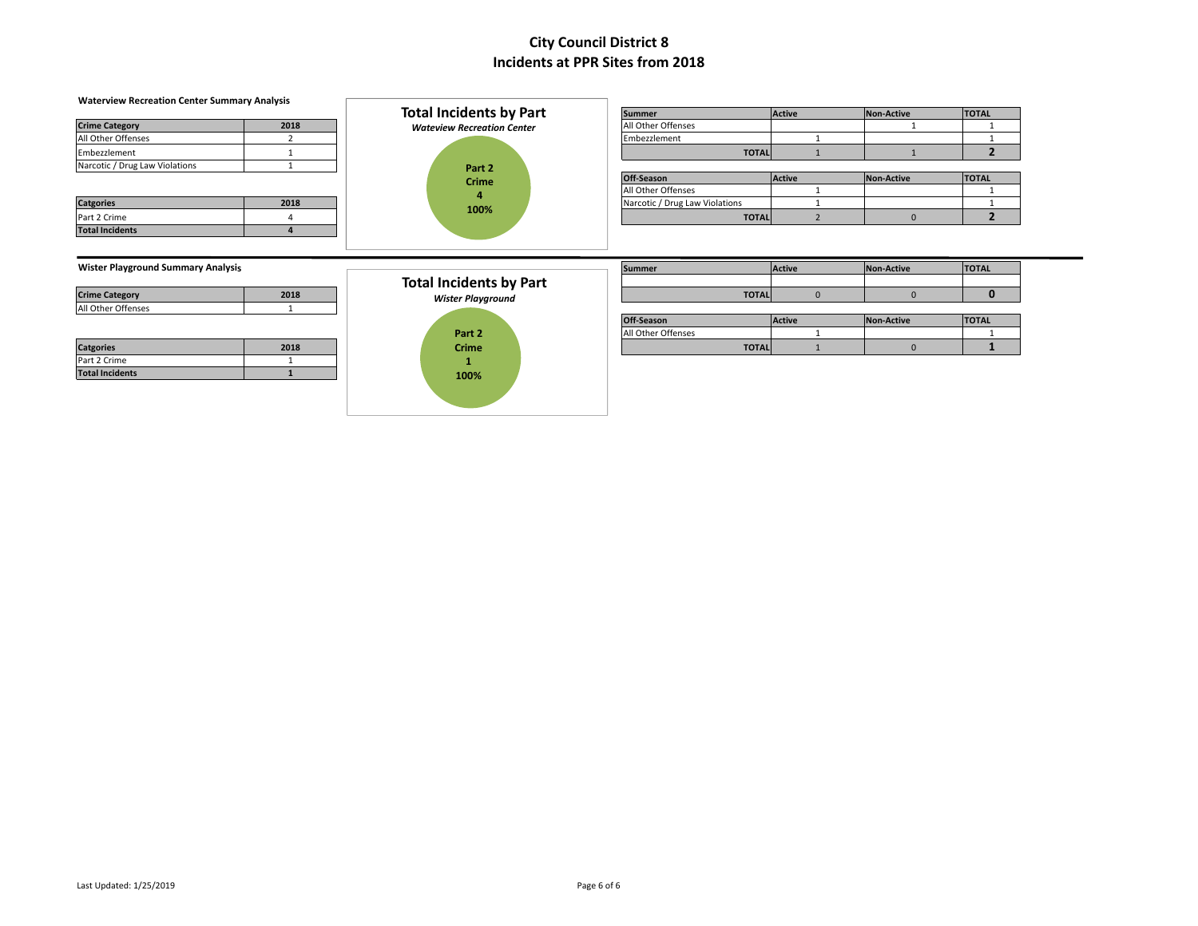# City Council District 8
## Incidents at PPR Sites from 2018

### Waterview Recreation Center Summary Analysis

| Crime Category | 2018 |
|---|---|
| All Other Offenses | 2 |
| Embezzlement | 1 |
| Narcotic / Drug Law Violations | 1 |

| Catgories | 2018 |
|---|---|
| Part 2 Crime | 4 |
| **Total Incidents** | **4** |

**Total Incidents by Part**
*Wateview Recreation Center*

Part 2 Crime
4
100%

| Summer | Active | Non-Active | TOTAL |
|---|---|---|---|
| All Other Offenses | | 1 | 1 |
| Embezzlement | 1 | | 1 |
| **TOTAL** | 1 | 1 | **2** |

| Off-Season | Active | Non-Active | TOTAL |
|---|---|---|---|
| All Other Offenses | 1 | | 1 |
| Narcotic / Drug Law Violations | 1 | | 1 |
| **TOTAL** | 2 | 0 | **2** |

### Wister Playground Summary Analysis

| Crime Category | 2018 |
|---|---|
| All Other Offenses | 1 |

| Catgories | 2018 |
|---|---|
| Part 2 Crime | 1 |
| **Total Incidents** | **1** |

**Total Incidents by Part**
*Wister Playground*

Part 2 Crime
1
100%

| Summer | Active | Non-Active | TOTAL |
|---|---|---|---|
| | | | |
| **TOTAL** | 0 | 0 | **0** |

| Off-Season | Active | Non-Active | TOTAL |
|---|---|---|---|
| All Other Offenses | 1 | | 1 |
| **TOTAL** | 1 | 0 | **1** |

Last Updated: 1/25/2019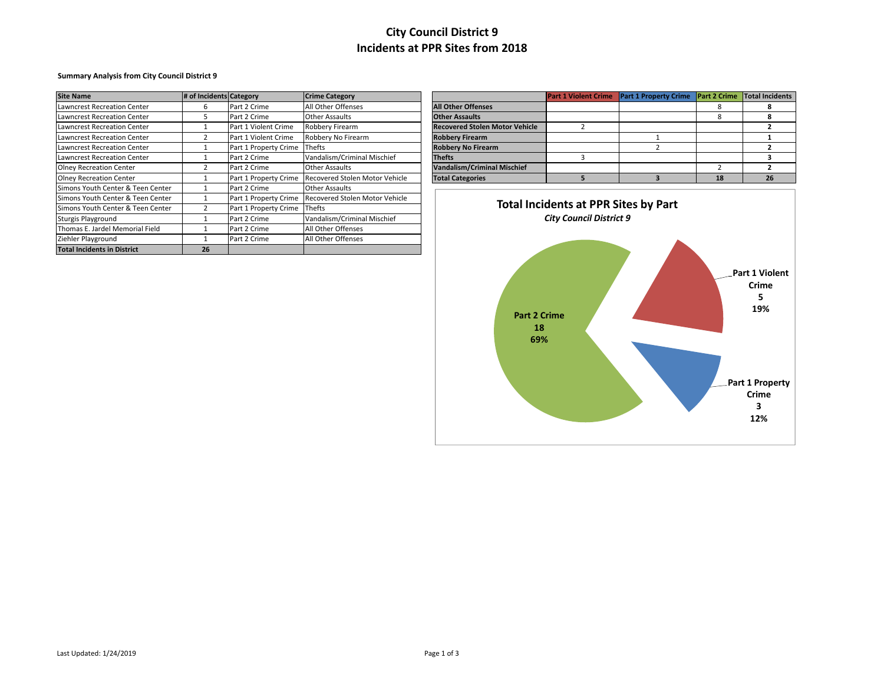# City Council District 9
# Incidents at PPR Sites from 2018

**Summary Analysis from City Council District 9**

| Site Name | # of Incidents | Category | Crime Category |
|---|---|---|---|
| Lawncrest Recreation Center | 6 | Part 2 Crime | All Other Offenses |
| Lawncrest Recreation Center | 5 | Part 2 Crime | Other Assaults |
| Lawncrest Recreation Center | 1 | Part 1 Violent Crime | Robbery Firearm |
| Lawncrest Recreation Center | 2 | Part 1 Violent Crime | Robbery No Firearm |
| Lawncrest Recreation Center | 1 | Part 1 Property Crime | Thefts |
| Lawncrest Recreation Center | 1 | Part 2 Crime | Vandalism/Criminal Mischief |
| Olney Recreation Center | 2 | Part 2 Crime | Other Assaults |
| Olney Recreation Center | 1 | Part 1 Property Crime | Recovered Stolen Motor Vehicle |
| Simons Youth Center & Teen Center | 1 | Part 2 Crime | Other Assaults |
| Simons Youth Center & Teen Center | 1 | Part 1 Property Crime | Recovered Stolen Motor Vehicle |
| Simons Youth Center & Teen Center | 2 | Part 1 Property Crime | Thefts |
| Sturgis Playground | 1 | Part 2 Crime | Vandalism/Criminal Mischief |
| Thomas E. Jardel Memorial Field | 1 | Part 2 Crime | All Other Offenses |
| Ziehler Playground | 1 | Part 2 Crime | All Other Offenses |
| **Total Incidents in District** | **26** | | |

| | Part 1 Violent Crime | Part 1 Property Crime | Part 2 Crime | Total Incidents |
|---|---|---|---|---|
| **All Other Offenses** | | | 8 | **8** |
| **Other Assaults** | | | 8 | **8** |
| **Recovered Stolen Motor Vehicle** | 2 | | | **2** |
| **Robbery Firearm** | | 1 | | **1** |
| **Robbery No Firearm** | | 2 | | **2** |
| **Thefts** | 3 | | | **3** |
| **Vandalism/Criminal Mischief** | | | 2 | **2** |
| **Total Categories** | **5** | **3** | **18** | **26** |

**Total Incidents at PPR Sites by Part**

*City Council District 9*

- Part 2 Crime: 18 (69%)
- Part 1 Violent Crime: 5 (19%)
- Part 1 Property Crime: 3 (12%)

Last Updated: 1/24/2019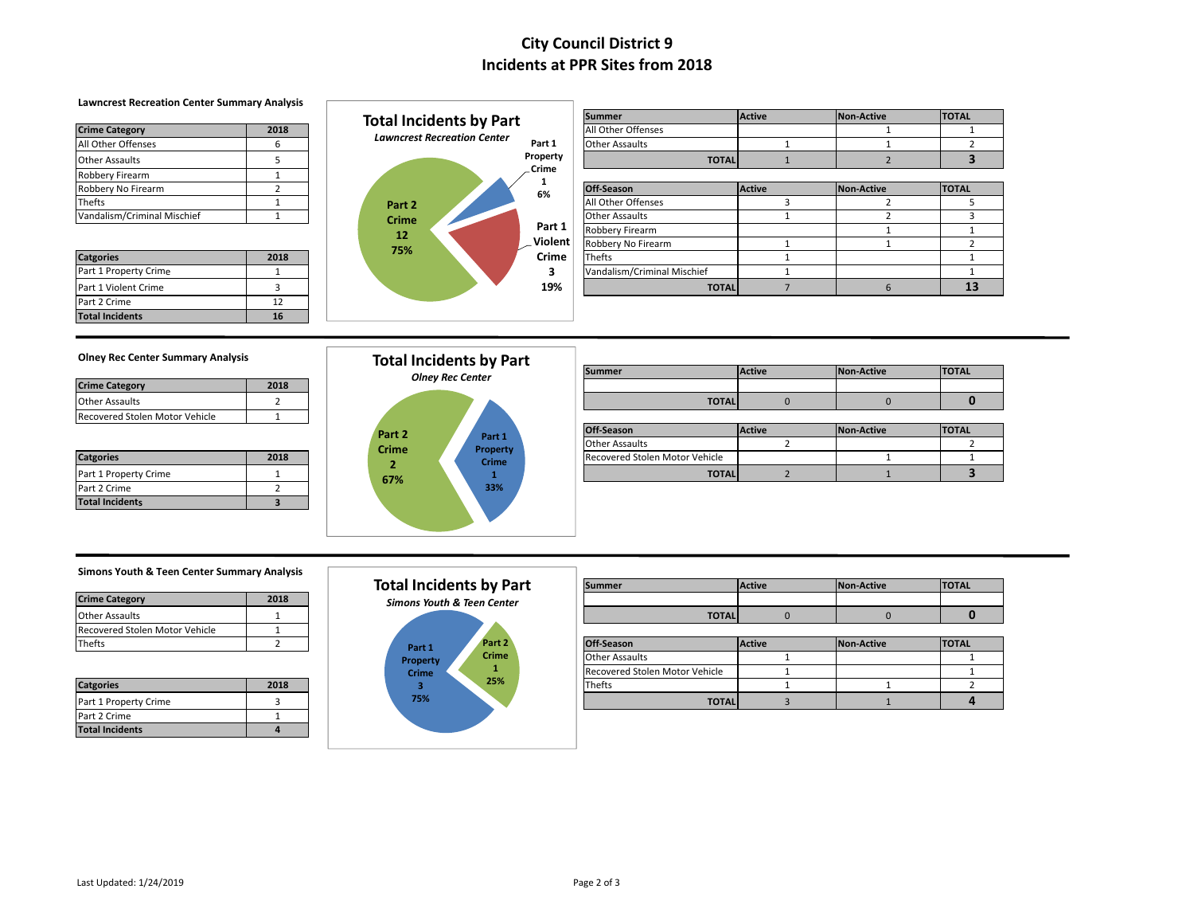# City Council District 9
# Incidents at PPR Sites from 2018

## Lawncrest Recreation Center Summary Analysis

| Crime Category | 2018 |
|---|---|
| All Other Offenses | 6 |
| Other Assaults | 5 |
| Robbery Firearm | 1 |
| Robbery No Firearm | 2 |
| Thefts | 1 |
| Vandalism/Criminal Mischief | 1 |

| Catgories | 2018 |
|---|---|
| Part 1 Property Crime | 1 |
| Part 1 Violent Crime | 3 |
| Part 2 Crime | 12 |
| **Total Incidents** | **16** |

**Total Incidents by Part**
*Lawncrest Recreation Center*

Part 1 Property Crime 1 6%; Part 1 Violent Crime 3 19%; Part 2 Crime 12 75%

| Summer | Active | Non-Active | TOTAL |
|---|---|---|---|
| All Other Offenses | | 1 | 1 |
| Other Assaults | 1 | 1 | 2 |
| **TOTAL** | 1 | 2 | **3** |

| Off-Season | Active | Non-Active | TOTAL |
|---|---|---|---|
| All Other Offenses | 3 | 2 | 5 |
| Other Assaults | 1 | 2 | 3 |
| Robbery Firearm | | 1 | 1 |
| Robbery No Firearm | 1 | 1 | 2 |
| Thefts | 1 | | 1 |
| Vandalism/Criminal Mischief | 1 | | 1 |
| **TOTAL** | 7 | 6 | **13** |

## Olney Rec Center Summary Analysis

| Crime Category | 2018 |
|---|---|
| Other Assaults | 2 |
| Recovered Stolen Motor Vehicle | 1 |

| Catgories | 2018 |
|---|---|
| Part 1 Property Crime | 1 |
| Part 2 Crime | 2 |
| **Total Incidents** | **3** |

**Total Incidents by Part**
*Olney Rec Center*

Part 1 Property Crime 1 33%; Part 2 Crime 2 67%

| Summer | Active | Non-Active | TOTAL |
|---|---|---|---|
| | | | |
| **TOTAL** | 0 | 0 | **0** |

| Off-Season | Active | Non-Active | TOTAL |
|---|---|---|---|
| Other Assaults | 2 | | 2 |
| Recovered Stolen Motor Vehicle | | 1 | 1 |
| **TOTAL** | 2 | 1 | **3** |

## Simons Youth & Teen Center Summary Analysis

| Crime Category | 2018 |
|---|---|
| Other Assaults | 1 |
| Recovered Stolen Motor Vehicle | 1 |
| Thefts | 2 |

| Catgories | 2018 |
|---|---|
| Part 1 Property Crime | 3 |
| Part 2 Crime | 1 |
| **Total Incidents** | **4** |

**Total Incidents by Part**
*Simons Youth & Teen Center*

Part 1 Property Crime 3 75%; Part 2 Crime 1 25%

| Summer | Active | Non-Active | TOTAL |
|---|---|---|---|
| | | | |
| **TOTAL** | 0 | 0 | **0** |

| Off-Season | Active | Non-Active | TOTAL |
|---|---|---|---|
| Other Assaults | 1 | | 1 |
| Recovered Stolen Motor Vehicle | 1 | | 1 |
| Thefts | 1 | 1 | 2 |
| **TOTAL** | 3 | 1 | **4** |

Last Updated: 1/24/2019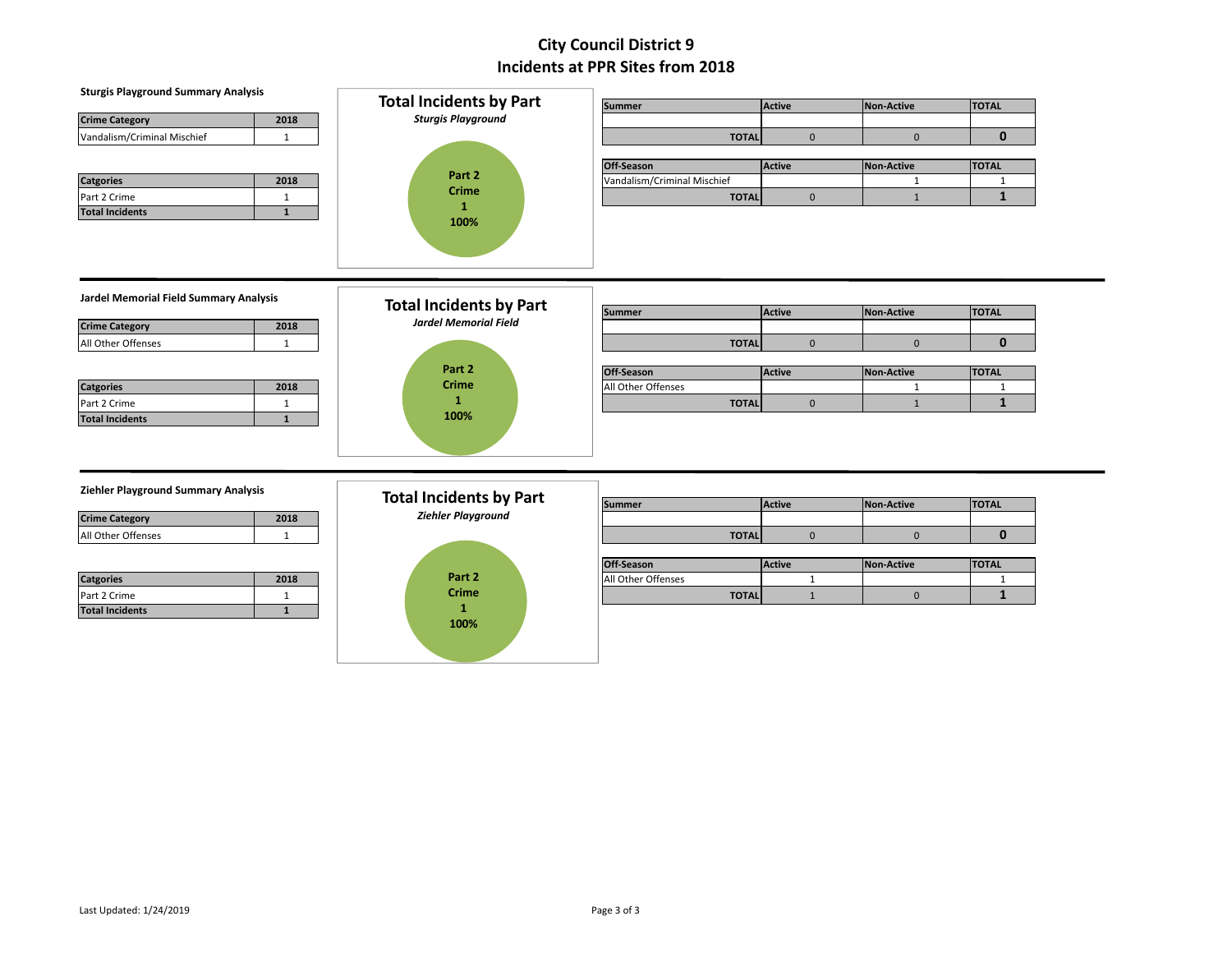# City Council District 9
# Incidents at PPR Sites from 2018

### Sturgis Playground Summary Analysis

| Crime Category | 2018 |
|---|---|
| Vandalism/Criminal Mischief | 1 |

| Catgories | 2018 |
|---|---|
| Part 2 Crime | 1 |
| Total Incidents | 1 |

**Total Incidents by Part**
*Sturgis Playground*

Part 2 Crime
1
100%

| Summer | Active | Non-Active | TOTAL |
|---|---|---|---|
| | | | |
| TOTAL | 0 | 0 | 0 |

| Off-Season | Active | Non-Active | TOTAL |
|---|---|---|---|
| Vandalism/Criminal Mischief | | 1 | 1 |
| TOTAL | 0 | 1 | 1 |

---

### Jardel Memorial Field Summary Analysis

| Crime Category | 2018 |
|---|---|
| All Other Offenses | 1 |

| Catgories | 2018 |
|---|---|
| Part 2 Crime | 1 |
| Total Incidents | 1 |

**Total Incidents by Part**
*Jardel Memorial Field*

Part 2 Crime
1
100%

| Summer | Active | Non-Active | TOTAL |
|---|---|---|---|
| | | | |
| TOTAL | 0 | 0 | 0 |

| Off-Season | Active | Non-Active | TOTAL |
|---|---|---|---|
| All Other Offenses | | 1 | 1 |
| TOTAL | 0 | 1 | 1 |

---

### Ziehler Playground Summary Analysis

| Crime Category | 2018 |
|---|---|
| All Other Offenses | 1 |

| Catgories | 2018 |
|---|---|
| Part 2 Crime | 1 |
| Total Incidents | 1 |

**Total Incidents by Part**
*Ziehler Playground*

Part 2 Crime
1
100%

| Summer | Active | Non-Active | TOTAL |
|---|---|---|---|
| | | | |
| TOTAL | 0 | 0 | 0 |

| Off-Season | Active | Non-Active | TOTAL |
|---|---|---|---|
| All Other Offenses | 1 | | 1 |
| TOTAL | 1 | 0 | 1 |

Last Updated: 1/24/2019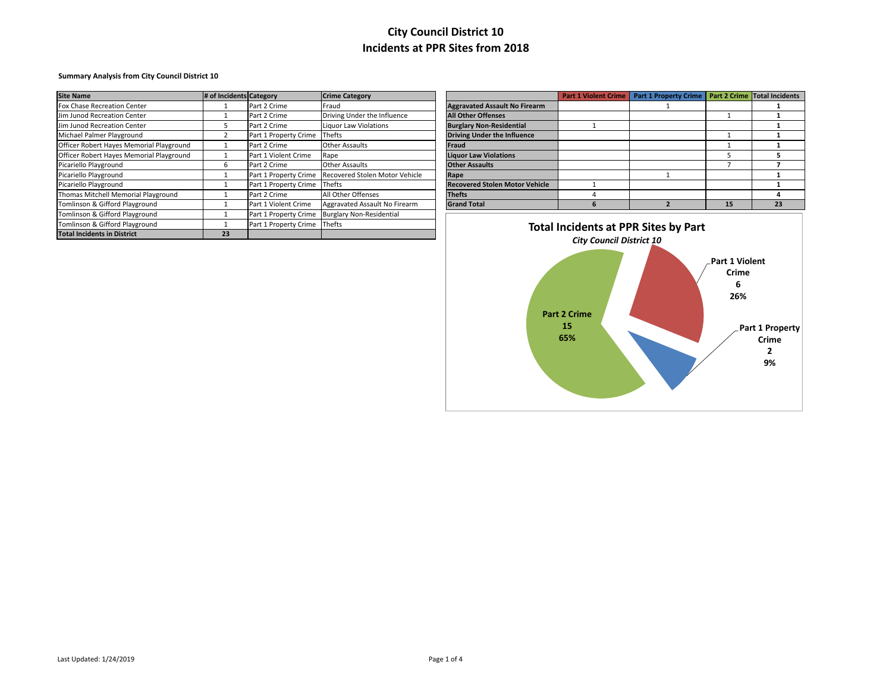# City Council District 10
# Incidents at PPR Sites from 2018

**Summary Analysis from City Council District 10**

| Site Name | # of Incidents | Category | Crime Category |
|---|---|---|---|
| Fox Chase Recreation Center | 1 | Part 2 Crime | Fraud |
| Jim Junod Recreation Center | 1 | Part 2 Crime | Driving Under the Influence |
| Jim Junod Recreation Center | 5 | Part 2 Crime | Liquor Law Violations |
| Michael Palmer Playground | 2 | Part 1 Property Crime | Thefts |
| Officer Robert Hayes Memorial Playground | 1 | Part 2 Crime | Other Assaults |
| Officer Robert Hayes Memorial Playground | 1 | Part 1 Violent Crime | Rape |
| Picariello Playground | 6 | Part 2 Crime | Other Assaults |
| Picariello Playground | 1 | Part 1 Property Crime | Recovered Stolen Motor Vehicle |
| Picariello Playground | 1 | Part 1 Property Crime | Thefts |
| Thomas Mitchell Memorial Playground | 1 | Part 2 Crime | All Other Offenses |
| Tomlinson & Gifford Playground | 1 | Part 1 Violent Crime | Aggravated Assault No Firearm |
| Tomlinson & Gifford Playground | 1 | Part 1 Property Crime | Burglary Non-Residential |
| Tomlinson & Gifford Playground | 1 | Part 1 Property Crime | Thefts |
| **Total Incidents in District** | **23** | | |

| | Part 1 Violent Crime | Part 1 Property Crime | Part 2 Crime | Total Incidents |
|---|---|---|---|---|
| **Aggravated Assault No Firearm** | | 1 | | **1** |
| **All Other Offenses** | | | 1 | **1** |
| **Burglary Non-Residential** | 1 | | | **1** |
| **Driving Under the Influence** | | | 1 | **1** |
| **Fraud** | | | 1 | **1** |
| **Liquor Law Violations** | | | 5 | **5** |
| **Other Assaults** | | | 7 | **7** |
| **Rape** | | 1 | | **1** |
| **Recovered Stolen Motor Vehicle** | 1 | | | **1** |
| **Thefts** | 4 | | | **4** |
| **Grand Total** | **6** | **2** | **15** | **23** |

**Total Incidents at PPR Sites by Part**

***City Council District 10***

- Part 1 Violent Crime: 6 (26%)
- Part 1 Property Crime: 2 (9%)
- Part 2 Crime: 15 (65%)

Last Updated: 1/24/2019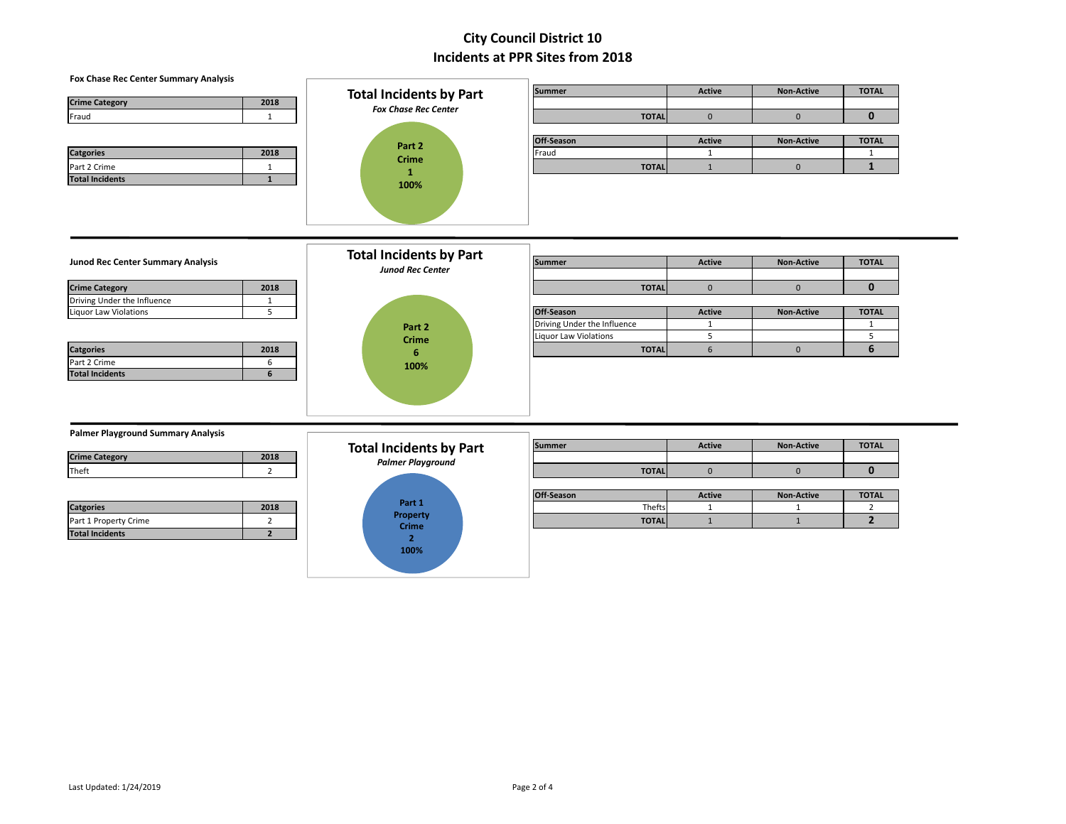# City Council District 10
# Incidents at PPR Sites from 2018

### Fox Chase Rec Center Summary Analysis

| Crime Category | 2018 |
|---|---|
| Fraud | 1 |

| Catgories | 2018 |
|---|---|
| Part 2 Crime | 1 |
| **Total Incidents** | **1** |

**Total Incidents by Part**
*Fox Chase Rec Center*

Part 2 Crime
1
100%

| Summer | Active | Non-Active | TOTAL |
|---|---|---|---|
| | | | |
| **TOTAL** | 0 | 0 | **0** |

| Off-Season | Active | Non-Active | TOTAL |
|---|---|---|---|
| Fraud | 1 | | 1 |
| **TOTAL** | 1 | 0 | **1** |

---

### Junod Rec Center Summary Analysis

| Crime Category | 2018 |
|---|---|
| Driving Under the Influence | 1 |
| Liquor Law Violations | 5 |

| Catgories | 2018 |
|---|---|
| Part 2 Crime | 6 |
| **Total Incidents** | **6** |

**Total Incidents by Part**
*Junod Rec Center*

Part 2 Crime
6
100%

| Summer | Active | Non-Active | TOTAL |
|---|---|---|---|
| | | | |
| **TOTAL** | 0 | 0 | **0** |

| Off-Season | Active | Non-Active | TOTAL |
|---|---|---|---|
| Driving Under the Influence | 1 | | 1 |
| Liquor Law Violations | 5 | | 5 |
| **TOTAL** | 6 | 0 | **6** |

---

### Palmer Playground Summary Analysis

| Crime Category | 2018 |
|---|---|
| Theft | 2 |

| Catgories | 2018 |
|---|---|
| Part 1 Property Crime | 2 |
| **Total Incidents** | **2** |

**Total Incidents by Part**
*Palmer Playground*

Part 1 Property Crime
2
100%

| Summer | Active | Non-Active | TOTAL |
|---|---|---|---|
| | | | |
| **TOTAL** | 0 | 0 | **0** |

| Off-Season | Active | Non-Active | TOTAL |
|---|---|---|---|
| Thefts | 1 | 1 | 2 |
| **TOTAL** | 1 | 1 | **2** |

Last Updated: 1/24/2019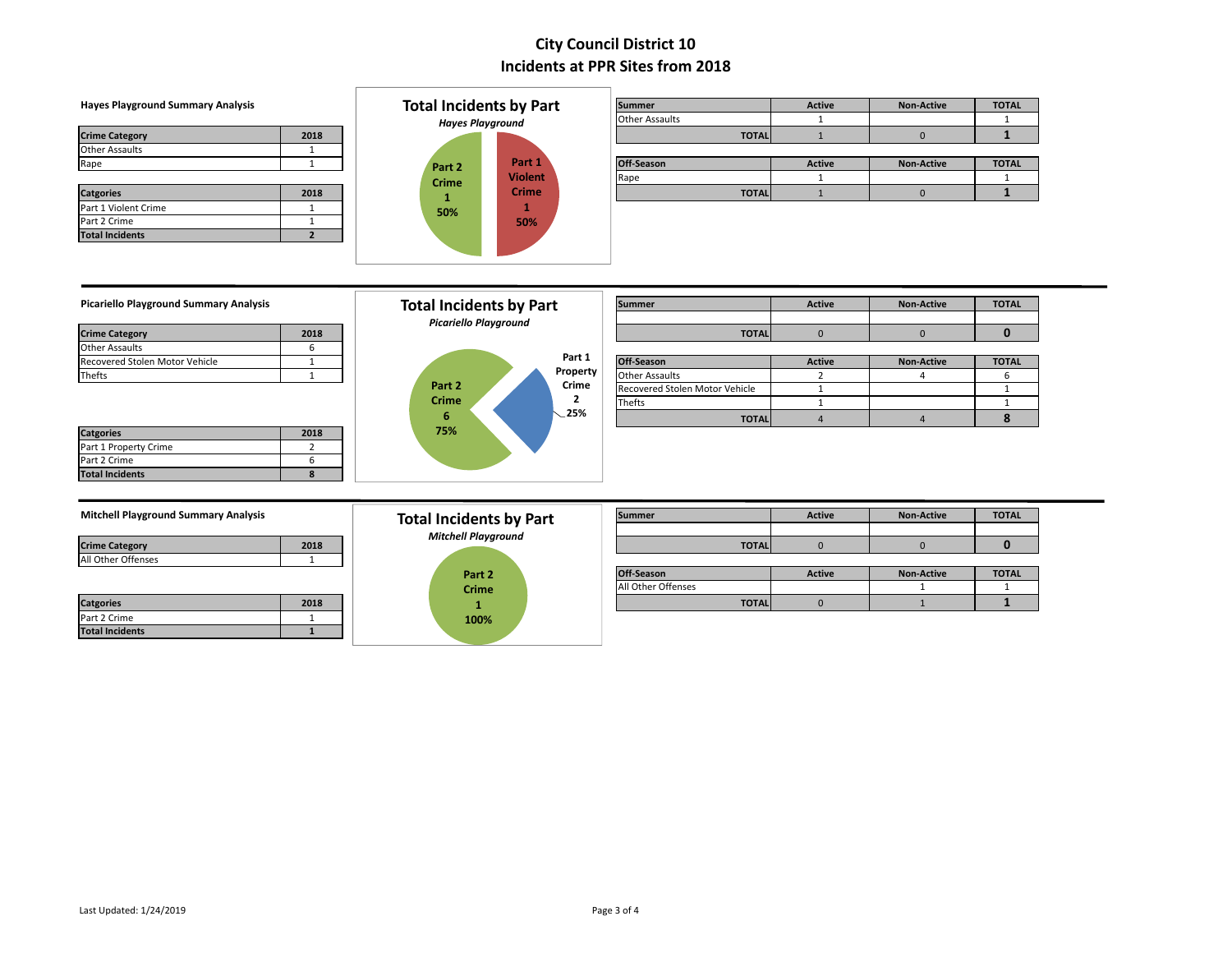# City Council District 10
# Incidents at PPR Sites from 2018

### Hayes Playground Summary Analysis

| Crime Category | 2018 |
|---|---|
| Other Assaults | 1 |
| Rape | 1 |

| Catgories | 2018 |
|---|---|
| Part 1 Violent Crime | 1 |
| Part 2 Crime | 1 |
| **Total Incidents** | **2** |

**Total Incidents by Part**
*Hayes Playground*

Part 2 Crime 1 50%
Part 1 Violent Crime 1 50%

| Summer | Active | Non-Active | TOTAL |
|---|---|---|---|
| Other Assaults | 1 | | 1 |
| **TOTAL** | 1 | 0 | **1** |

| Off-Season | Active | Non-Active | TOTAL |
|---|---|---|---|
| Rape | 1 | | 1 |
| **TOTAL** | 1 | 0 | **1** |

### Picariello Playground Summary Analysis

| Crime Category | 2018 |
|---|---|
| Other Assaults | 6 |
| Recovered Stolen Motor Vehicle | 1 |
| Thefts | 1 |

| Catgories | 2018 |
|---|---|
| Part 1 Property Crime | 2 |
| Part 2 Crime | 6 |
| **Total Incidents** | **8** |

**Total Incidents by Part**
*Picariello Playground*

Part 2 Crime 6 75%
Part 1 Property Crime 2 25%

| Summer | Active | Non-Active | TOTAL |
|---|---|---|---|
| | | | |
| **TOTAL** | 0 | 0 | **0** |

| Off-Season | Active | Non-Active | TOTAL |
|---|---|---|---|
| Other Assaults | 2 | 4 | 6 |
| Recovered Stolen Motor Vehicle | 1 | | 1 |
| Thefts | 1 | | 1 |
| **TOTAL** | 4 | 4 | **8** |

### Mitchell Playground Summary Analysis

| Crime Category | 2018 |
|---|---|
| All Other Offenses | 1 |

| Catgories | 2018 |
|---|---|
| Part 2 Crime | 1 |
| **Total Incidents** | **1** |

**Total Incidents by Part**
*Mitchell Playground*

Part 2 Crime 1 100%

| Summer | Active | Non-Active | TOTAL |
|---|---|---|---|
| | | | |
| **TOTAL** | 0 | 0 | **0** |

| Off-Season | Active | Non-Active | TOTAL |
|---|---|---|---|
| All Other Offenses | | 1 | 1 |
| **TOTAL** | 0 | 1 | **1** |

Last Updated: 1/24/2019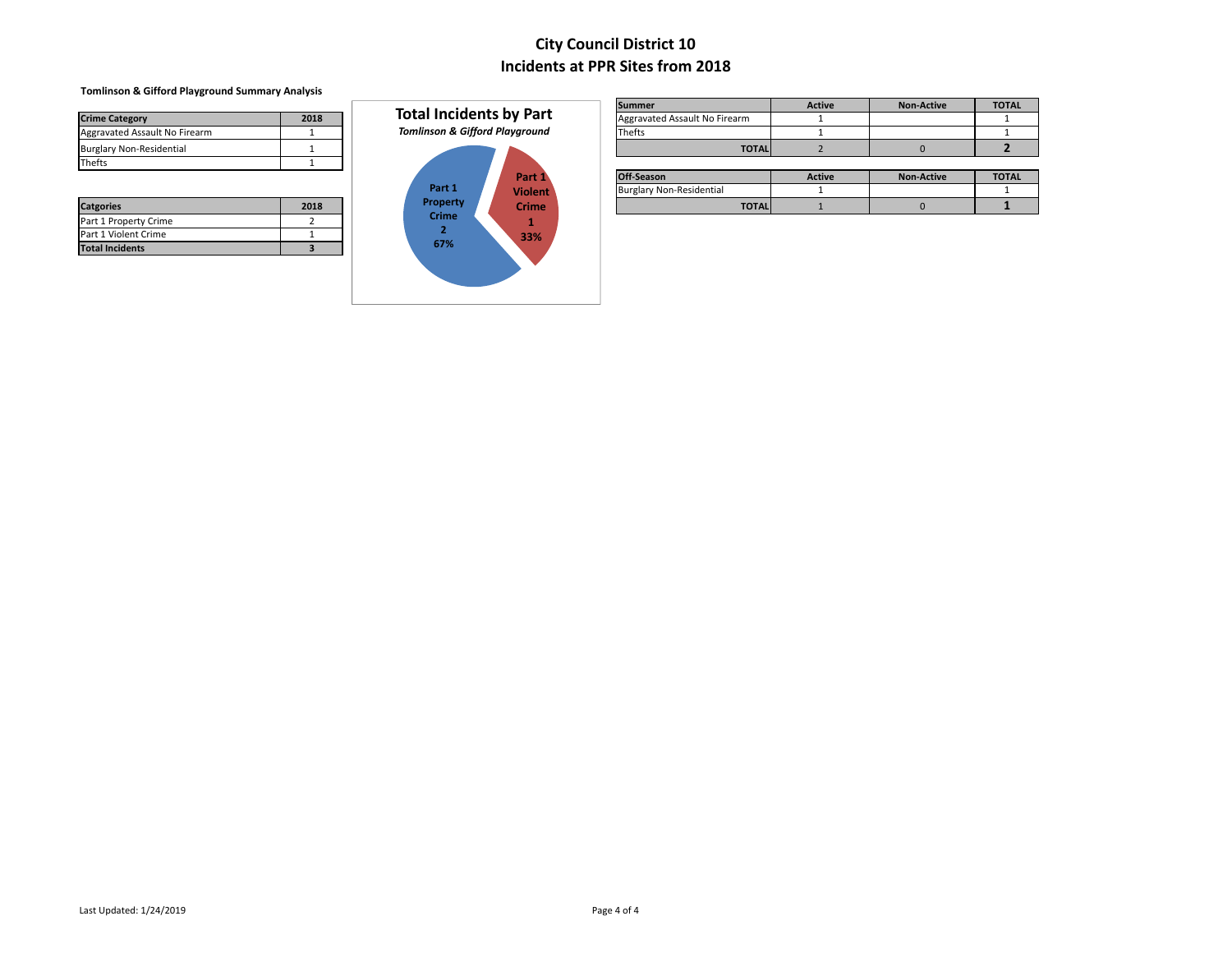# City Council District 10
# Incidents at PPR Sites from 2018

**Tomlinson & Gifford Playground Summary Analysis**

| Crime Category | 2018 |
|---|---|
| Aggravated Assault No Firearm | 1 |
| Burglary Non-Residential | 1 |
| Thefts | 1 |

| Catgories | 2018 |
|---|---|
| Part 1 Property Crime | 2 |
| Part 1 Violent Crime | 1 |
| **Total Incidents** | **3** |

**Total Incidents by Part**

***Tomlinson & Gifford Playground***

Part 1 Property Crime
2
67%

Part 1 Violent Crime
1
33%

| Summer | Active | Non-Active | TOTAL |
|---|---|---|---|
| Aggravated Assault No Firearm | 1 | | 1 |
| Thefts | 1 | | 1 |
| **TOTAL** | 2 | 0 | **2** |

| Off-Season | Active | Non-Active | TOTAL |
|---|---|---|---|
| Burglary Non-Residential | 1 | | 1 |
| **TOTAL** | 1 | 0 | **1** |

Last Updated: 1/24/2019